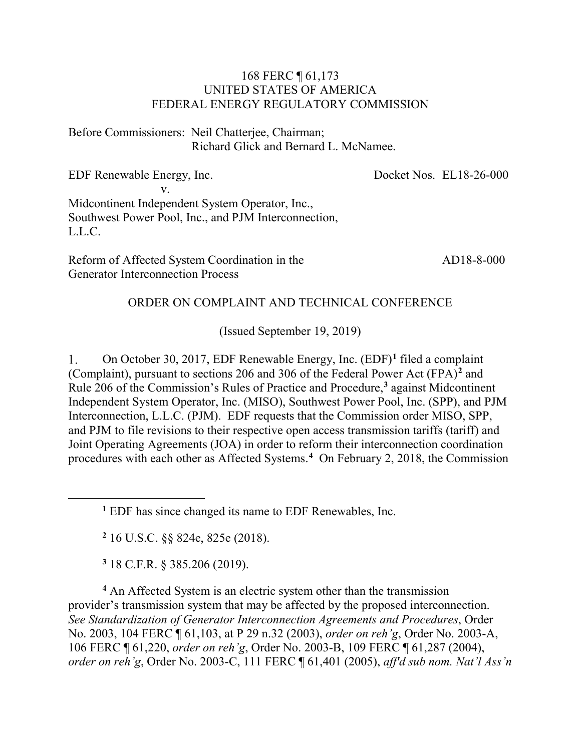168 FERC ¶ 61,173
UNITED STATES OF AMERICA
FEDERAL ENERGY REGULATORY COMMISSION

Before Commissioners: Neil Chatterjee, Chairman;
Richard Glick and Bernard L. McNamee.

| | |
|---|---|
| EDF Renewable Energy, Inc.<br>v.<br>Midcontinent Independent System Operator, Inc., Southwest Power Pool, Inc., and PJM Interconnection, L.L.C. | Docket Nos. EL18-26-000 |
| Reform of Affected System Coordination in the Generator Interconnection Process | AD18-8-000 |

ORDER ON COMPLAINT AND TECHNICAL CONFERENCE

(Issued September 19, 2019)

1. On October 30, 2017, EDF Renewable Energy, Inc. (EDF)[1] filed a complaint (Complaint), pursuant to sections 206 and 306 of the Federal Power Act (FPA)[2] and Rule 206 of the Commission's Rules of Practice and Procedure,[3] against Midcontinent Independent System Operator, Inc. (MISO), Southwest Power Pool, Inc. (SPP), and PJM Interconnection, L.L.C. (PJM). EDF requests that the Commission order MISO, SPP, and PJM to file revisions to their respective open access transmission tariffs (tariff) and Joint Operating Agreements (JOA) in order to reform their interconnection coordination procedures with each other as Affected Systems.[4] On February 2, 2018, the Commission

---

[1] EDF has since changed its name to EDF Renewables, Inc.

[2] 16 U.S.C. §§ 824e, 825e (2018).

[3] 18 C.F.R. § 385.206 (2019).

[4] An Affected System is an electric system other than the transmission provider's transmission system that may be affected by the proposed interconnection. *See Standardization of Generator Interconnection Agreements and Procedures*, Order No. 2003, 104 FERC ¶ 61,103, at P 29 n.32 (2003), *order on reh'g*, Order No. 2003-A, 106 FERC ¶ 61,220, *order on reh'g*, Order No. 2003-B, 109 FERC ¶ 61,287 (2004), *order on reh'g*, Order No. 2003-C, 111 FERC ¶ 61,401 (2005), *aff'd sub nom. Nat'l Ass'n*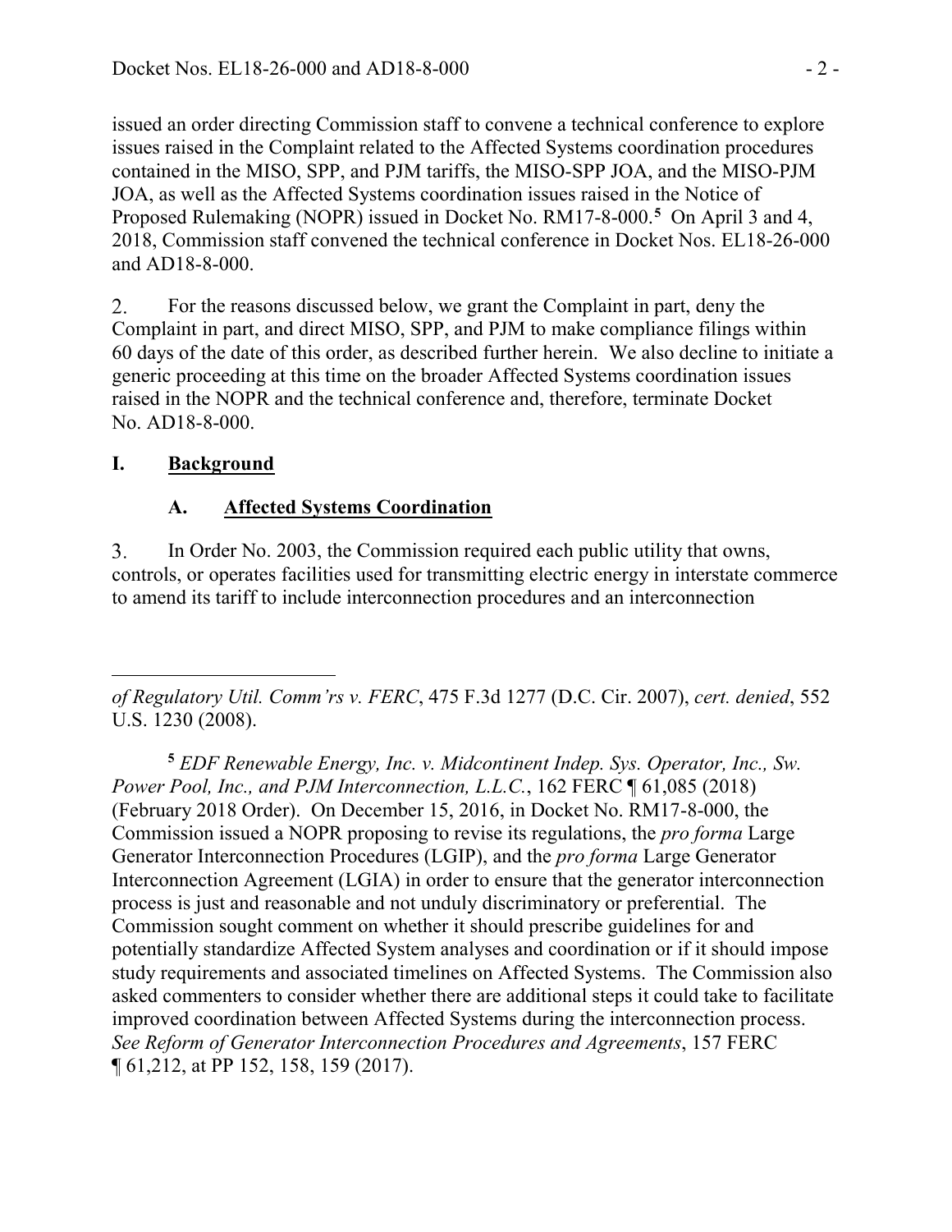issued an order directing Commission staff to convene a technical conference to explore issues raised in the Complaint related to the Affected Systems coordination procedures contained in the MISO, SPP, and PJM tariffs, the MISO-SPP JOA, and the MISO-PJM JOA, as well as the Affected Systems coordination issues raised in the Notice of Proposed Rulemaking (NOPR) issued in Docket No. RM17-8-000.[5] On April 3 and 4, 2018, Commission staff convened the technical conference in Docket Nos. EL18-26-000 and AD18-8-000.

2. For the reasons discussed below, we grant the Complaint in part, deny the Complaint in part, and direct MISO, SPP, and PJM to make compliance filings within 60 days of the date of this order, as described further herein. We also decline to initiate a generic proceeding at this time on the broader Affected Systems coordination issues raised in the NOPR and the technical conference and, therefore, terminate Docket No. AD18-8-000.

# I. Background

## A. Affected Systems Coordination

3. In Order No. 2003, the Commission required each public utility that owns, controls, or operates facilities used for transmitting electric energy in interstate commerce to amend its tariff to include interconnection procedures and an interconnection

---

*of Regulatory Util. Comm'rs v. FERC*, 475 F.3d 1277 (D.C. Cir. 2007), *cert. denied*, 552 U.S. 1230 (2008).

[5] *EDF Renewable Energy, Inc. v. Midcontinent Indep. Sys. Operator, Inc., Sw. Power Pool, Inc., and PJM Interconnection, L.L.C.*, 162 FERC ¶ 61,085 (2018) (February 2018 Order). On December 15, 2016, in Docket No. RM17-8-000, the Commission issued a NOPR proposing to revise its regulations, the *pro forma* Large Generator Interconnection Procedures (LGIP), and the *pro forma* Large Generator Interconnection Agreement (LGIA) in order to ensure that the generator interconnection process is just and reasonable and not unduly discriminatory or preferential. The Commission sought comment on whether it should prescribe guidelines for and potentially standardize Affected System analyses and coordination or if it should impose study requirements and associated timelines on Affected Systems. The Commission also asked commenters to consider whether there are additional steps it could take to facilitate improved coordination between Affected Systems during the interconnection process. *See Reform of Generator Interconnection Procedures and Agreements*, 157 FERC ¶ 61,212, at PP 152, 158, 159 (2017).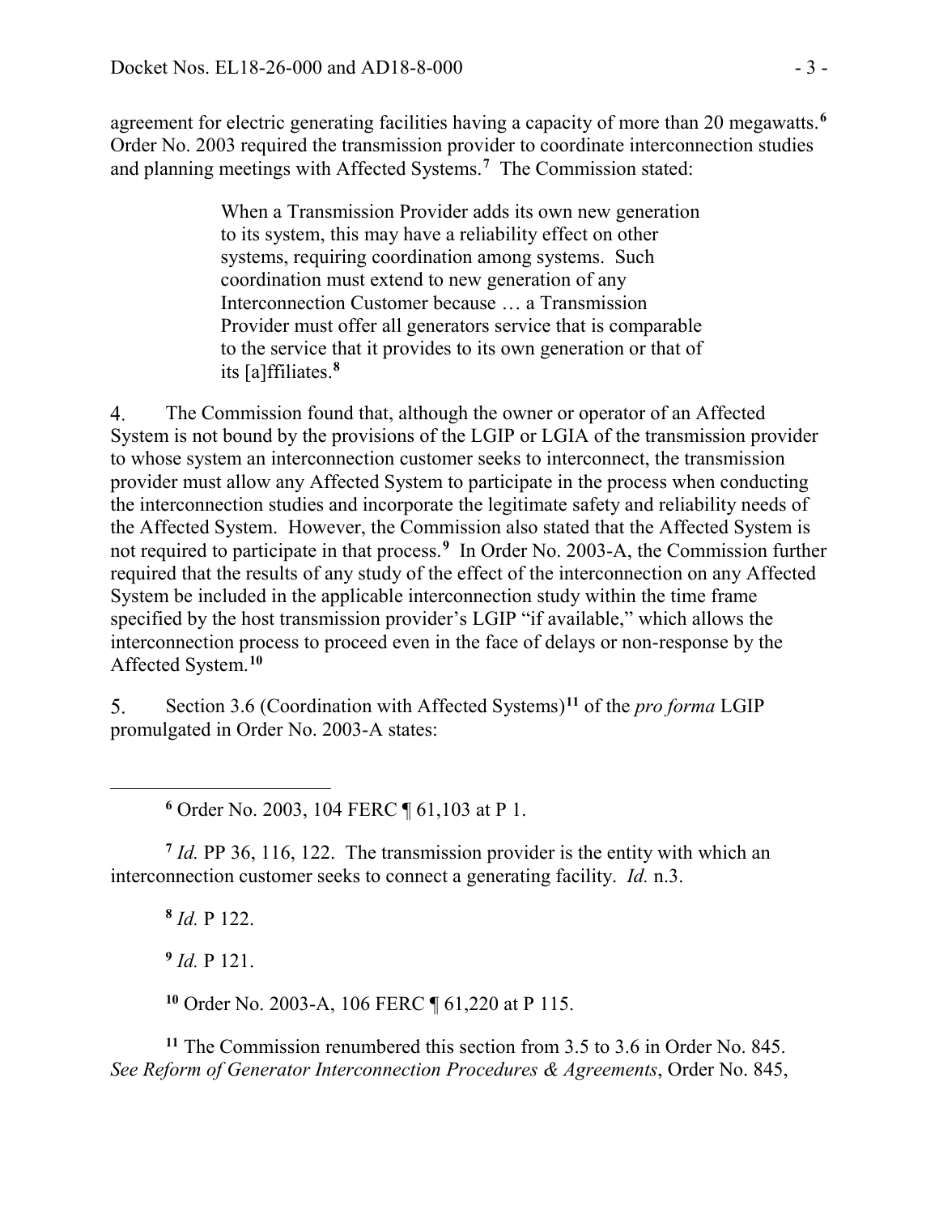agreement for electric generating facilities having a capacity of more than 20 megawatts.[6] Order No. 2003 required the transmission provider to coordinate interconnection studies and planning meetings with Affected Systems.[7] The Commission stated:

> When a Transmission Provider adds its own new generation to its system, this may have a reliability effect on other systems, requiring coordination among systems. Such coordination must extend to new generation of any Interconnection Customer because … a Transmission Provider must offer all generators service that is comparable to the service that it provides to its own generation or that of its [a]ffiliates.[8]

4. The Commission found that, although the owner or operator of an Affected System is not bound by the provisions of the LGIP or LGIA of the transmission provider to whose system an interconnection customer seeks to interconnect, the transmission provider must allow any Affected System to participate in the process when conducting the interconnection studies and incorporate the legitimate safety and reliability needs of the Affected System. However, the Commission also stated that the Affected System is not required to participate in that process.[9] In Order No. 2003-A, the Commission further required that the results of any study of the effect of the interconnection on any Affected System be included in the applicable interconnection study within the time frame specified by the host transmission provider's LGIP "if available," which allows the interconnection process to proceed even in the face of delays or non-response by the Affected System.[10]

5. Section 3.6 (Coordination with Affected Systems)[11] of the *pro forma* LGIP promulgated in Order No. 2003-A states:

---

[6] Order No. 2003, 104 FERC ¶ 61,103 at P 1.

[7] *Id.* PP 36, 116, 122. The transmission provider is the entity with which an interconnection customer seeks to connect a generating facility. *Id.* n.3.

[8] *Id.* P 122.

[9] *Id.* P 121.

[10] Order No. 2003-A, 106 FERC ¶ 61,220 at P 115.

[11] The Commission renumbered this section from 3.5 to 3.6 in Order No. 845. *See Reform of Generator Interconnection Procedures & Agreements*, Order No. 845,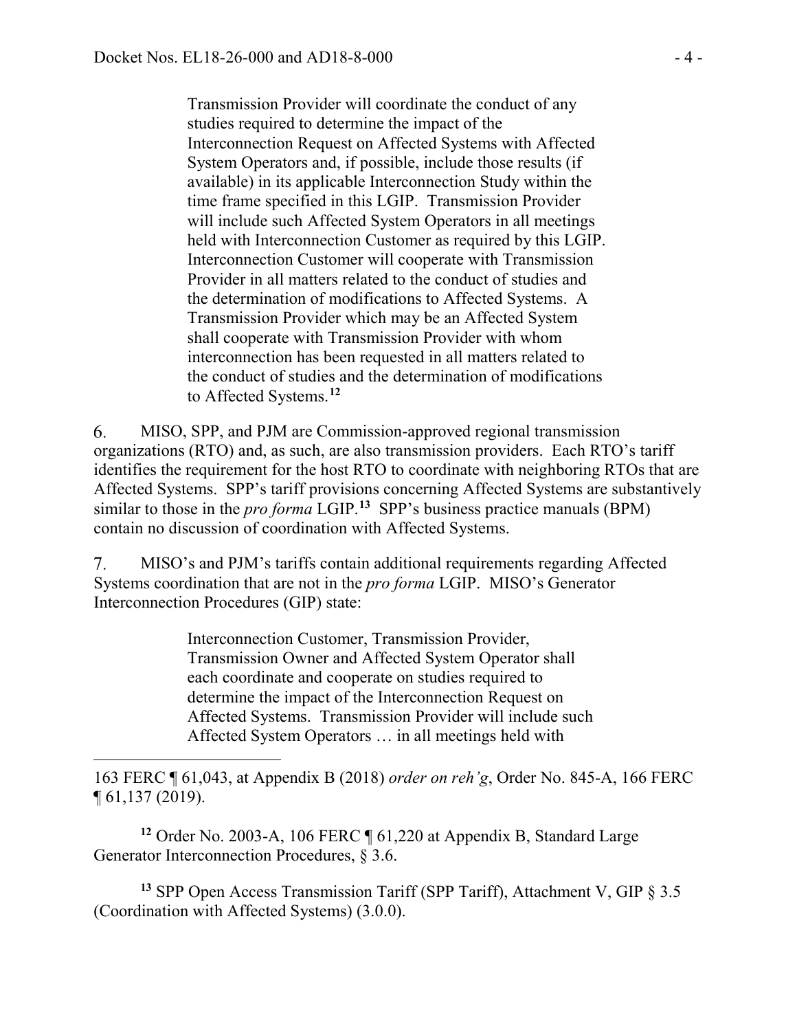> Transmission Provider will coordinate the conduct of any studies required to determine the impact of the Interconnection Request on Affected Systems with Affected System Operators and, if possible, include those results (if available) in its applicable Interconnection Study within the time frame specified in this LGIP. Transmission Provider will include such Affected System Operators in all meetings held with Interconnection Customer as required by this LGIP. Interconnection Customer will cooperate with Transmission Provider in all matters related to the conduct of studies and the determination of modifications to Affected Systems. A Transmission Provider which may be an Affected System shall cooperate with Transmission Provider with whom interconnection has been requested in all matters related to the conduct of studies and the determination of modifications to Affected Systems.[12]

6. MISO, SPP, and PJM are Commission-approved regional transmission organizations (RTO) and, as such, are also transmission providers. Each RTO's tariff identifies the requirement for the host RTO to coordinate with neighboring RTOs that are Affected Systems. SPP's tariff provisions concerning Affected Systems are substantively similar to those in the *pro forma* LGIP.[13] SPP's business practice manuals (BPM) contain no discussion of coordination with Affected Systems.

7. MISO's and PJM's tariffs contain additional requirements regarding Affected Systems coordination that are not in the *pro forma* LGIP. MISO's Generator Interconnection Procedures (GIP) state:

> Interconnection Customer, Transmission Provider, Transmission Owner and Affected System Operator shall each coordinate and cooperate on studies required to determine the impact of the Interconnection Request on Affected Systems. Transmission Provider will include such Affected System Operators … in all meetings held with

---

163 FERC ¶ 61,043, at Appendix B (2018) *order on reh'g*, Order No. 845-A, 166 FERC ¶ 61,137 (2019).

[12] Order No. 2003-A, 106 FERC ¶ 61,220 at Appendix B, Standard Large Generator Interconnection Procedures, § 3.6.

[13] SPP Open Access Transmission Tariff (SPP Tariff), Attachment V, GIP § 3.5 (Coordination with Affected Systems) (3.0.0).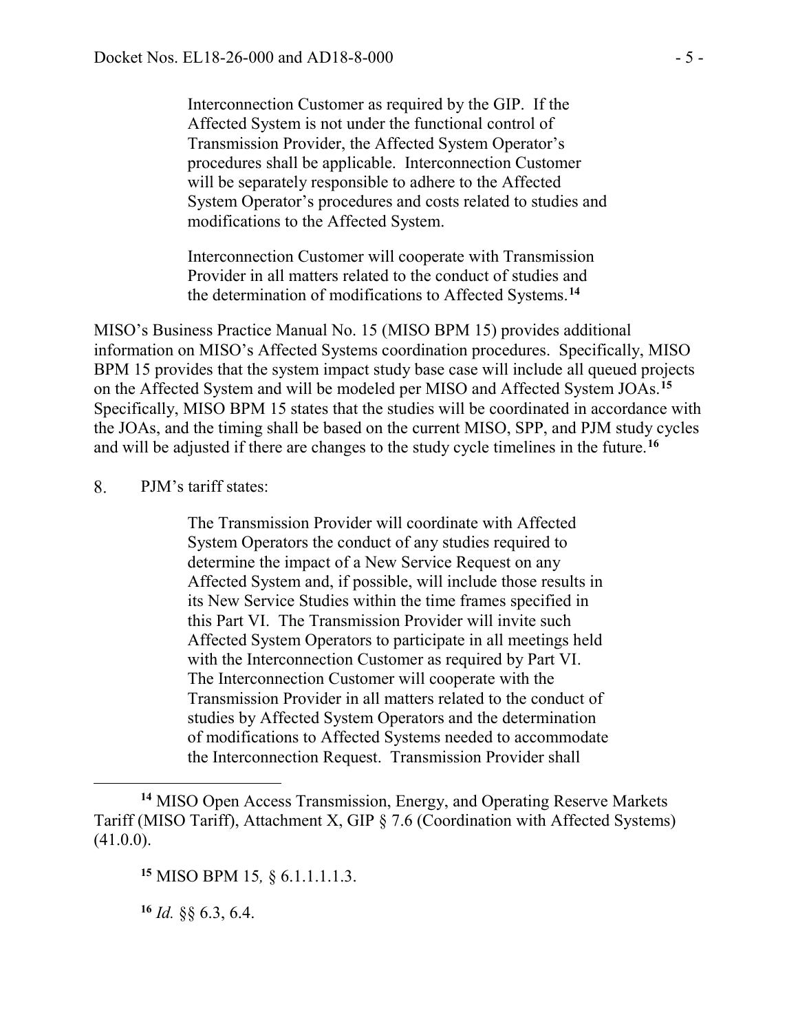> Interconnection Customer as required by the GIP. If the Affected System is not under the functional control of Transmission Provider, the Affected System Operator's procedures shall be applicable. Interconnection Customer will be separately responsible to adhere to the Affected System Operator's procedures and costs related to studies and modifications to the Affected System.
>
> Interconnection Customer will cooperate with Transmission Provider in all matters related to the conduct of studies and the determination of modifications to Affected Systems.[14]

MISO's Business Practice Manual No. 15 (MISO BPM 15) provides additional information on MISO's Affected Systems coordination procedures. Specifically, MISO BPM 15 provides that the system impact study base case will include all queued projects on the Affected System and will be modeled per MISO and Affected System JOAs.[15] Specifically, MISO BPM 15 states that the studies will be coordinated in accordance with the JOAs, and the timing shall be based on the current MISO, SPP, and PJM study cycles and will be adjusted if there are changes to the study cycle timelines in the future.[16]

8. PJM's tariff states:

> The Transmission Provider will coordinate with Affected System Operators the conduct of any studies required to determine the impact of a New Service Request on any Affected System and, if possible, will include those results in its New Service Studies within the time frames specified in this Part VI. The Transmission Provider will invite such Affected System Operators to participate in all meetings held with the Interconnection Customer as required by Part VI. The Interconnection Customer will cooperate with the Transmission Provider in all matters related to the conduct of studies by Affected System Operators and the determination of modifications to Affected Systems needed to accommodate the Interconnection Request. Transmission Provider shall

---

[14] MISO Open Access Transmission, Energy, and Operating Reserve Markets Tariff (MISO Tariff), Attachment X, GIP § 7.6 (Coordination with Affected Systems) (41.0.0).

[15] MISO BPM 15*,* § 6.1.1.1.1.3.

[16] *Id.* §§ 6.3, 6.4.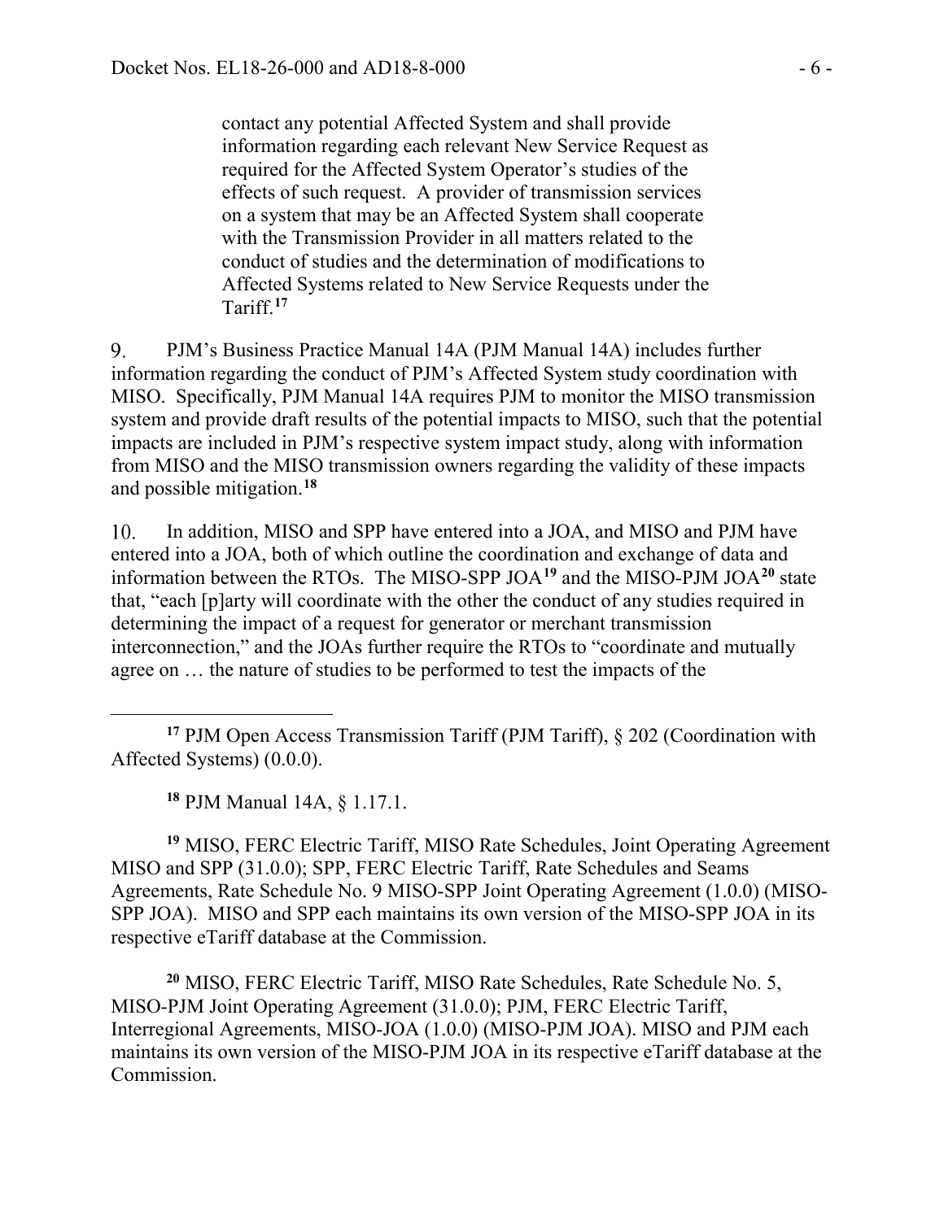> contact any potential Affected System and shall provide information regarding each relevant New Service Request as required for the Affected System Operator's studies of the effects of such request. A provider of transmission services on a system that may be an Affected System shall cooperate with the Transmission Provider in all matters related to the conduct of studies and the determination of modifications to Affected Systems related to New Service Requests under the Tariff.[17]

9. PJM's Business Practice Manual 14A (PJM Manual 14A) includes further information regarding the conduct of PJM's Affected System study coordination with MISO. Specifically, PJM Manual 14A requires PJM to monitor the MISO transmission system and provide draft results of the potential impacts to MISO, such that the potential impacts are included in PJM's respective system impact study, along with information from MISO and the MISO transmission owners regarding the validity of these impacts and possible mitigation.[18]

10. In addition, MISO and SPP have entered into a JOA, and MISO and PJM have entered into a JOA, both of which outline the coordination and exchange of data and information between the RTOs. The MISO-SPP JOA[19] and the MISO-PJM JOA[20] state that, "each [p]arty will coordinate with the other the conduct of any studies required in determining the impact of a request for generator or merchant transmission interconnection," and the JOAs further require the RTOs to "coordinate and mutually agree on … the nature of studies to be performed to test the impacts of the

---

[17] PJM Open Access Transmission Tariff (PJM Tariff), § 202 (Coordination with Affected Systems) (0.0.0).

[18] PJM Manual 14A, § 1.17.1.

[19] MISO, FERC Electric Tariff, MISO Rate Schedules, Joint Operating Agreement MISO and SPP (31.0.0); SPP, FERC Electric Tariff, Rate Schedules and Seams Agreements, Rate Schedule No. 9 MISO-SPP Joint Operating Agreement (1.0.0) (MISO-SPP JOA). MISO and SPP each maintains its own version of the MISO-SPP JOA in its respective eTariff database at the Commission.

[20] MISO, FERC Electric Tariff, MISO Rate Schedules, Rate Schedule No. 5, MISO-PJM Joint Operating Agreement (31.0.0); PJM, FERC Electric Tariff, Interregional Agreements, MISO-JOA (1.0.0) (MISO-PJM JOA). MISO and PJM each maintains its own version of the MISO-PJM JOA in its respective eTariff database at the Commission.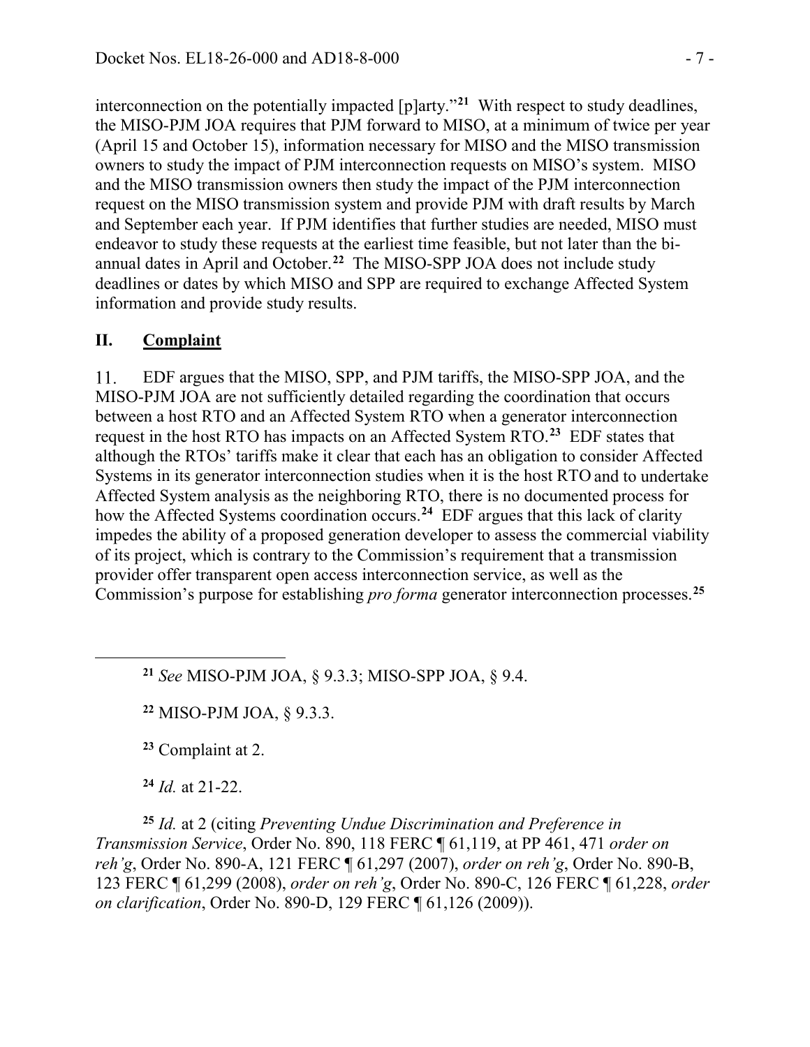interconnection on the potentially impacted [p]arty."[21] With respect to study deadlines, the MISO-PJM JOA requires that PJM forward to MISO, at a minimum of twice per year (April 15 and October 15), information necessary for MISO and the MISO transmission owners to study the impact of PJM interconnection requests on MISO's system. MISO and the MISO transmission owners then study the impact of the PJM interconnection request on the MISO transmission system and provide PJM with draft results by March and September each year. If PJM identifies that further studies are needed, MISO must endeavor to study these requests at the earliest time feasible, but not later than the bi-annual dates in April and October.[22] The MISO-SPP JOA does not include study deadlines or dates by which MISO and SPP are required to exchange Affected System information and provide study results.

## II. Complaint

11. EDF argues that the MISO, SPP, and PJM tariffs, the MISO-SPP JOA, and the MISO-PJM JOA are not sufficiently detailed regarding the coordination that occurs between a host RTO and an Affected System RTO when a generator interconnection request in the host RTO has impacts on an Affected System RTO.[23] EDF states that although the RTOs' tariffs make it clear that each has an obligation to consider Affected Systems in its generator interconnection studies when it is the host RTO and to undertake Affected System analysis as the neighboring RTO, there is no documented process for how the Affected Systems coordination occurs.[24] EDF argues that this lack of clarity impedes the ability of a proposed generation developer to assess the commercial viability of its project, which is contrary to the Commission's requirement that a transmission provider offer transparent open access interconnection service, as well as the Commission's purpose for establishing *pro forma* generator interconnection processes.[25]

---

[21] *See* MISO-PJM JOA, § 9.3.3; MISO-SPP JOA, § 9.4.

[22] MISO-PJM JOA, § 9.3.3.

[23] Complaint at 2.

[24] *Id.* at 21-22.

[25] *Id.* at 2 (citing *Preventing Undue Discrimination and Preference in Transmission Service*, Order No. 890, 118 FERC ¶ 61,119, at PP 461, 471 *order on reh'g*, Order No. 890-A, 121 FERC ¶ 61,297 (2007), *order on reh'g*, Order No. 890-B, 123 FERC ¶ 61,299 (2008), *order on reh'g*, Order No. 890-C, 126 FERC ¶ 61,228, *order on clarification*, Order No. 890-D, 129 FERC ¶ 61,126 (2009)).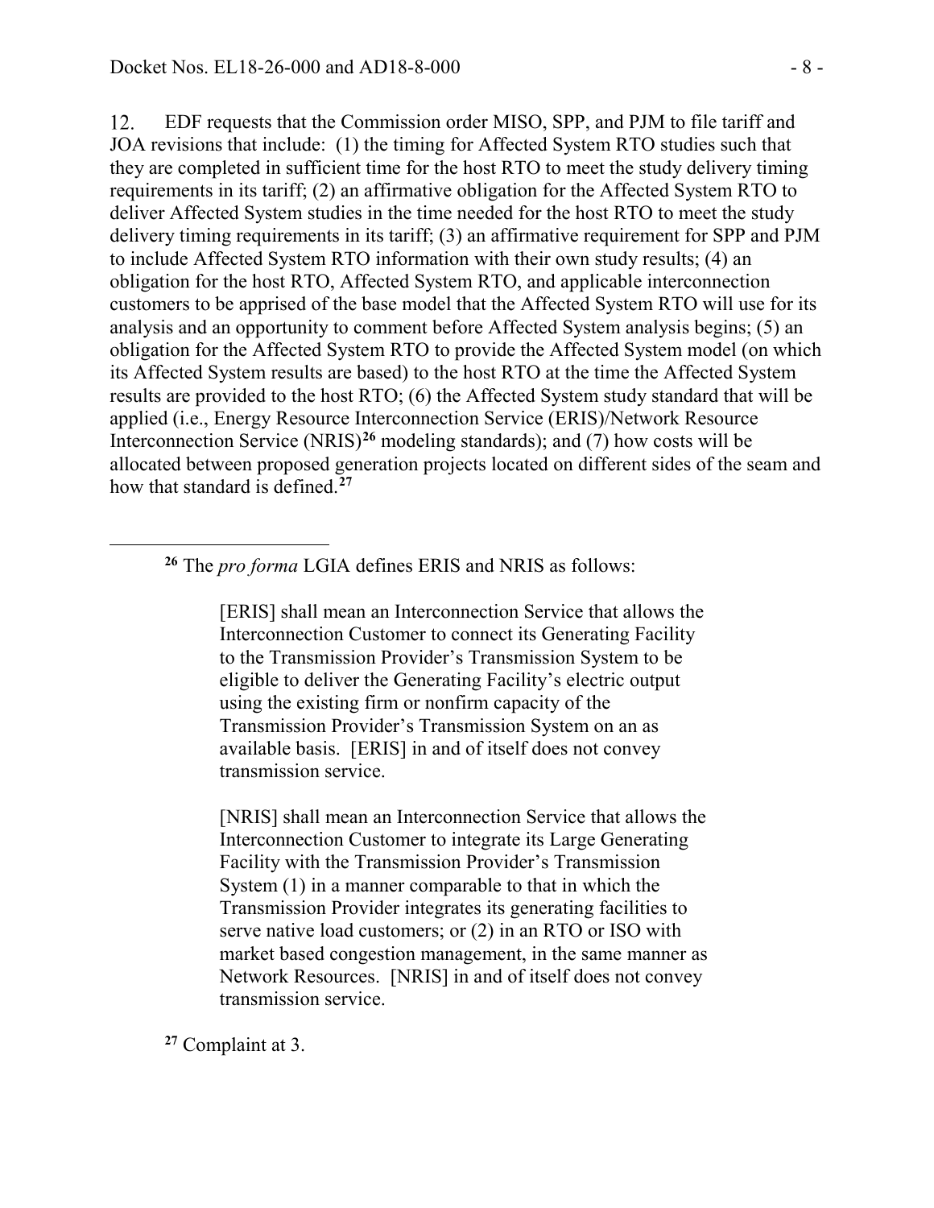12. EDF requests that the Commission order MISO, SPP, and PJM to file tariff and JOA revisions that include: (1) the timing for Affected System RTO studies such that they are completed in sufficient time for the host RTO to meet the study delivery timing requirements in its tariff; (2) an affirmative obligation for the Affected System RTO to deliver Affected System studies in the time needed for the host RTO to meet the study delivery timing requirements in its tariff; (3) an affirmative requirement for SPP and PJM to include Affected System RTO information with their own study results; (4) an obligation for the host RTO, Affected System RTO, and applicable interconnection customers to be apprised of the base model that the Affected System RTO will use for its analysis and an opportunity to comment before Affected System analysis begins; (5) an obligation for the Affected System RTO to provide the Affected System model (on which its Affected System results are based) to the host RTO at the time the Affected System results are provided to the host RTO; (6) the Affected System study standard that will be applied (i.e., Energy Resource Interconnection Service (ERIS)/Network Resource Interconnection Service (NRIS)[26] modeling standards); and (7) how costs will be allocated between proposed generation projects located on different sides of the seam and how that standard is defined.[27]

---

[26] The *pro forma* LGIA defines ERIS and NRIS as follows:

> [ERIS] shall mean an Interconnection Service that allows the Interconnection Customer to connect its Generating Facility to the Transmission Provider's Transmission System to be eligible to deliver the Generating Facility's electric output using the existing firm or nonfirm capacity of the Transmission Provider's Transmission System on an as available basis. [ERIS] in and of itself does not convey transmission service.
>
> [NRIS] shall mean an Interconnection Service that allows the Interconnection Customer to integrate its Large Generating Facility with the Transmission Provider's Transmission System (1) in a manner comparable to that in which the Transmission Provider integrates its generating facilities to serve native load customers; or (2) in an RTO or ISO with market based congestion management, in the same manner as Network Resources. [NRIS] in and of itself does not convey transmission service.

[27] Complaint at 3.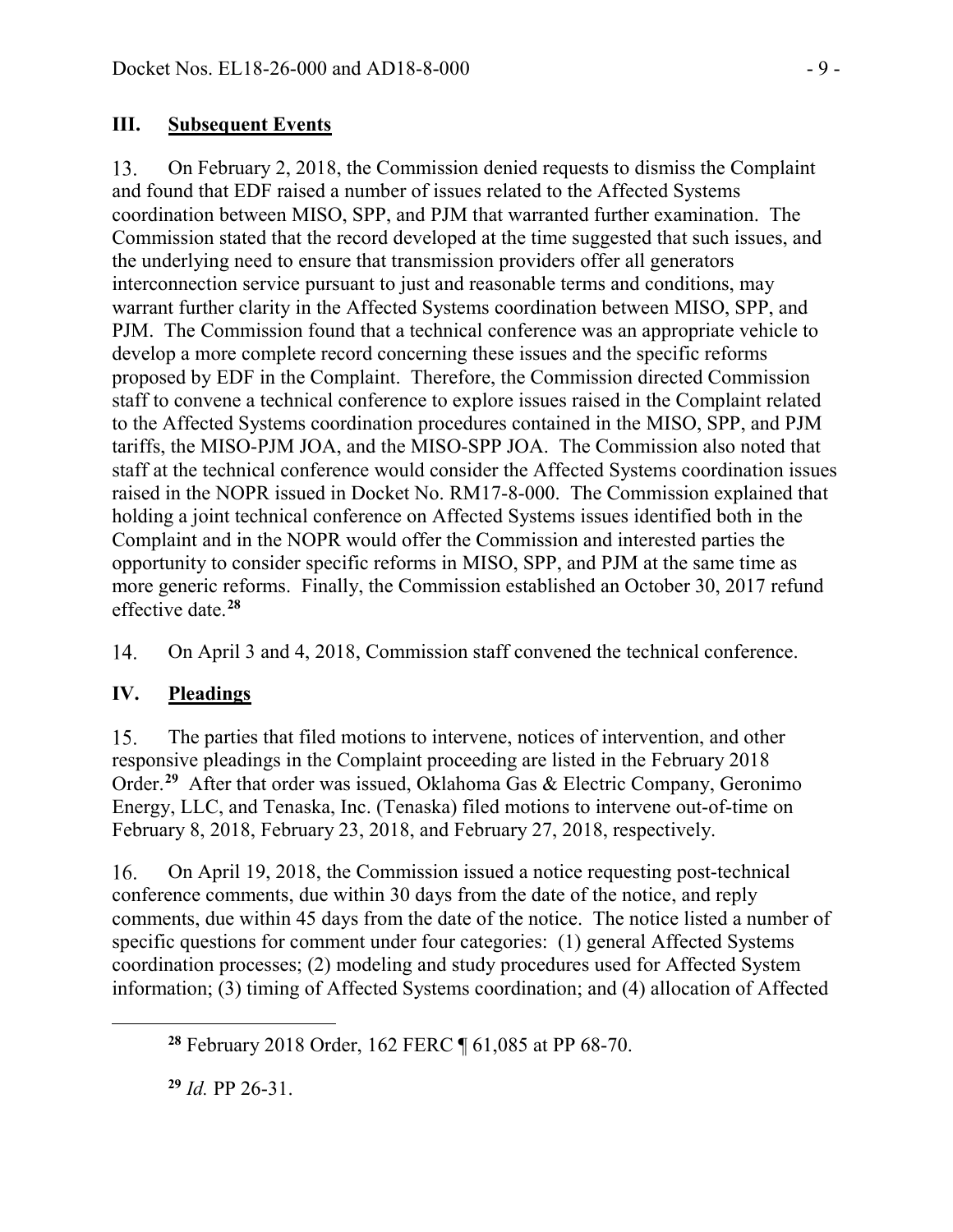## III. Subsequent Events

13. On February 2, 2018, the Commission denied requests to dismiss the Complaint and found that EDF raised a number of issues related to the Affected Systems coordination between MISO, SPP, and PJM that warranted further examination. The Commission stated that the record developed at the time suggested that such issues, and the underlying need to ensure that transmission providers offer all generators interconnection service pursuant to just and reasonable terms and conditions, may warrant further clarity in the Affected Systems coordination between MISO, SPP, and PJM. The Commission found that a technical conference was an appropriate vehicle to develop a more complete record concerning these issues and the specific reforms proposed by EDF in the Complaint. Therefore, the Commission directed Commission staff to convene a technical conference to explore issues raised in the Complaint related to the Affected Systems coordination procedures contained in the MISO, SPP, and PJM tariffs, the MISO-PJM JOA, and the MISO-SPP JOA. The Commission also noted that staff at the technical conference would consider the Affected Systems coordination issues raised in the NOPR issued in Docket No. RM17-8-000. The Commission explained that holding a joint technical conference on Affected Systems issues identified both in the Complaint and in the NOPR would offer the Commission and interested parties the opportunity to consider specific reforms in MISO, SPP, and PJM at the same time as more generic reforms. Finally, the Commission established an October 30, 2017 refund effective date.[28]

14. On April 3 and 4, 2018, Commission staff convened the technical conference.

## IV. Pleadings

15. The parties that filed motions to intervene, notices of intervention, and other responsive pleadings in the Complaint proceeding are listed in the February 2018 Order.[29] After that order was issued, Oklahoma Gas & Electric Company, Geronimo Energy, LLC, and Tenaska, Inc. (Tenaska) filed motions to intervene out-of-time on February 8, 2018, February 23, 2018, and February 27, 2018, respectively.

16. On April 19, 2018, the Commission issued a notice requesting post-technical conference comments, due within 30 days from the date of the notice, and reply comments, due within 45 days from the date of the notice. The notice listed a number of specific questions for comment under four categories: (1) general Affected Systems coordination processes; (2) modeling and study procedures used for Affected System information; (3) timing of Affected Systems coordination; and (4) allocation of Affected

[28] February 2018 Order, 162 FERC ¶ 61,085 at PP 68-70.

[29] *Id.* PP 26-31.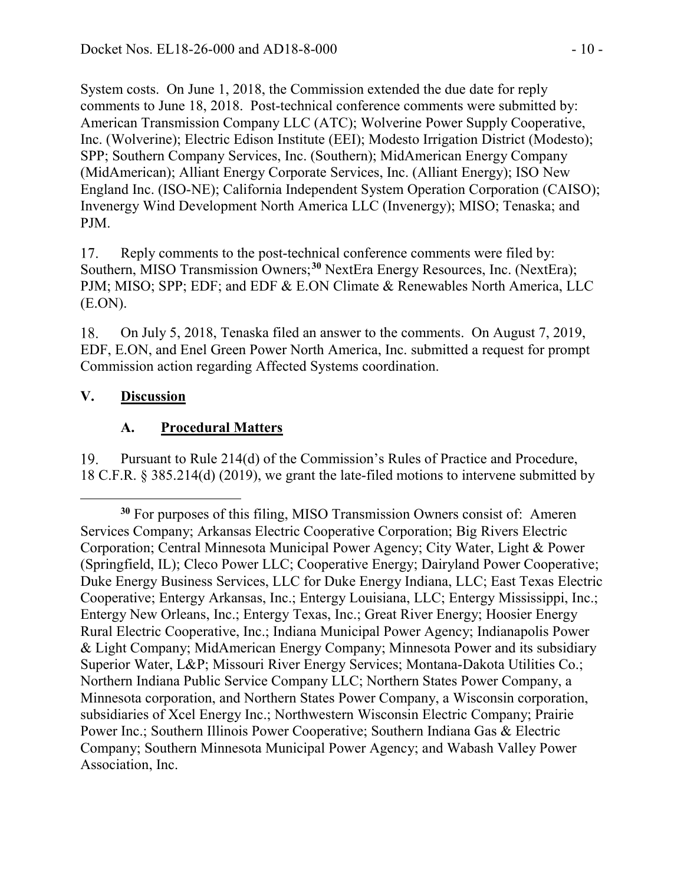System costs. On June 1, 2018, the Commission extended the due date for reply comments to June 18, 2018. Post-technical conference comments were submitted by: American Transmission Company LLC (ATC); Wolverine Power Supply Cooperative, Inc. (Wolverine); Electric Edison Institute (EEI); Modesto Irrigation District (Modesto); SPP; Southern Company Services, Inc. (Southern); MidAmerican Energy Company (MidAmerican); Alliant Energy Corporate Services, Inc. (Alliant Energy); ISO New England Inc. (ISO-NE); California Independent System Operation Corporation (CAISO); Invenergy Wind Development North America LLC (Invenergy); MISO; Tenaska; and PJM.

17. Reply comments to the post-technical conference comments were filed by: Southern, MISO Transmission Owners;[30] NextEra Energy Resources, Inc. (NextEra); PJM; MISO; SPP; EDF; and EDF & E.ON Climate & Renewables North America, LLC (E.ON).

18. On July 5, 2018, Tenaska filed an answer to the comments. On August 7, 2019, EDF, E.ON, and Enel Green Power North America, Inc. submitted a request for prompt Commission action regarding Affected Systems coordination.

## V. <u>Discussion</u>

### A. <u>Procedural Matters</u>

19. Pursuant to Rule 214(d) of the Commission's Rules of Practice and Procedure, 18 C.F.R. § 385.214(d) (2019), we grant the late-filed motions to intervene submitted by

---

[30] For purposes of this filing, MISO Transmission Owners consist of: Ameren Services Company; Arkansas Electric Cooperative Corporation; Big Rivers Electric Corporation; Central Minnesota Municipal Power Agency; City Water, Light & Power (Springfield, IL); Cleco Power LLC; Cooperative Energy; Dairyland Power Cooperative; Duke Energy Business Services, LLC for Duke Energy Indiana, LLC; East Texas Electric Cooperative; Entergy Arkansas, Inc.; Entergy Louisiana, LLC; Entergy Mississippi, Inc.; Entergy New Orleans, Inc.; Entergy Texas, Inc.; Great River Energy; Hoosier Energy Rural Electric Cooperative, Inc.; Indiana Municipal Power Agency; Indianapolis Power & Light Company; MidAmerican Energy Company; Minnesota Power and its subsidiary Superior Water, L&P; Missouri River Energy Services; Montana-Dakota Utilities Co.; Northern Indiana Public Service Company LLC; Northern States Power Company, a Minnesota corporation, and Northern States Power Company, a Wisconsin corporation, subsidiaries of Xcel Energy Inc.; Northwestern Wisconsin Electric Company; Prairie Power Inc.; Southern Illinois Power Cooperative; Southern Indiana Gas & Electric Company; Southern Minnesota Municipal Power Agency; and Wabash Valley Power Association, Inc.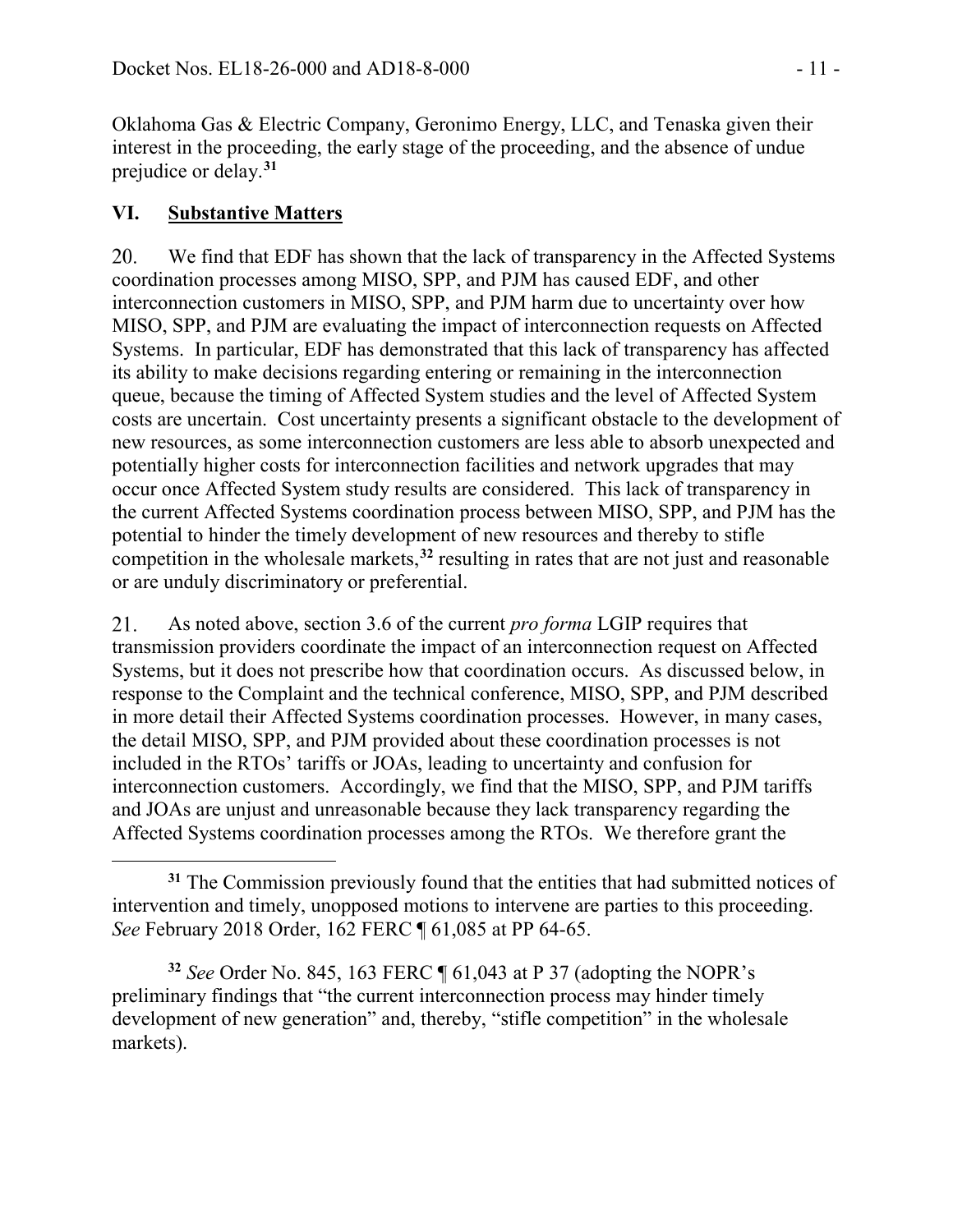Oklahoma Gas & Electric Company, Geronimo Energy, LLC, and Tenaska given their interest in the proceeding, the early stage of the proceeding, and the absence of undue prejudice or delay.[31]

## VI. Substantive Matters

20. We find that EDF has shown that the lack of transparency in the Affected Systems coordination processes among MISO, SPP, and PJM has caused EDF, and other interconnection customers in MISO, SPP, and PJM harm due to uncertainty over how MISO, SPP, and PJM are evaluating the impact of interconnection requests on Affected Systems. In particular, EDF has demonstrated that this lack of transparency has affected its ability to make decisions regarding entering or remaining in the interconnection queue, because the timing of Affected System studies and the level of Affected System costs are uncertain. Cost uncertainty presents a significant obstacle to the development of new resources, as some interconnection customers are less able to absorb unexpected and potentially higher costs for interconnection facilities and network upgrades that may occur once Affected System study results are considered. This lack of transparency in the current Affected Systems coordination process between MISO, SPP, and PJM has the potential to hinder the timely development of new resources and thereby to stifle competition in the wholesale markets,[32] resulting in rates that are not just and reasonable or are unduly discriminatory or preferential.

21. As noted above, section 3.6 of the current *pro forma* LGIP requires that transmission providers coordinate the impact of an interconnection request on Affected Systems, but it does not prescribe how that coordination occurs. As discussed below, in response to the Complaint and the technical conference, MISO, SPP, and PJM described in more detail their Affected Systems coordination processes. However, in many cases, the detail MISO, SPP, and PJM provided about these coordination processes is not included in the RTOs' tariffs or JOAs, leading to uncertainty and confusion for interconnection customers. Accordingly, we find that the MISO, SPP, and PJM tariffs and JOAs are unjust and unreasonable because they lack transparency regarding the Affected Systems coordination processes among the RTOs. We therefore grant the

[31] The Commission previously found that the entities that had submitted notices of intervention and timely, unopposed motions to intervene are parties to this proceeding. *See* February 2018 Order, 162 FERC ¶ 61,085 at PP 64-65.

[32] *See* Order No. 845, 163 FERC ¶ 61,043 at P 37 (adopting the NOPR's preliminary findings that "the current interconnection process may hinder timely development of new generation" and, thereby, "stifle competition" in the wholesale markets).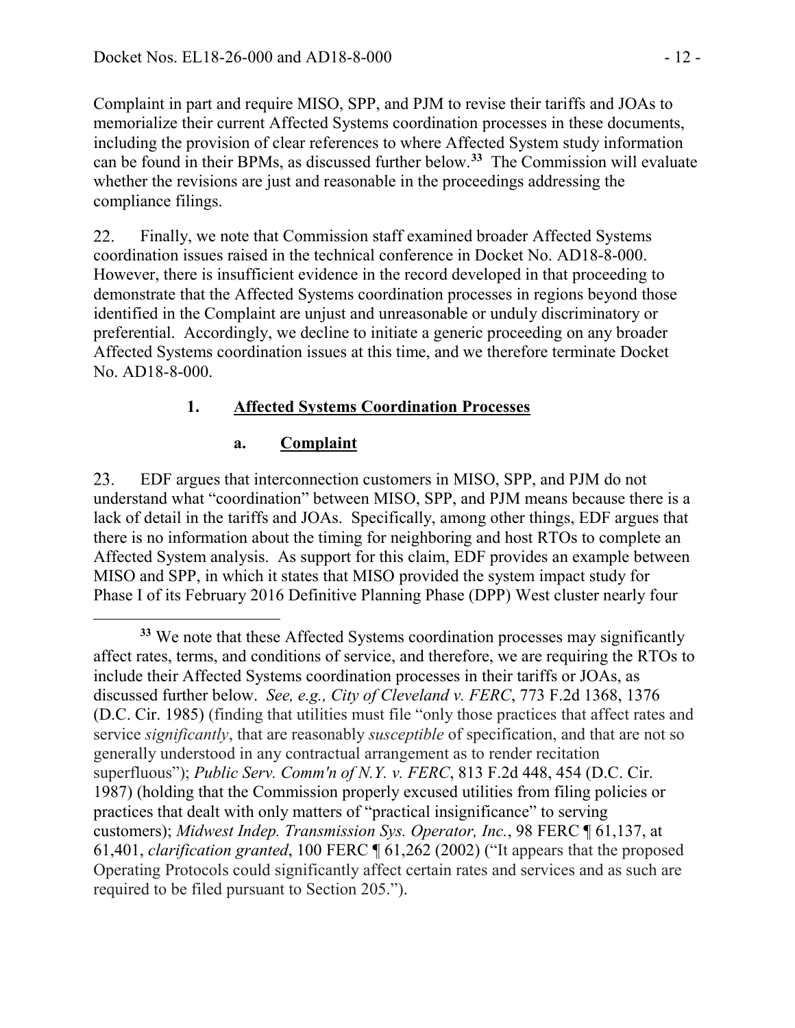Complaint in part and require MISO, SPP, and PJM to revise their tariffs and JOAs to memorialize their current Affected Systems coordination processes in these documents, including the provision of clear references to where Affected System study information can be found in their BPMs, as discussed further below.[33] The Commission will evaluate whether the revisions are just and reasonable in the proceedings addressing the compliance filings.

22. Finally, we note that Commission staff examined broader Affected Systems coordination issues raised in the technical conference in Docket No. AD18-8-000. However, there is insufficient evidence in the record developed in that proceeding to demonstrate that the Affected Systems coordination processes in regions beyond those identified in the Complaint are unjust and unreasonable or unduly discriminatory or preferential. Accordingly, we decline to initiate a generic proceeding on any broader Affected Systems coordination issues at this time, and we therefore terminate Docket No. AD18-8-000.

### 1. Affected Systems Coordination Processes

#### a. Complaint

23. EDF argues that interconnection customers in MISO, SPP, and PJM do not understand what "coordination" between MISO, SPP, and PJM means because there is a lack of detail in the tariffs and JOAs. Specifically, among other things, EDF argues that there is no information about the timing for neighboring and host RTOs to complete an Affected System analysis. As support for this claim, EDF provides an example between MISO and SPP, in which it states that MISO provided the system impact study for Phase I of its February 2016 Definitive Planning Phase (DPP) West cluster nearly four

---

[33] We note that these Affected Systems coordination processes may significantly affect rates, terms, and conditions of service, and therefore, we are requiring the RTOs to include their Affected Systems coordination processes in their tariffs or JOAs, as discussed further below. *See, e.g., City of Cleveland v. FERC*, 773 F.2d 1368, 1376 (D.C. Cir. 1985) (finding that utilities must file "only those practices that affect rates and service *significantly*, that are reasonably *susceptible* of specification, and that are not so generally understood in any contractual arrangement as to render recitation superfluous"); *Public Serv. Comm'n of N.Y. v. FERC*, 813 F.2d 448, 454 (D.C. Cir. 1987) (holding that the Commission properly excused utilities from filing policies or practices that dealt with only matters of "practical insignificance" to serving customers); *Midwest Indep. Transmission Sys. Operator, Inc.*, 98 FERC ¶ 61,137, at 61,401, *clarification granted*, 100 FERC ¶ 61,262 (2002) ("It appears that the proposed Operating Protocols could significantly affect certain rates and services and as such are required to be filed pursuant to Section 205.").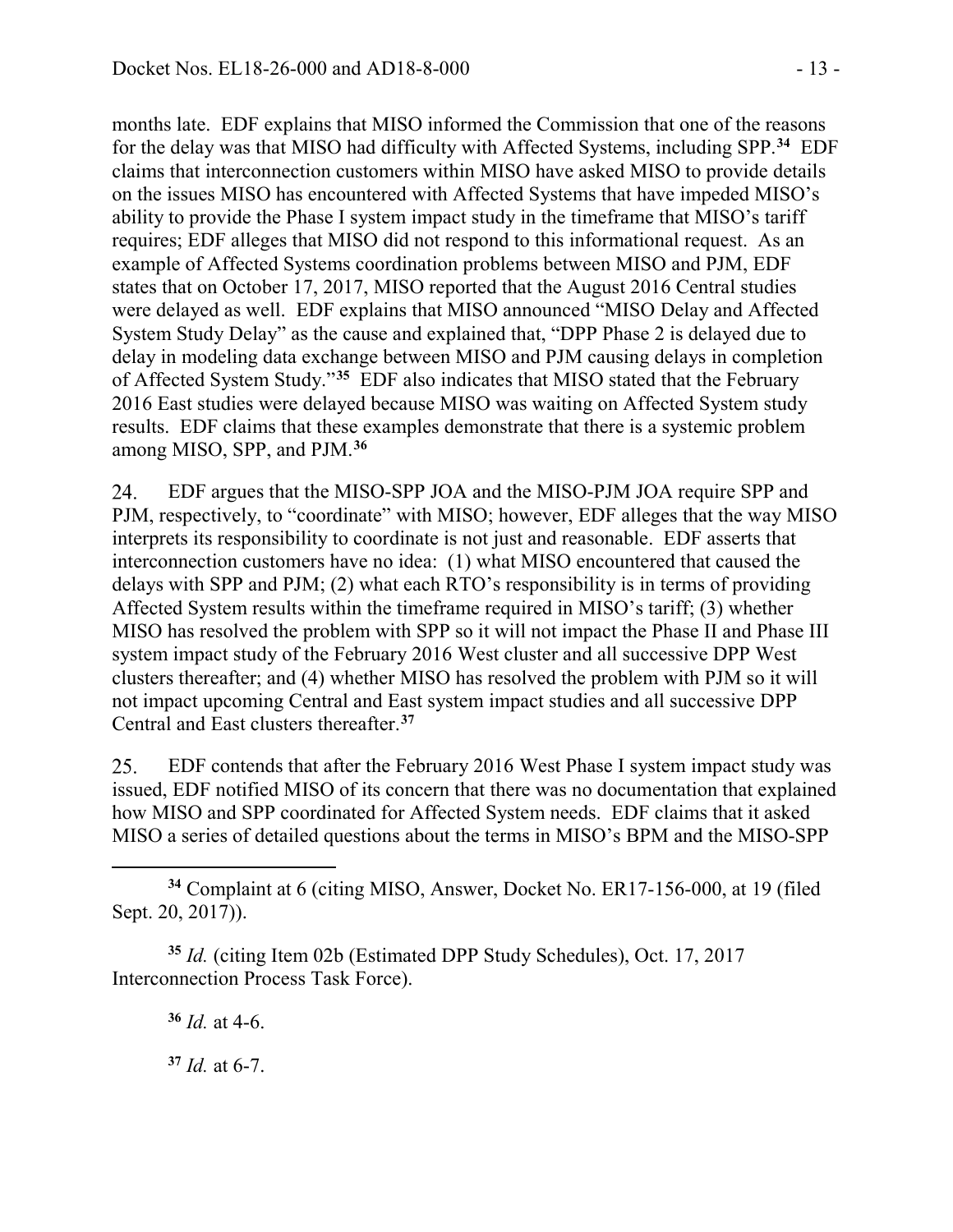months late. EDF explains that MISO informed the Commission that one of the reasons for the delay was that MISO had difficulty with Affected Systems, including SPP.[34] EDF claims that interconnection customers within MISO have asked MISO to provide details on the issues MISO has encountered with Affected Systems that have impeded MISO's ability to provide the Phase I system impact study in the timeframe that MISO's tariff requires; EDF alleges that MISO did not respond to this informational request. As an example of Affected Systems coordination problems between MISO and PJM, EDF states that on October 17, 2017, MISO reported that the August 2016 Central studies were delayed as well. EDF explains that MISO announced "MISO Delay and Affected System Study Delay" as the cause and explained that, "DPP Phase 2 is delayed due to delay in modeling data exchange between MISO and PJM causing delays in completion of Affected System Study."[35] EDF also indicates that MISO stated that the February 2016 East studies were delayed because MISO was waiting on Affected System study results. EDF claims that these examples demonstrate that there is a systemic problem among MISO, SPP, and PJM.[36]

24. EDF argues that the MISO-SPP JOA and the MISO-PJM JOA require SPP and PJM, respectively, to "coordinate" with MISO; however, EDF alleges that the way MISO interprets its responsibility to coordinate is not just and reasonable. EDF asserts that interconnection customers have no idea: (1) what MISO encountered that caused the delays with SPP and PJM; (2) what each RTO's responsibility is in terms of providing Affected System results within the timeframe required in MISO's tariff; (3) whether MISO has resolved the problem with SPP so it will not impact the Phase II and Phase III system impact study of the February 2016 West cluster and all successive DPP West clusters thereafter; and (4) whether MISO has resolved the problem with PJM so it will not impact upcoming Central and East system impact studies and all successive DPP Central and East clusters thereafter.[37]

25. EDF contends that after the February 2016 West Phase I system impact study was issued, EDF notified MISO of its concern that there was no documentation that explained how MISO and SPP coordinated for Affected System needs. EDF claims that it asked MISO a series of detailed questions about the terms in MISO's BPM and the MISO-SPP

---

[34] Complaint at 6 (citing MISO, Answer, Docket No. ER17-156-000, at 19 (filed Sept. 20, 2017)).

[35] *Id.* (citing Item 02b (Estimated DPP Study Schedules), Oct. 17, 2017 Interconnection Process Task Force).

[36] *Id.* at 4-6.

[37] *Id.* at 6-7.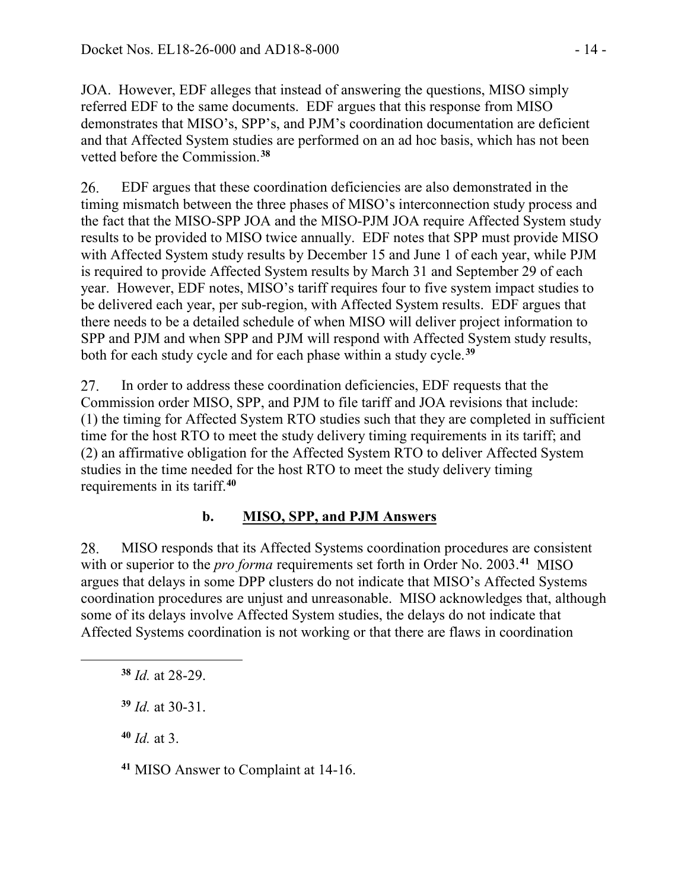JOA. However, EDF alleges that instead of answering the questions, MISO simply referred EDF to the same documents. EDF argues that this response from MISO demonstrates that MISO's, SPP's, and PJM's coordination documentation are deficient and that Affected System studies are performed on an ad hoc basis, which has not been vetted before the Commission.[38]

26. EDF argues that these coordination deficiencies are also demonstrated in the timing mismatch between the three phases of MISO's interconnection study process and the fact that the MISO-SPP JOA and the MISO-PJM JOA require Affected System study results to be provided to MISO twice annually. EDF notes that SPP must provide MISO with Affected System study results by December 15 and June 1 of each year, while PJM is required to provide Affected System results by March 31 and September 29 of each year. However, EDF notes, MISO's tariff requires four to five system impact studies to be delivered each year, per sub-region, with Affected System results. EDF argues that there needs to be a detailed schedule of when MISO will deliver project information to SPP and PJM and when SPP and PJM will respond with Affected System study results, both for each study cycle and for each phase within a study cycle.[39]

27. In order to address these coordination deficiencies, EDF requests that the Commission order MISO, SPP, and PJM to file tariff and JOA revisions that include: (1) the timing for Affected System RTO studies such that they are completed in sufficient time for the host RTO to meet the study delivery timing requirements in its tariff; and (2) an affirmative obligation for the Affected System RTO to deliver Affected System studies in the time needed for the host RTO to meet the study delivery timing requirements in its tariff.[40]

### b. MISO, SPP, and PJM Answers

28. MISO responds that its Affected Systems coordination procedures are consistent with or superior to the *pro forma* requirements set forth in Order No. 2003.[41] MISO argues that delays in some DPP clusters do not indicate that MISO's Affected Systems coordination procedures are unjust and unreasonable. MISO acknowledges that, although some of its delays involve Affected System studies, the delays do not indicate that Affected Systems coordination is not working or that there are flaws in coordination

[38] *Id.* at 28-29.

[39] *Id.* at 30-31.

[40] *Id.* at 3.

[41] MISO Answer to Complaint at 14-16.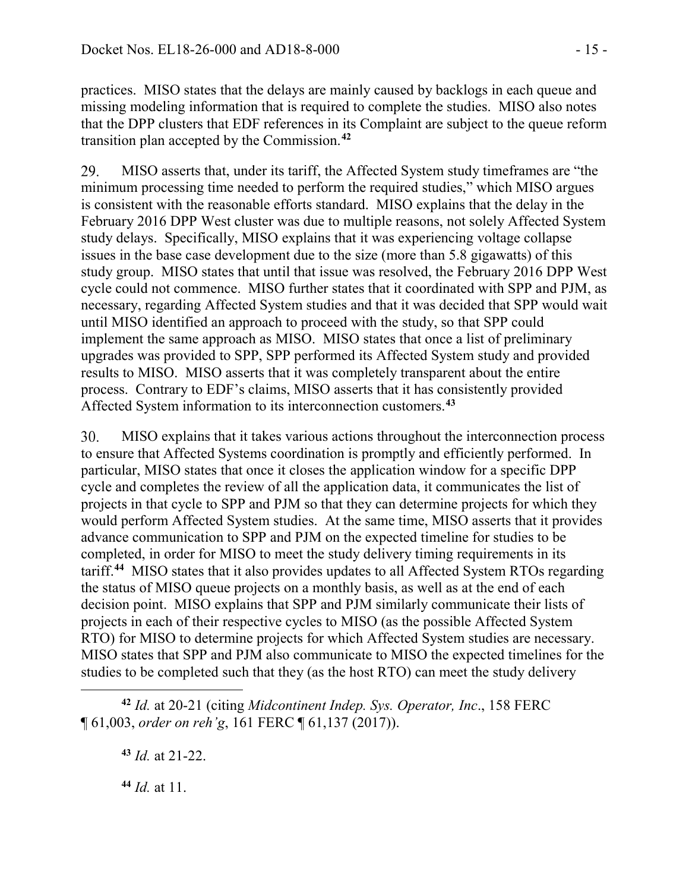practices. MISO states that the delays are mainly caused by backlogs in each queue and missing modeling information that is required to complete the studies. MISO also notes that the DPP clusters that EDF references in its Complaint are subject to the queue reform transition plan accepted by the Commission.[42]

29. MISO asserts that, under its tariff, the Affected System study timeframes are "the minimum processing time needed to perform the required studies," which MISO argues is consistent with the reasonable efforts standard. MISO explains that the delay in the February 2016 DPP West cluster was due to multiple reasons, not solely Affected System study delays. Specifically, MISO explains that it was experiencing voltage collapse issues in the base case development due to the size (more than 5.8 gigawatts) of this study group. MISO states that until that issue was resolved, the February 2016 DPP West cycle could not commence. MISO further states that it coordinated with SPP and PJM, as necessary, regarding Affected System studies and that it was decided that SPP would wait until MISO identified an approach to proceed with the study, so that SPP could implement the same approach as MISO. MISO states that once a list of preliminary upgrades was provided to SPP, SPP performed its Affected System study and provided results to MISO. MISO asserts that it was completely transparent about the entire process. Contrary to EDF's claims, MISO asserts that it has consistently provided Affected System information to its interconnection customers.[43]

30. MISO explains that it takes various actions throughout the interconnection process to ensure that Affected Systems coordination is promptly and efficiently performed. In particular, MISO states that once it closes the application window for a specific DPP cycle and completes the review of all the application data, it communicates the list of projects in that cycle to SPP and PJM so that they can determine projects for which they would perform Affected System studies. At the same time, MISO asserts that it provides advance communication to SPP and PJM on the expected timeline for studies to be completed, in order for MISO to meet the study delivery timing requirements in its tariff.[44] MISO states that it also provides updates to all Affected System RTOs regarding the status of MISO queue projects on a monthly basis, as well as at the end of each decision point. MISO explains that SPP and PJM similarly communicate their lists of projects in each of their respective cycles to MISO (as the possible Affected System RTO) for MISO to determine projects for which Affected System studies are necessary. MISO states that SPP and PJM also communicate to MISO the expected timelines for the studies to be completed such that they (as the host RTO) can meet the study delivery

---

[42] *Id.* at 20-21 (citing *Midcontinent Indep. Sys. Operator, Inc*., 158 FERC ¶ 61,003, *order on reh'g*, 161 FERC ¶ 61,137 (2017)).

[43] *Id.* at 21-22.

[44] *Id.* at 11.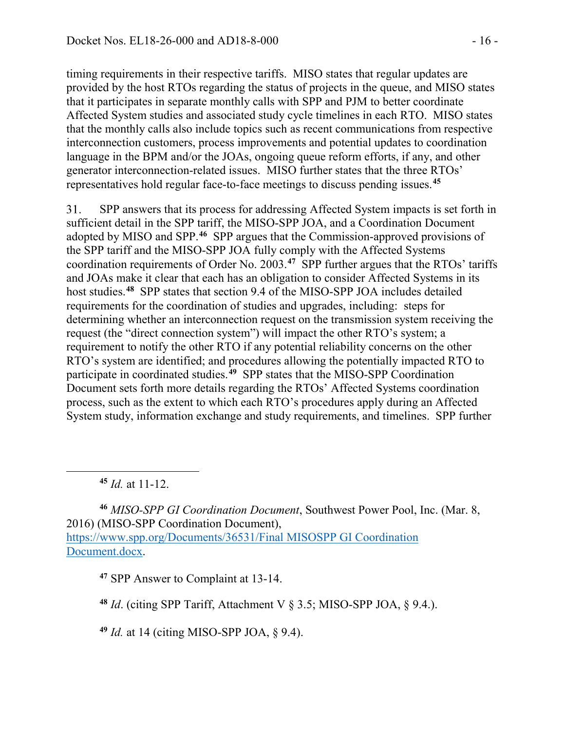timing requirements in their respective tariffs. MISO states that regular updates are provided by the host RTOs regarding the status of projects in the queue, and MISO states that it participates in separate monthly calls with SPP and PJM to better coordinate Affected System studies and associated study cycle timelines in each RTO. MISO states that the monthly calls also include topics such as recent communications from respective interconnection customers, process improvements and potential updates to coordination language in the BPM and/or the JOAs, ongoing queue reform efforts, if any, and other generator interconnection-related issues. MISO further states that the three RTOs' representatives hold regular face-to-face meetings to discuss pending issues.[45]

31. SPP answers that its process for addressing Affected System impacts is set forth in sufficient detail in the SPP tariff, the MISO-SPP JOA, and a Coordination Document adopted by MISO and SPP.[46] SPP argues that the Commission-approved provisions of the SPP tariff and the MISO-SPP JOA fully comply with the Affected Systems coordination requirements of Order No. 2003.[47] SPP further argues that the RTOs' tariffs and JOAs make it clear that each has an obligation to consider Affected Systems in its host studies.[48] SPP states that section 9.4 of the MISO-SPP JOA includes detailed requirements for the coordination of studies and upgrades, including: steps for determining whether an interconnection request on the transmission system receiving the request (the "direct connection system") will impact the other RTO's system; a requirement to notify the other RTO if any potential reliability concerns on the other RTO's system are identified; and procedures allowing the potentially impacted RTO to participate in coordinated studies.[49] SPP states that the MISO-SPP Coordination Document sets forth more details regarding the RTOs' Affected Systems coordination process, such as the extent to which each RTO's procedures apply during an Affected System study, information exchange and study requirements, and timelines. SPP further

---

[45] *Id.* at 11-12.

[46] *MISO-SPP GI Coordination Document*, Southwest Power Pool, Inc. (Mar. 8, 2016) (MISO-SPP Coordination Document), https://www.spp.org/Documents/36531/Final MISOSPP GI Coordination Document.docx.

[47] SPP Answer to Complaint at 13-14.

[48] *Id*. (citing SPP Tariff, Attachment V § 3.5; MISO-SPP JOA, § 9.4.).

[49] *Id.* at 14 (citing MISO-SPP JOA, § 9.4).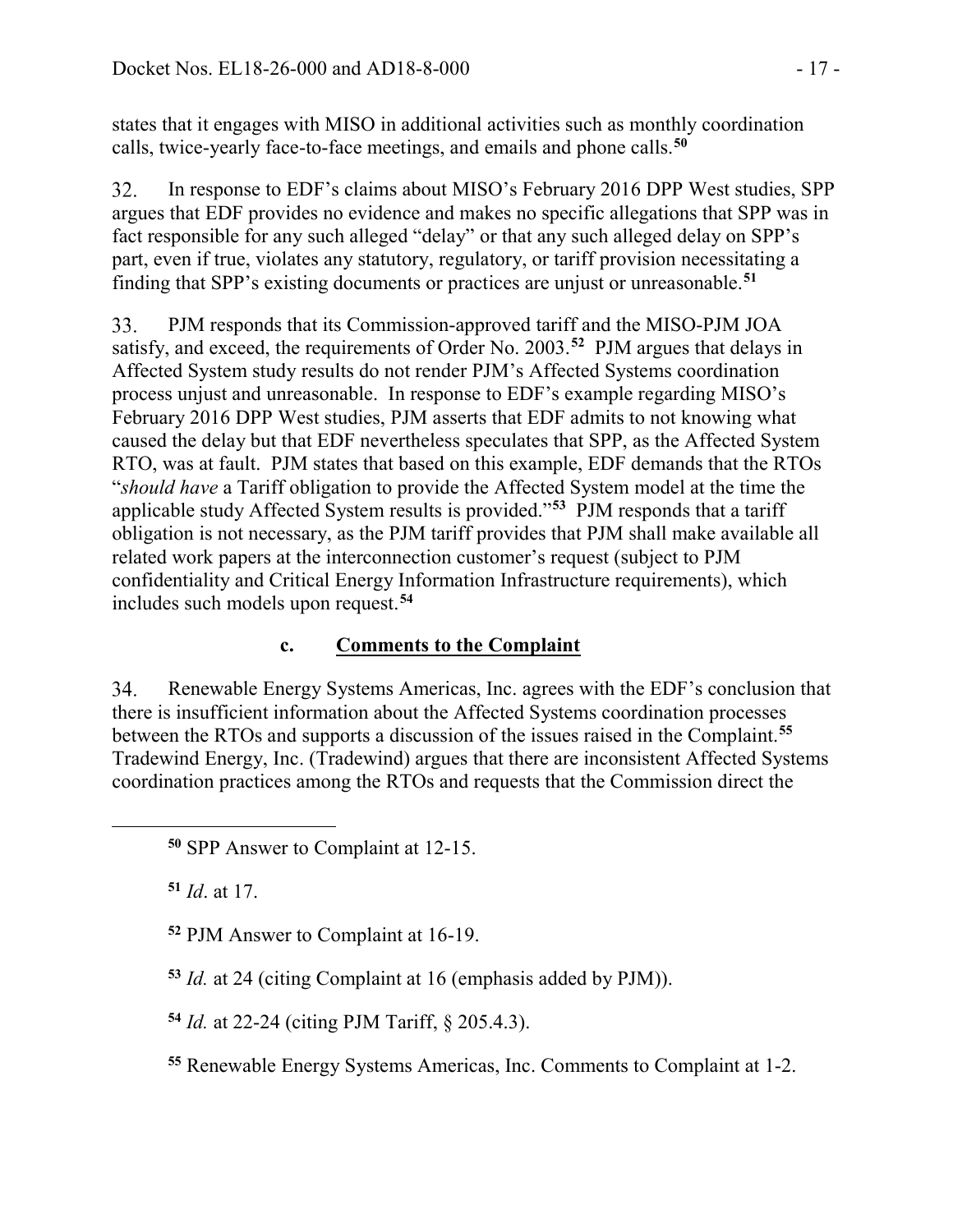states that it engages with MISO in additional activities such as monthly coordination calls, twice-yearly face-to-face meetings, and emails and phone calls.[50]

32. In response to EDF's claims about MISO's February 2016 DPP West studies, SPP argues that EDF provides no evidence and makes no specific allegations that SPP was in fact responsible for any such alleged "delay" or that any such alleged delay on SPP's part, even if true, violates any statutory, regulatory, or tariff provision necessitating a finding that SPP's existing documents or practices are unjust or unreasonable.[51]

33. PJM responds that its Commission-approved tariff and the MISO-PJM JOA satisfy, and exceed, the requirements of Order No. 2003.[52] PJM argues that delays in Affected System study results do not render PJM's Affected Systems coordination process unjust and unreasonable. In response to EDF's example regarding MISO's February 2016 DPP West studies, PJM asserts that EDF admits to not knowing what caused the delay but that EDF nevertheless speculates that SPP, as the Affected System RTO, was at fault. PJM states that based on this example, EDF demands that the RTOs "*should have* a Tariff obligation to provide the Affected System model at the time the applicable study Affected System results is provided."[53] PJM responds that a tariff obligation is not necessary, as the PJM tariff provides that PJM shall make available all related work papers at the interconnection customer's request (subject to PJM confidentiality and Critical Energy Information Infrastructure requirements), which includes such models upon request.[54]

### c. Comments to the Complaint

34. Renewable Energy Systems Americas, Inc. agrees with the EDF's conclusion that there is insufficient information about the Affected Systems coordination processes between the RTOs and supports a discussion of the issues raised in the Complaint.[55] Tradewind Energy, Inc. (Tradewind) argues that there are inconsistent Affected Systems coordination practices among the RTOs and requests that the Commission direct the

---

[50] SPP Answer to Complaint at 12-15.

[51] *Id*. at 17.

[52] PJM Answer to Complaint at 16-19.

[53] *Id.* at 24 (citing Complaint at 16 (emphasis added by PJM)).

[54] *Id.* at 22-24 (citing PJM Tariff, § 205.4.3).

[55] Renewable Energy Systems Americas, Inc. Comments to Complaint at 1-2.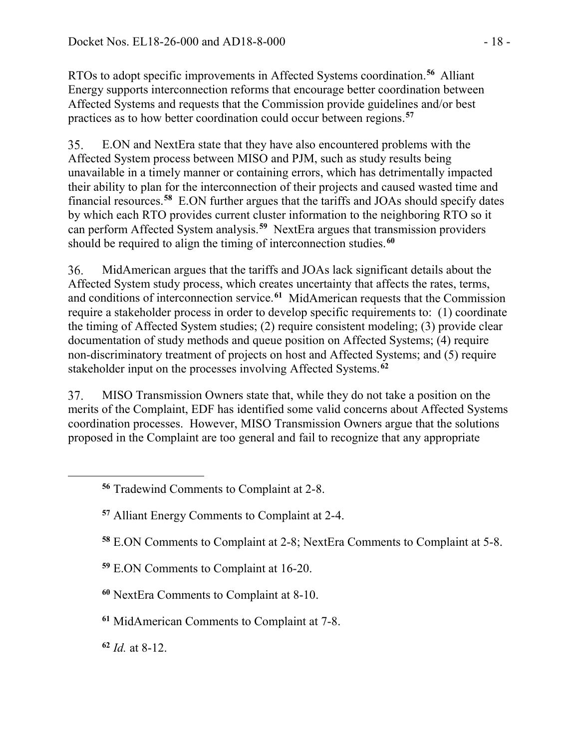RTOs to adopt specific improvements in Affected Systems coordination.[56] Alliant Energy supports interconnection reforms that encourage better coordination between Affected Systems and requests that the Commission provide guidelines and/or best practices as to how better coordination could occur between regions.[57]

35. E.ON and NextEra state that they have also encountered problems with the Affected System process between MISO and PJM, such as study results being unavailable in a timely manner or containing errors, which has detrimentally impacted their ability to plan for the interconnection of their projects and caused wasted time and financial resources.[58] E.ON further argues that the tariffs and JOAs should specify dates by which each RTO provides current cluster information to the neighboring RTO so it can perform Affected System analysis.[59] NextEra argues that transmission providers should be required to align the timing of interconnection studies.[60]

36. MidAmerican argues that the tariffs and JOAs lack significant details about the Affected System study process, which creates uncertainty that affects the rates, terms, and conditions of interconnection service.[61] MidAmerican requests that the Commission require a stakeholder process in order to develop specific requirements to: (1) coordinate the timing of Affected System studies; (2) require consistent modeling; (3) provide clear documentation of study methods and queue position on Affected Systems; (4) require non-discriminatory treatment of projects on host and Affected Systems; and (5) require stakeholder input on the processes involving Affected Systems.[62]

37. MISO Transmission Owners state that, while they do not take a position on the merits of the Complaint, EDF has identified some valid concerns about Affected Systems coordination processes. However, MISO Transmission Owners argue that the solutions proposed in the Complaint are too general and fail to recognize that any appropriate

---

[56] Tradewind Comments to Complaint at 2-8.

[57] Alliant Energy Comments to Complaint at 2-4.

[58] E.ON Comments to Complaint at 2-8; NextEra Comments to Complaint at 5-8.

[59] E.ON Comments to Complaint at 16-20.

[60] NextEra Comments to Complaint at 8-10.

[61] MidAmerican Comments to Complaint at 7-8.

[62] *Id.* at 8-12.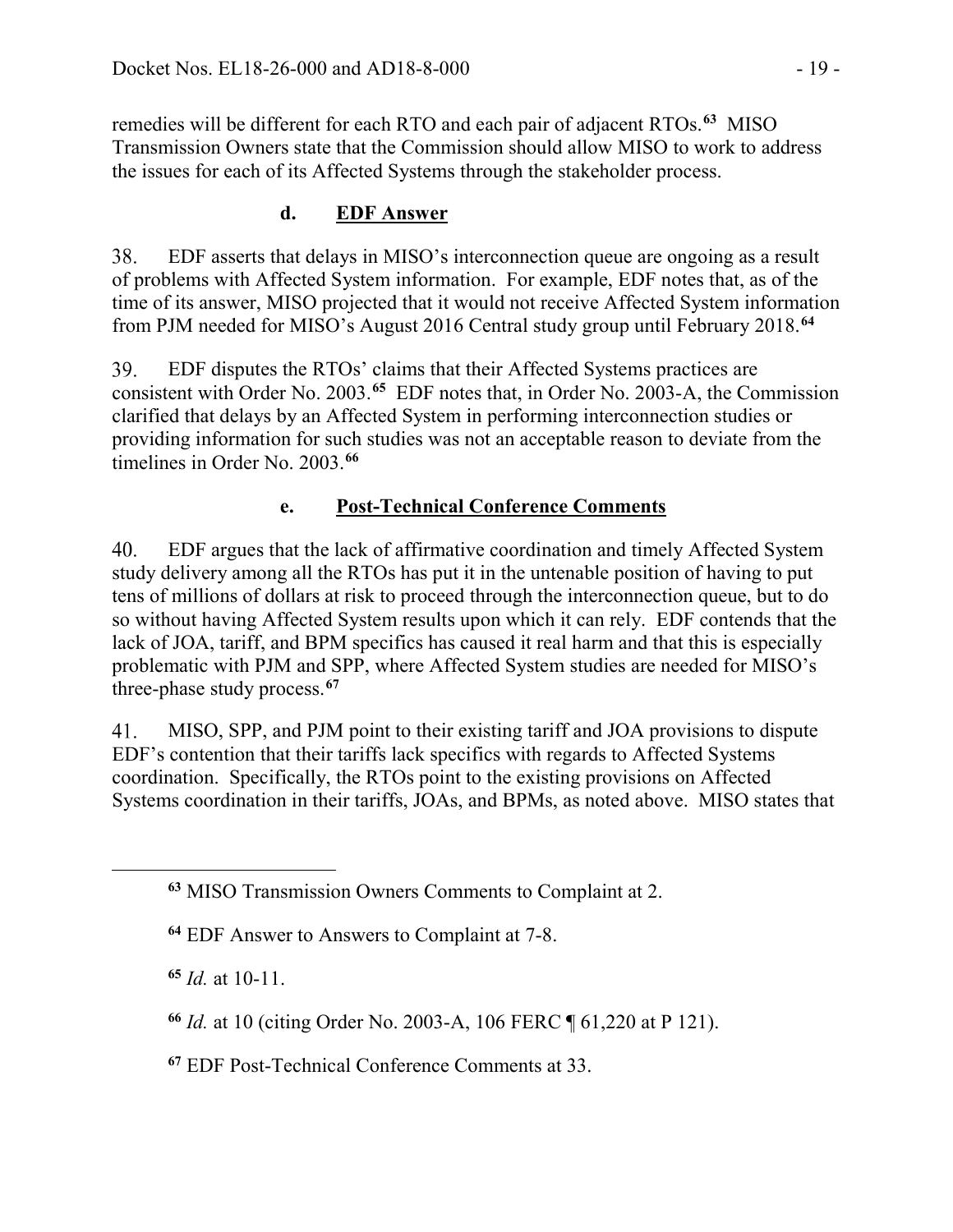remedies will be different for each RTO and each pair of adjacent RTOs.[63] MISO Transmission Owners state that the Commission should allow MISO to work to address the issues for each of its Affected Systems through the stakeholder process.

### d. EDF Answer

38. EDF asserts that delays in MISO's interconnection queue are ongoing as a result of problems with Affected System information. For example, EDF notes that, as of the time of its answer, MISO projected that it would not receive Affected System information from PJM needed for MISO's August 2016 Central study group until February 2018.[64]

39. EDF disputes the RTOs' claims that their Affected Systems practices are consistent with Order No. 2003.[65] EDF notes that, in Order No. 2003-A, the Commission clarified that delays by an Affected System in performing interconnection studies or providing information for such studies was not an acceptable reason to deviate from the timelines in Order No. 2003.[66]

### e. Post-Technical Conference Comments

40. EDF argues that the lack of affirmative coordination and timely Affected System study delivery among all the RTOs has put it in the untenable position of having to put tens of millions of dollars at risk to proceed through the interconnection queue, but to do so without having Affected System results upon which it can rely. EDF contends that the lack of JOA, tariff, and BPM specifics has caused it real harm and that this is especially problematic with PJM and SPP, where Affected System studies are needed for MISO's three-phase study process.[67]

41. MISO, SPP, and PJM point to their existing tariff and JOA provisions to dispute EDF's contention that their tariffs lack specifics with regards to Affected Systems coordination. Specifically, the RTOs point to the existing provisions on Affected Systems coordination in their tariffs, JOAs, and BPMs, as noted above. MISO states that

---

[63] MISO Transmission Owners Comments to Complaint at 2.

[64] EDF Answer to Answers to Complaint at 7-8.

[65] *Id.* at 10-11.

[66] *Id.* at 10 (citing Order No. 2003-A, 106 FERC ¶ 61,220 at P 121).

[67] EDF Post-Technical Conference Comments at 33.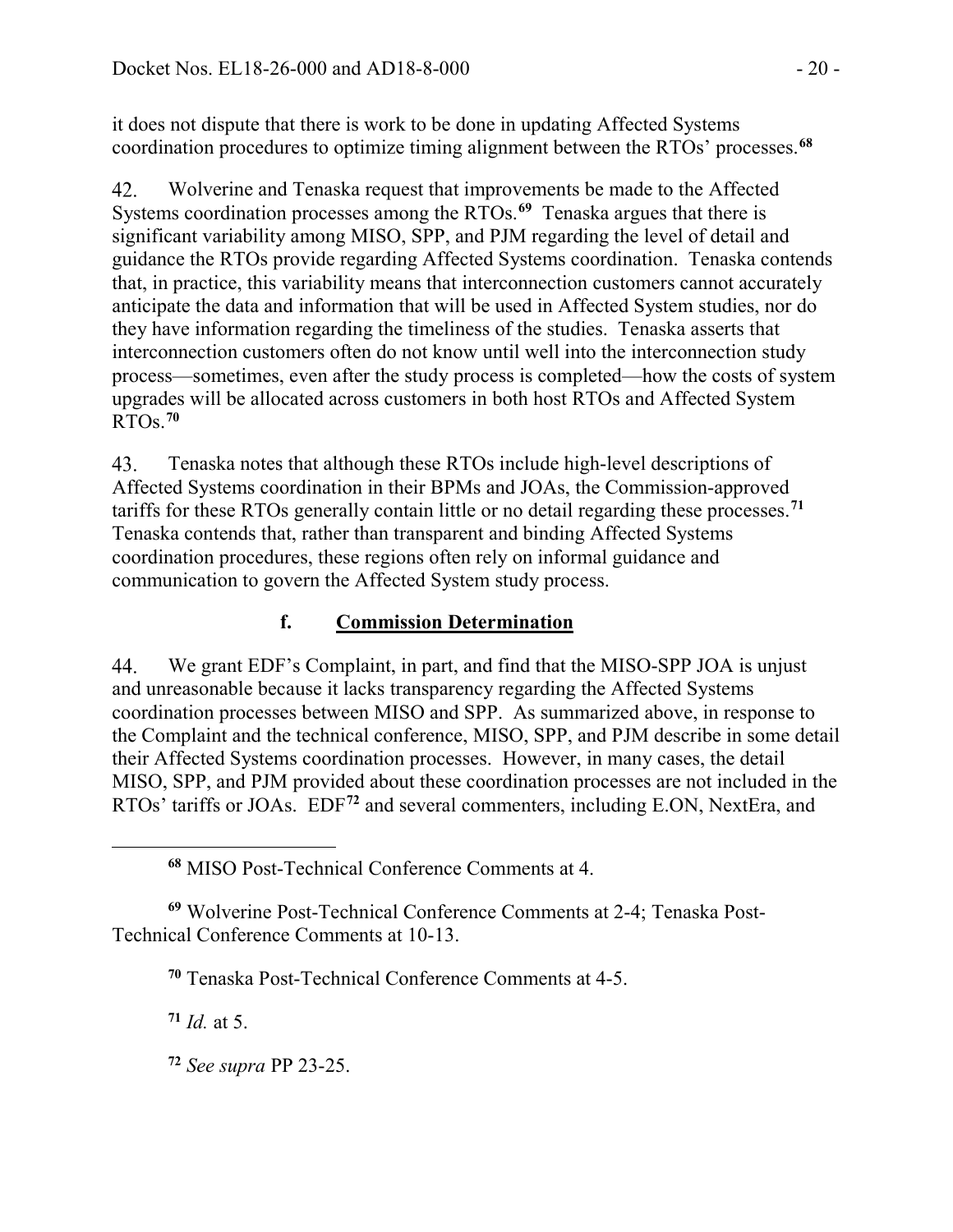it does not dispute that there is work to be done in updating Affected Systems coordination procedures to optimize timing alignment between the RTOs' processes.[68]

42. Wolverine and Tenaska request that improvements be made to the Affected Systems coordination processes among the RTOs.[69] Tenaska argues that there is significant variability among MISO, SPP, and PJM regarding the level of detail and guidance the RTOs provide regarding Affected Systems coordination. Tenaska contends that, in practice, this variability means that interconnection customers cannot accurately anticipate the data and information that will be used in Affected System studies, nor do they have information regarding the timeliness of the studies. Tenaska asserts that interconnection customers often do not know until well into the interconnection study process—sometimes, even after the study process is completed—how the costs of system upgrades will be allocated across customers in both host RTOs and Affected System RTOs.[70]

43. Tenaska notes that although these RTOs include high-level descriptions of Affected Systems coordination in their BPMs and JOAs, the Commission-approved tariffs for these RTOs generally contain little or no detail regarding these processes.[71] Tenaska contends that, rather than transparent and binding Affected Systems coordination procedures, these regions often rely on informal guidance and communication to govern the Affected System study process.

### f. **Commission Determination**

44. We grant EDF's Complaint, in part, and find that the MISO-SPP JOA is unjust and unreasonable because it lacks transparency regarding the Affected Systems coordination processes between MISO and SPP. As summarized above, in response to the Complaint and the technical conference, MISO, SPP, and PJM describe in some detail their Affected Systems coordination processes. However, in many cases, the detail MISO, SPP, and PJM provided about these coordination processes are not included in the RTOs' tariffs or JOAs. EDF[72] and several commenters, including E.ON, NextEra, and

---

[68] MISO Post-Technical Conference Comments at 4.

[69] Wolverine Post-Technical Conference Comments at 2-4; Tenaska Post-Technical Conference Comments at 10-13.

[70] Tenaska Post-Technical Conference Comments at 4-5.

[71] *Id.* at 5.

[72] *See supra* PP 23-25.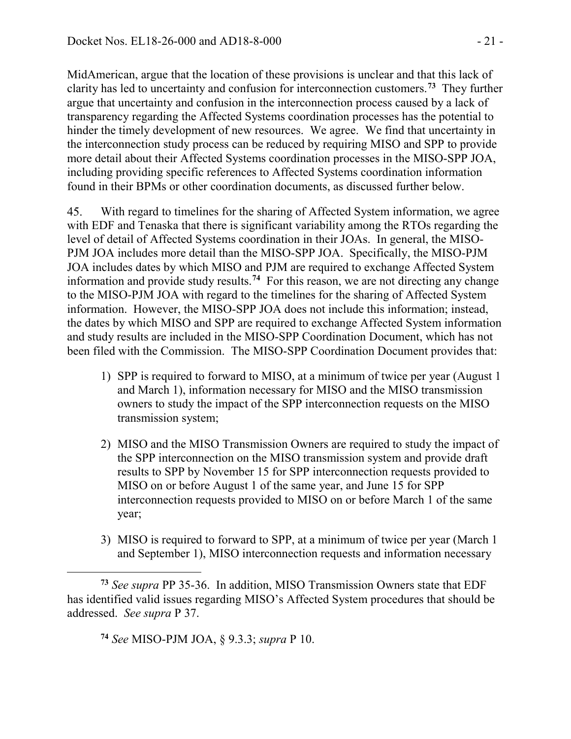MidAmerican, argue that the location of these provisions is unclear and that this lack of clarity has led to uncertainty and confusion for interconnection customers.[73] They further argue that uncertainty and confusion in the interconnection process caused by a lack of transparency regarding the Affected Systems coordination processes has the potential to hinder the timely development of new resources. We agree. We find that uncertainty in the interconnection study process can be reduced by requiring MISO and SPP to provide more detail about their Affected Systems coordination processes in the MISO-SPP JOA, including providing specific references to Affected Systems coordination information found in their BPMs or other coordination documents, as discussed further below.

45. With regard to timelines for the sharing of Affected System information, we agree with EDF and Tenaska that there is significant variability among the RTOs regarding the level of detail of Affected Systems coordination in their JOAs. In general, the MISO-PJM JOA includes more detail than the MISO-SPP JOA. Specifically, the MISO-PJM JOA includes dates by which MISO and PJM are required to exchange Affected System information and provide study results.[74] For this reason, we are not directing any change to the MISO-PJM JOA with regard to the timelines for the sharing of Affected System information. However, the MISO-SPP JOA does not include this information; instead, the dates by which MISO and SPP are required to exchange Affected System information and study results are included in the MISO-SPP Coordination Document, which has not been filed with the Commission. The MISO-SPP Coordination Document provides that:

1) SPP is required to forward to MISO, at a minimum of twice per year (August 1 and March 1), information necessary for MISO and the MISO transmission owners to study the impact of the SPP interconnection requests on the MISO transmission system;

2) MISO and the MISO Transmission Owners are required to study the impact of the SPP interconnection on the MISO transmission system and provide draft results to SPP by November 15 for SPP interconnection requests provided to MISO on or before August 1 of the same year, and June 15 for SPP interconnection requests provided to MISO on or before March 1 of the same year;

3) MISO is required to forward to SPP, at a minimum of twice per year (March 1 and September 1), MISO interconnection requests and information necessary

---

[73] *See supra* PP 35-36. In addition, MISO Transmission Owners state that EDF has identified valid issues regarding MISO's Affected System procedures that should be addressed. *See supra* P 37.

[74] *See* MISO-PJM JOA, § 9.3.3; *supra* P 10.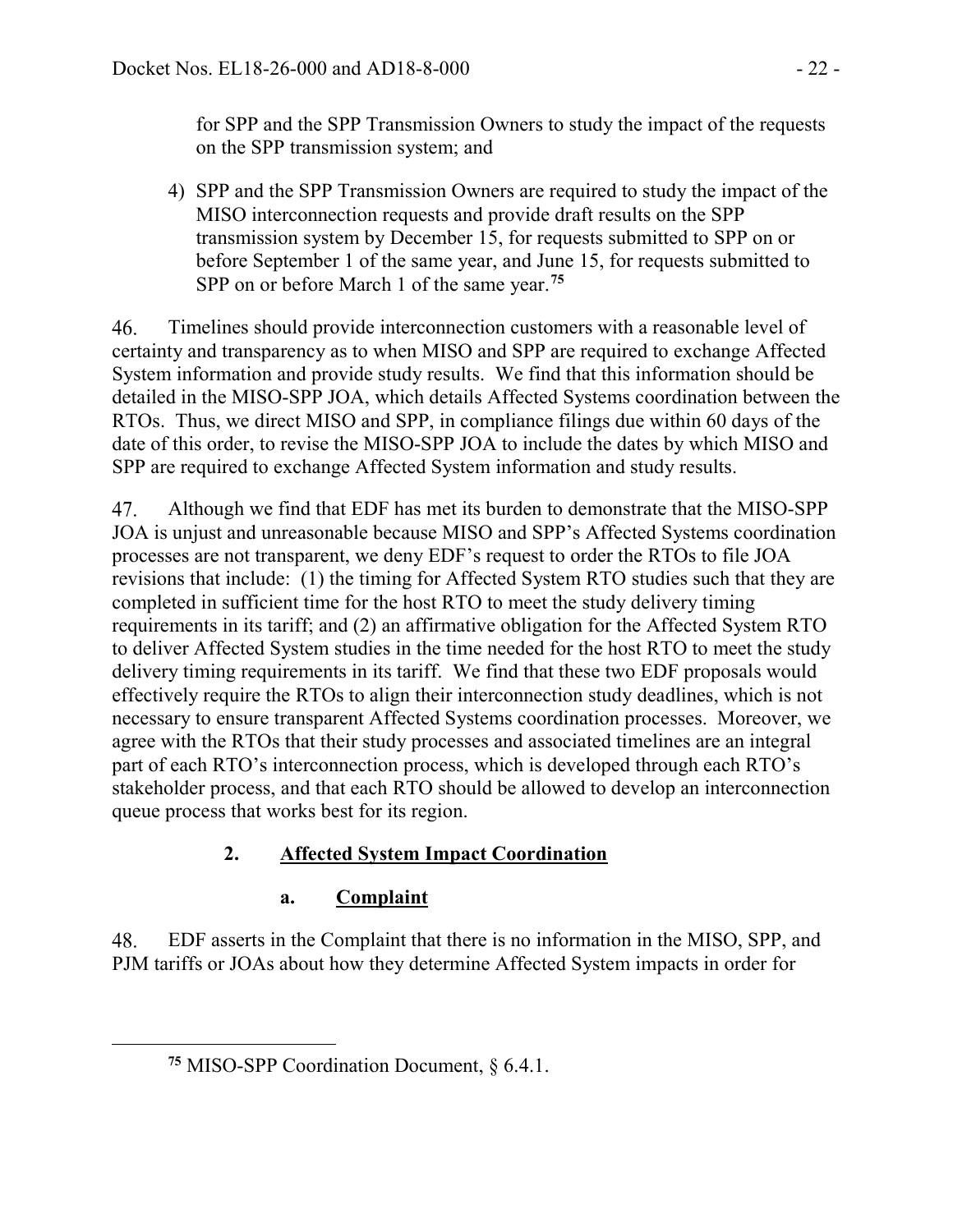for SPP and the SPP Transmission Owners to study the impact of the requests on the SPP transmission system; and

4) SPP and the SPP Transmission Owners are required to study the impact of the MISO interconnection requests and provide draft results on the SPP transmission system by December 15, for requests submitted to SPP on or before September 1 of the same year, and June 15, for requests submitted to SPP on or before March 1 of the same year.[75]

46. Timelines should provide interconnection customers with a reasonable level of certainty and transparency as to when MISO and SPP are required to exchange Affected System information and provide study results. We find that this information should be detailed in the MISO-SPP JOA, which details Affected Systems coordination between the RTOs. Thus, we direct MISO and SPP, in compliance filings due within 60 days of the date of this order, to revise the MISO-SPP JOA to include the dates by which MISO and SPP are required to exchange Affected System information and study results.

47. Although we find that EDF has met its burden to demonstrate that the MISO-SPP JOA is unjust and unreasonable because MISO and SPP's Affected Systems coordination processes are not transparent, we deny EDF's request to order the RTOs to file JOA revisions that include: (1) the timing for Affected System RTO studies such that they are completed in sufficient time for the host RTO to meet the study delivery timing requirements in its tariff; and (2) an affirmative obligation for the Affected System RTO to deliver Affected System studies in the time needed for the host RTO to meet the study delivery timing requirements in its tariff. We find that these two EDF proposals would effectively require the RTOs to align their interconnection study deadlines, which is not necessary to ensure transparent Affected Systems coordination processes. Moreover, we agree with the RTOs that their study processes and associated timelines are an integral part of each RTO's interconnection process, which is developed through each RTO's stakeholder process, and that each RTO should be allowed to develop an interconnection queue process that works best for its region.

### 2. Affected System Impact Coordination

#### a. Complaint

48. EDF asserts in the Complaint that there is no information in the MISO, SPP, and PJM tariffs or JOAs about how they determine Affected System impacts in order for

---

[75] MISO-SPP Coordination Document, § 6.4.1.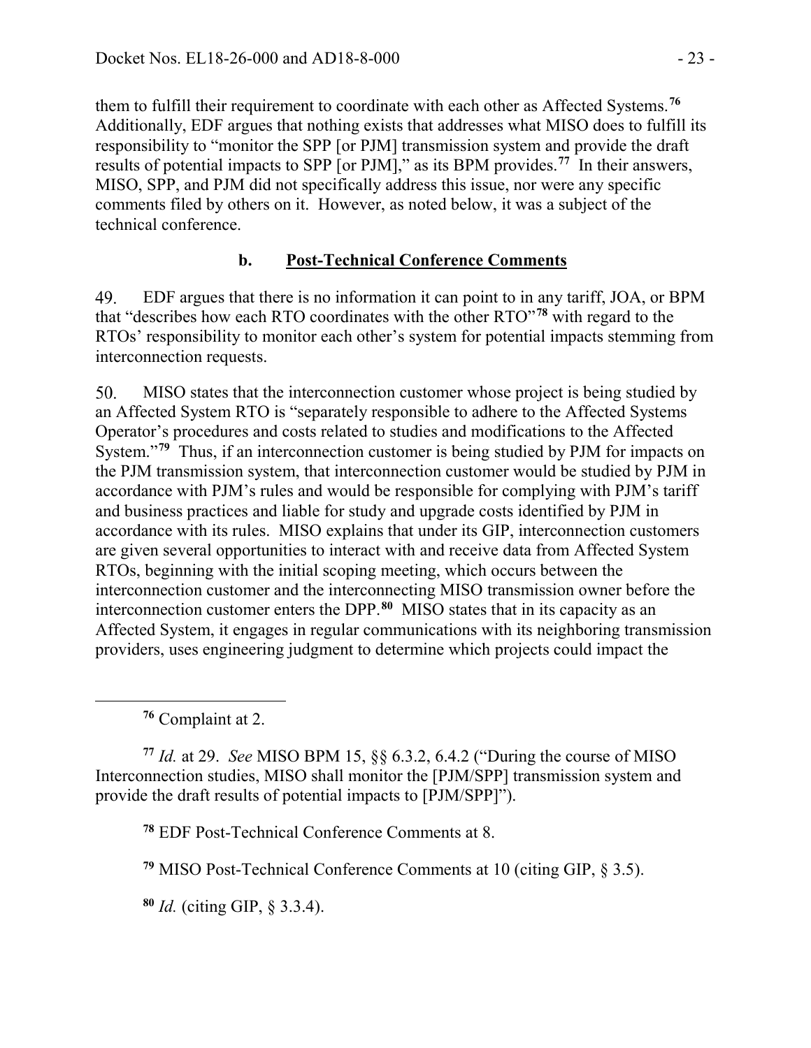them to fulfill their requirement to coordinate with each other as Affected Systems.[76] Additionally, EDF argues that nothing exists that addresses what MISO does to fulfill its responsibility to "monitor the SPP [or PJM] transmission system and provide the draft results of potential impacts to SPP [or PJM]," as its BPM provides.[77] In their answers, MISO, SPP, and PJM did not specifically address this issue, nor were any specific comments filed by others on it. However, as noted below, it was a subject of the technical conference.

### b. Post-Technical Conference Comments

49. EDF argues that there is no information it can point to in any tariff, JOA, or BPM that "describes how each RTO coordinates with the other RTO"[78] with regard to the RTOs' responsibility to monitor each other's system for potential impacts stemming from interconnection requests.

50. MISO states that the interconnection customer whose project is being studied by an Affected System RTO is "separately responsible to adhere to the Affected Systems Operator's procedures and costs related to studies and modifications to the Affected System."[79] Thus, if an interconnection customer is being studied by PJM for impacts on the PJM transmission system, that interconnection customer would be studied by PJM in accordance with PJM's rules and would be responsible for complying with PJM's tariff and business practices and liable for study and upgrade costs identified by PJM in accordance with its rules. MISO explains that under its GIP, interconnection customers are given several opportunities to interact with and receive data from Affected System RTOs, beginning with the initial scoping meeting, which occurs between the interconnection customer and the interconnecting MISO transmission owner before the interconnection customer enters the DPP.[80] MISO states that in its capacity as an Affected System, it engages in regular communications with its neighboring transmission providers, uses engineering judgment to determine which projects could impact the

---

[76] Complaint at 2.

[77] *Id.* at 29. *See* MISO BPM 15, §§ 6.3.2, 6.4.2 ("During the course of MISO Interconnection studies, MISO shall monitor the [PJM/SPP] transmission system and provide the draft results of potential impacts to [PJM/SPP]").

[78] EDF Post-Technical Conference Comments at 8.

[79] MISO Post-Technical Conference Comments at 10 (citing GIP, § 3.5).

[80] *Id.* (citing GIP, § 3.3.4).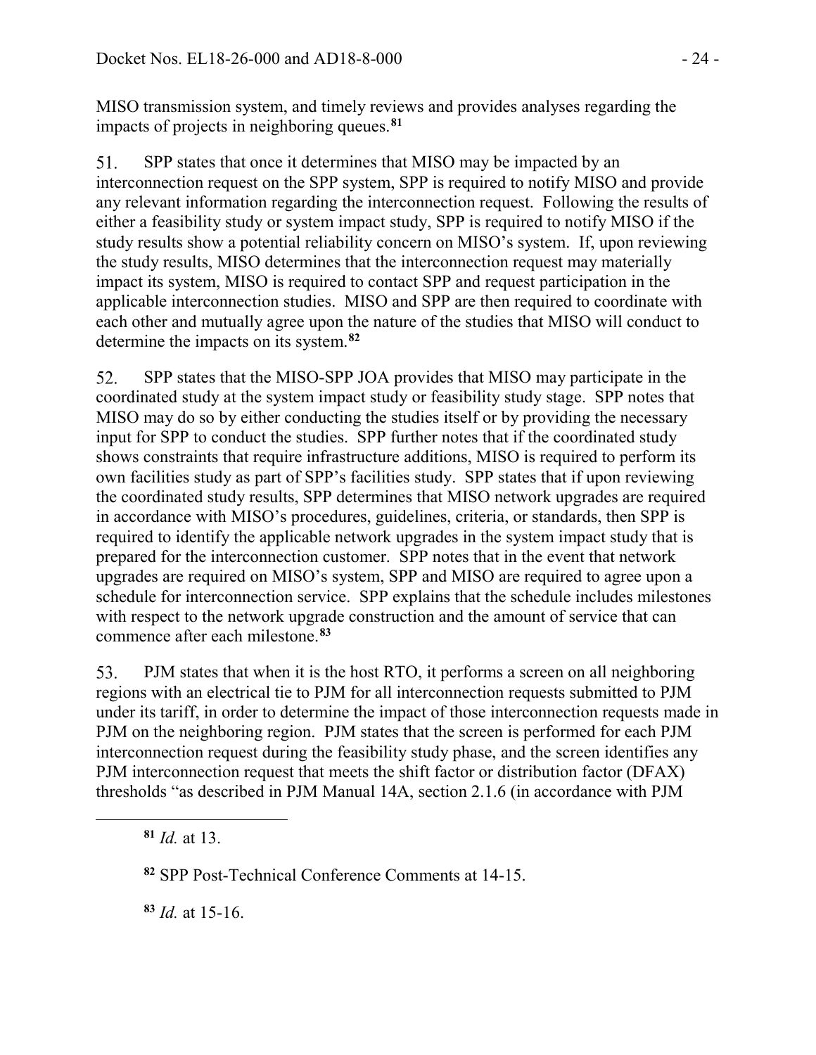MISO transmission system, and timely reviews and provides analyses regarding the impacts of projects in neighboring queues.[81]

51. SPP states that once it determines that MISO may be impacted by an interconnection request on the SPP system, SPP is required to notify MISO and provide any relevant information regarding the interconnection request. Following the results of either a feasibility study or system impact study, SPP is required to notify MISO if the study results show a potential reliability concern on MISO's system. If, upon reviewing the study results, MISO determines that the interconnection request may materially impact its system, MISO is required to contact SPP and request participation in the applicable interconnection studies. MISO and SPP are then required to coordinate with each other and mutually agree upon the nature of the studies that MISO will conduct to determine the impacts on its system.[82]

52. SPP states that the MISO-SPP JOA provides that MISO may participate in the coordinated study at the system impact study or feasibility study stage. SPP notes that MISO may do so by either conducting the studies itself or by providing the necessary input for SPP to conduct the studies. SPP further notes that if the coordinated study shows constraints that require infrastructure additions, MISO is required to perform its own facilities study as part of SPP's facilities study. SPP states that if upon reviewing the coordinated study results, SPP determines that MISO network upgrades are required in accordance with MISO's procedures, guidelines, criteria, or standards, then SPP is required to identify the applicable network upgrades in the system impact study that is prepared for the interconnection customer. SPP notes that in the event that network upgrades are required on MISO's system, SPP and MISO are required to agree upon a schedule for interconnection service. SPP explains that the schedule includes milestones with respect to the network upgrade construction and the amount of service that can commence after each milestone.[83]

53. PJM states that when it is the host RTO, it performs a screen on all neighboring regions with an electrical tie to PJM for all interconnection requests submitted to PJM under its tariff, in order to determine the impact of those interconnection requests made in PJM on the neighboring region. PJM states that the screen is performed for each PJM interconnection request during the feasibility study phase, and the screen identifies any PJM interconnection request that meets the shift factor or distribution factor (DFAX) thresholds "as described in PJM Manual 14A, section 2.1.6 (in accordance with PJM

[81] *Id.* at 13.

[82] SPP Post-Technical Conference Comments at 14-15.

[83] *Id.* at 15-16.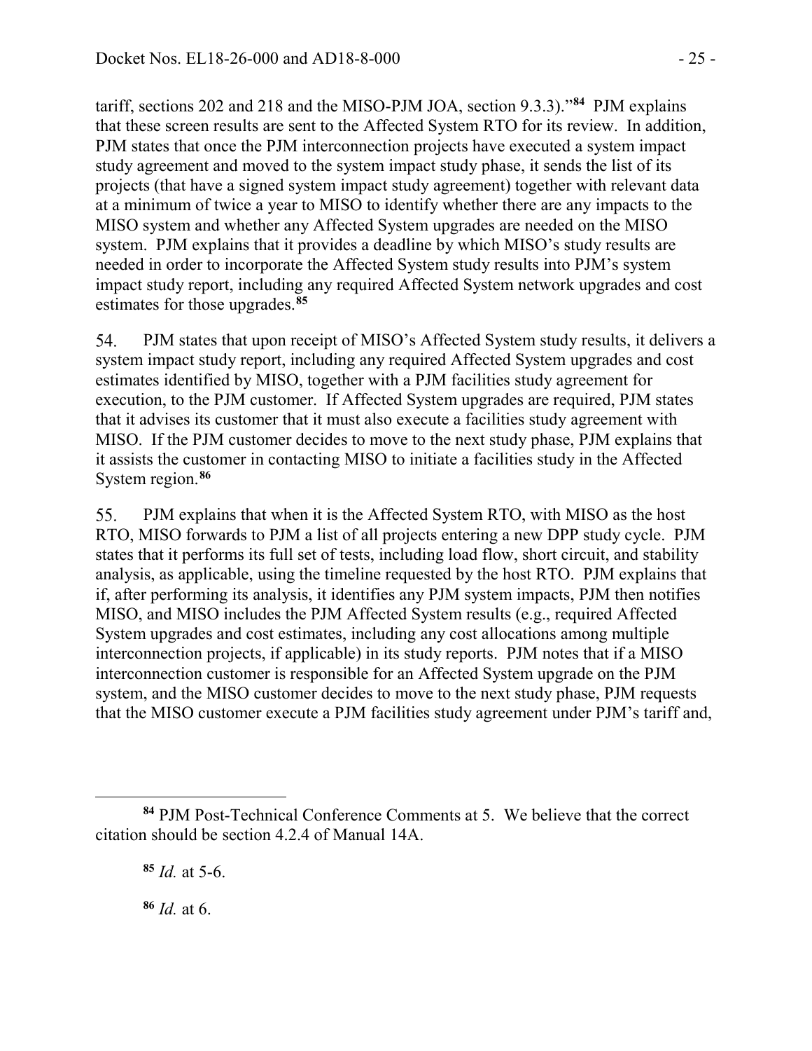tariff, sections 202 and 218 and the MISO-PJM JOA, section 9.3.3)."[84] PJM explains that these screen results are sent to the Affected System RTO for its review. In addition, PJM states that once the PJM interconnection projects have executed a system impact study agreement and moved to the system impact study phase, it sends the list of its projects (that have a signed system impact study agreement) together with relevant data at a minimum of twice a year to MISO to identify whether there are any impacts to the MISO system and whether any Affected System upgrades are needed on the MISO system. PJM explains that it provides a deadline by which MISO's study results are needed in order to incorporate the Affected System study results into PJM's system impact study report, including any required Affected System network upgrades and cost estimates for those upgrades.[85]

54. PJM states that upon receipt of MISO's Affected System study results, it delivers a system impact study report, including any required Affected System upgrades and cost estimates identified by MISO, together with a PJM facilities study agreement for execution, to the PJM customer. If Affected System upgrades are required, PJM states that it advises its customer that it must also execute a facilities study agreement with MISO. If the PJM customer decides to move to the next study phase, PJM explains that it assists the customer in contacting MISO to initiate a facilities study in the Affected System region.[86]

55. PJM explains that when it is the Affected System RTO, with MISO as the host RTO, MISO forwards to PJM a list of all projects entering a new DPP study cycle. PJM states that it performs its full set of tests, including load flow, short circuit, and stability analysis, as applicable, using the timeline requested by the host RTO. PJM explains that if, after performing its analysis, it identifies any PJM system impacts, PJM then notifies MISO, and MISO includes the PJM Affected System results (e.g., required Affected System upgrades and cost estimates, including any cost allocations among multiple interconnection projects, if applicable) in its study reports. PJM notes that if a MISO interconnection customer is responsible for an Affected System upgrade on the PJM system, and the MISO customer decides to move to the next study phase, PJM requests that the MISO customer execute a PJM facilities study agreement under PJM's tariff and,

---

[84] PJM Post-Technical Conference Comments at 5. We believe that the correct citation should be section 4.2.4 of Manual 14A.

[85] *Id.* at 5-6.

[86] *Id.* at 6.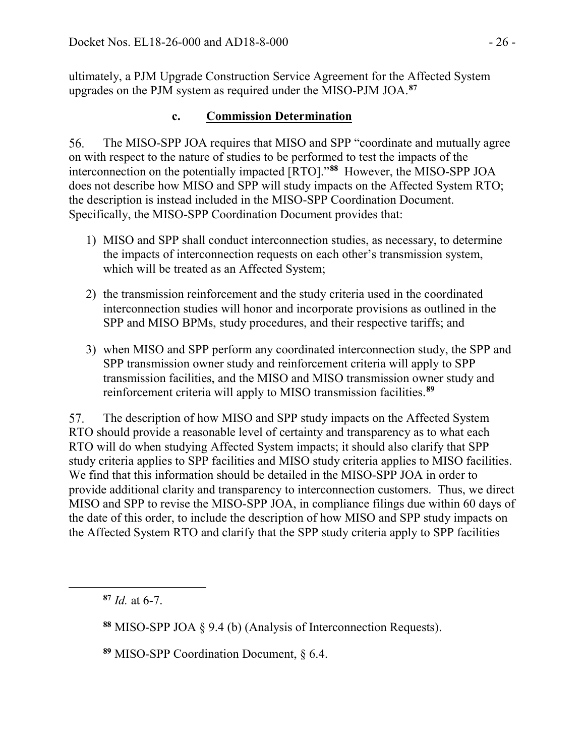ultimately, a PJM Upgrade Construction Service Agreement for the Affected System upgrades on the PJM system as required under the MISO-PJM JOA.[87]

### c. Commission Determination

56. The MISO-SPP JOA requires that MISO and SPP "coordinate and mutually agree on with respect to the nature of studies to be performed to test the impacts of the interconnection on the potentially impacted [RTO]."[88] However, the MISO-SPP JOA does not describe how MISO and SPP will study impacts on the Affected System RTO; the description is instead included in the MISO-SPP Coordination Document. Specifically, the MISO-SPP Coordination Document provides that:

1) MISO and SPP shall conduct interconnection studies, as necessary, to determine the impacts of interconnection requests on each other's transmission system, which will be treated as an Affected System;

2) the transmission reinforcement and the study criteria used in the coordinated interconnection studies will honor and incorporate provisions as outlined in the SPP and MISO BPMs, study procedures, and their respective tariffs; and

3) when MISO and SPP perform any coordinated interconnection study, the SPP and SPP transmission owner study and reinforcement criteria will apply to SPP transmission facilities, and the MISO and MISO transmission owner study and reinforcement criteria will apply to MISO transmission facilities.[89]

57. The description of how MISO and SPP study impacts on the Affected System RTO should provide a reasonable level of certainty and transparency as to what each RTO will do when studying Affected System impacts; it should also clarify that SPP study criteria applies to SPP facilities and MISO study criteria applies to MISO facilities. We find that this information should be detailed in the MISO-SPP JOA in order to provide additional clarity and transparency to interconnection customers. Thus, we direct MISO and SPP to revise the MISO-SPP JOA, in compliance filings due within 60 days of the date of this order, to include the description of how MISO and SPP study impacts on the Affected System RTO and clarify that the SPP study criteria apply to SPP facilities

---

[87] *Id.* at 6-7.

[88] MISO-SPP JOA § 9.4 (b) (Analysis of Interconnection Requests).

[89] MISO-SPP Coordination Document, § 6.4.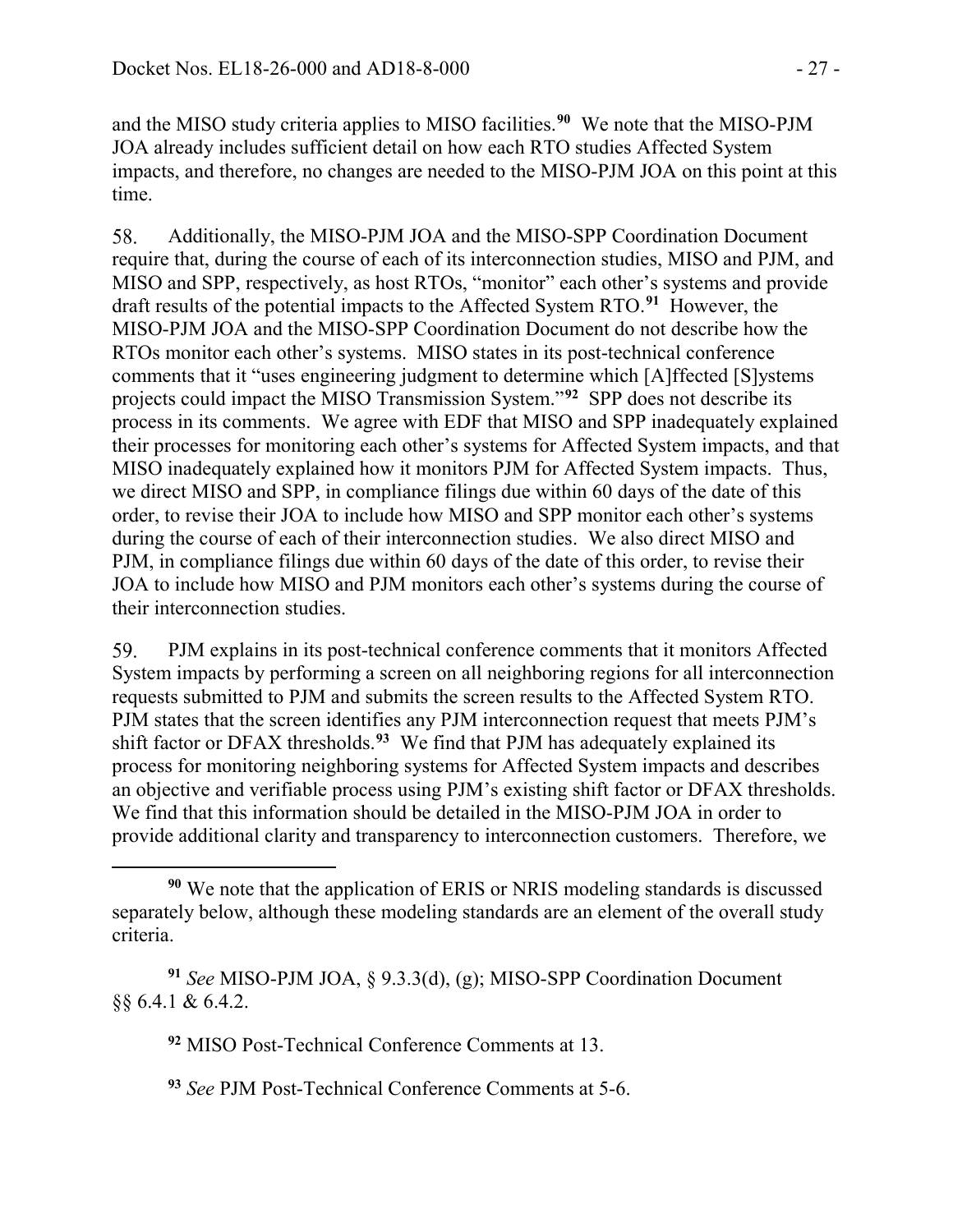and the MISO study criteria applies to MISO facilities.[90] We note that the MISO-PJM JOA already includes sufficient detail on how each RTO studies Affected System impacts, and therefore, no changes are needed to the MISO-PJM JOA on this point at this time.

58. Additionally, the MISO-PJM JOA and the MISO-SPP Coordination Document require that, during the course of each of its interconnection studies, MISO and PJM, and MISO and SPP, respectively, as host RTOs, "monitor" each other's systems and provide draft results of the potential impacts to the Affected System RTO.[91] However, the MISO-PJM JOA and the MISO-SPP Coordination Document do not describe how the RTOs monitor each other's systems. MISO states in its post-technical conference comments that it "uses engineering judgment to determine which [A]ffected [S]ystems projects could impact the MISO Transmission System."[92] SPP does not describe its process in its comments. We agree with EDF that MISO and SPP inadequately explained their processes for monitoring each other's systems for Affected System impacts, and that MISO inadequately explained how it monitors PJM for Affected System impacts. Thus, we direct MISO and SPP, in compliance filings due within 60 days of the date of this order, to revise their JOA to include how MISO and SPP monitor each other's systems during the course of each of their interconnection studies. We also direct MISO and PJM, in compliance filings due within 60 days of the date of this order, to revise their JOA to include how MISO and PJM monitors each other's systems during the course of their interconnection studies.

59. PJM explains in its post-technical conference comments that it monitors Affected System impacts by performing a screen on all neighboring regions for all interconnection requests submitted to PJM and submits the screen results to the Affected System RTO. PJM states that the screen identifies any PJM interconnection request that meets PJM's shift factor or DFAX thresholds.[93] We find that PJM has adequately explained its process for monitoring neighboring systems for Affected System impacts and describes an objective and verifiable process using PJM's existing shift factor or DFAX thresholds. We find that this information should be detailed in the MISO-PJM JOA in order to provide additional clarity and transparency to interconnection customers. Therefore, we

---

[90] We note that the application of ERIS or NRIS modeling standards is discussed separately below, although these modeling standards are an element of the overall study criteria.

[91] *See* MISO-PJM JOA, § 9.3.3(d), (g); MISO-SPP Coordination Document §§ 6.4.1 & 6.4.2.

[92] MISO Post-Technical Conference Comments at 13.

[93] *See* PJM Post-Technical Conference Comments at 5-6.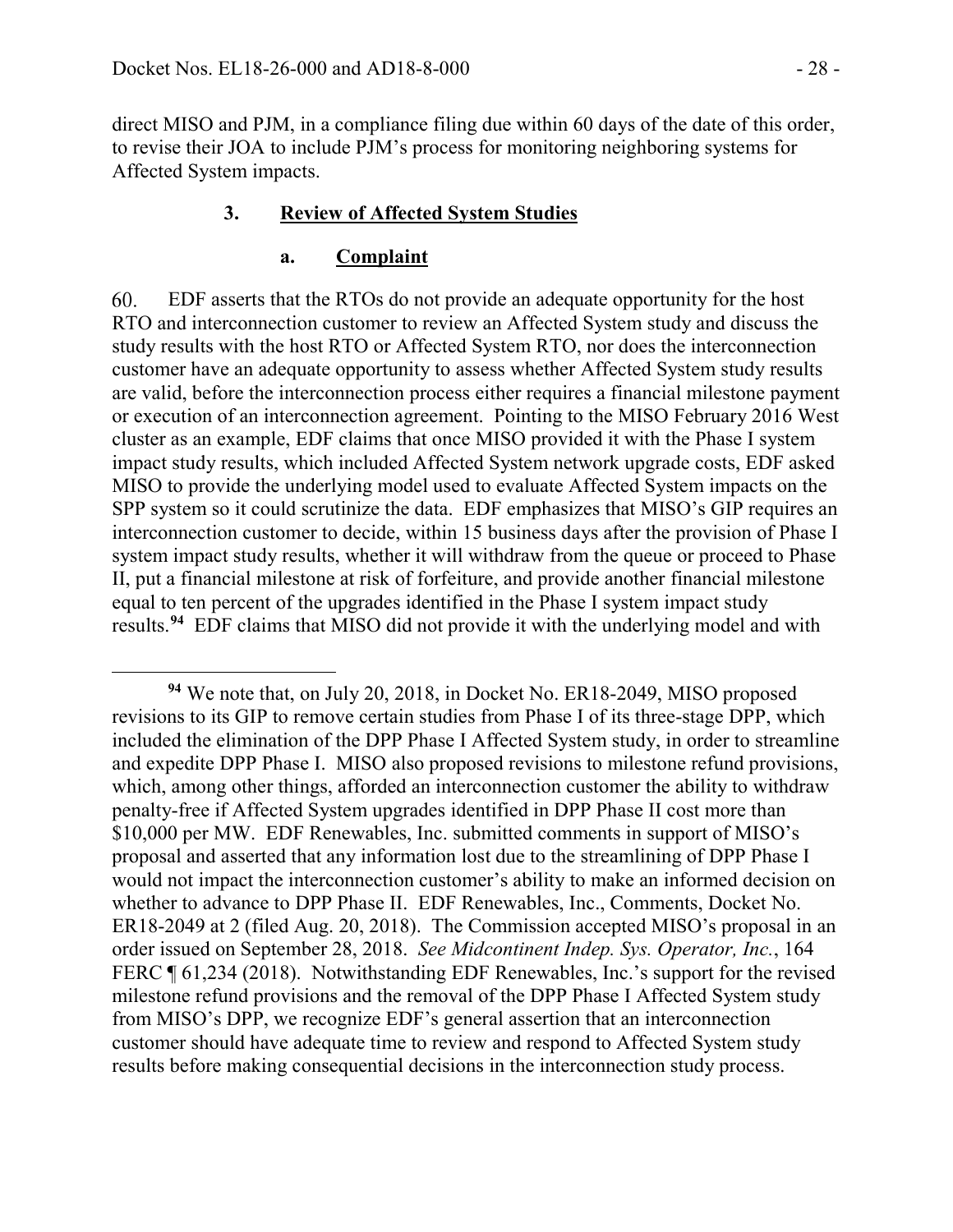direct MISO and PJM, in a compliance filing due within 60 days of the date of this order, to revise their JOA to include PJM's process for monitoring neighboring systems for Affected System impacts.

### 3. **Review of Affected System Studies**

#### a. **Complaint**

60. EDF asserts that the RTOs do not provide an adequate opportunity for the host RTO and interconnection customer to review an Affected System study and discuss the study results with the host RTO or Affected System RTO, nor does the interconnection customer have an adequate opportunity to assess whether Affected System study results are valid, before the interconnection process either requires a financial milestone payment or execution of an interconnection agreement. Pointing to the MISO February 2016 West cluster as an example, EDF claims that once MISO provided it with the Phase I system impact study results, which included Affected System network upgrade costs, EDF asked MISO to provide the underlying model used to evaluate Affected System impacts on the SPP system so it could scrutinize the data. EDF emphasizes that MISO's GIP requires an interconnection customer to decide, within 15 business days after the provision of Phase I system impact study results, whether it will withdraw from the queue or proceed to Phase II, put a financial milestone at risk of forfeiture, and provide another financial milestone equal to ten percent of the upgrades identified in the Phase I system impact study results.[94] EDF claims that MISO did not provide it with the underlying model and with

[94] We note that, on July 20, 2018, in Docket No. ER18-2049, MISO proposed revisions to its GIP to remove certain studies from Phase I of its three-stage DPP, which included the elimination of the DPP Phase I Affected System study, in order to streamline and expedite DPP Phase I. MISO also proposed revisions to milestone refund provisions, which, among other things, afforded an interconnection customer the ability to withdraw penalty-free if Affected System upgrades identified in DPP Phase II cost more than $10,000 per MW. EDF Renewables, Inc. submitted comments in support of MISO's proposal and asserted that any information lost due to the streamlining of DPP Phase I would not impact the interconnection customer's ability to make an informed decision on whether to advance to DPP Phase II. EDF Renewables, Inc., Comments, Docket No. ER18-2049 at 2 (filed Aug. 20, 2018). The Commission accepted MISO's proposal in an order issued on September 28, 2018. *See Midcontinent Indep. Sys. Operator, Inc.*, 164 FERC ¶ 61,234 (2018). Notwithstanding EDF Renewables, Inc.'s support for the revised milestone refund provisions and the removal of the DPP Phase I Affected System study from MISO's DPP, we recognize EDF's general assertion that an interconnection customer should have adequate time to review and respond to Affected System study results before making consequential decisions in the interconnection study process.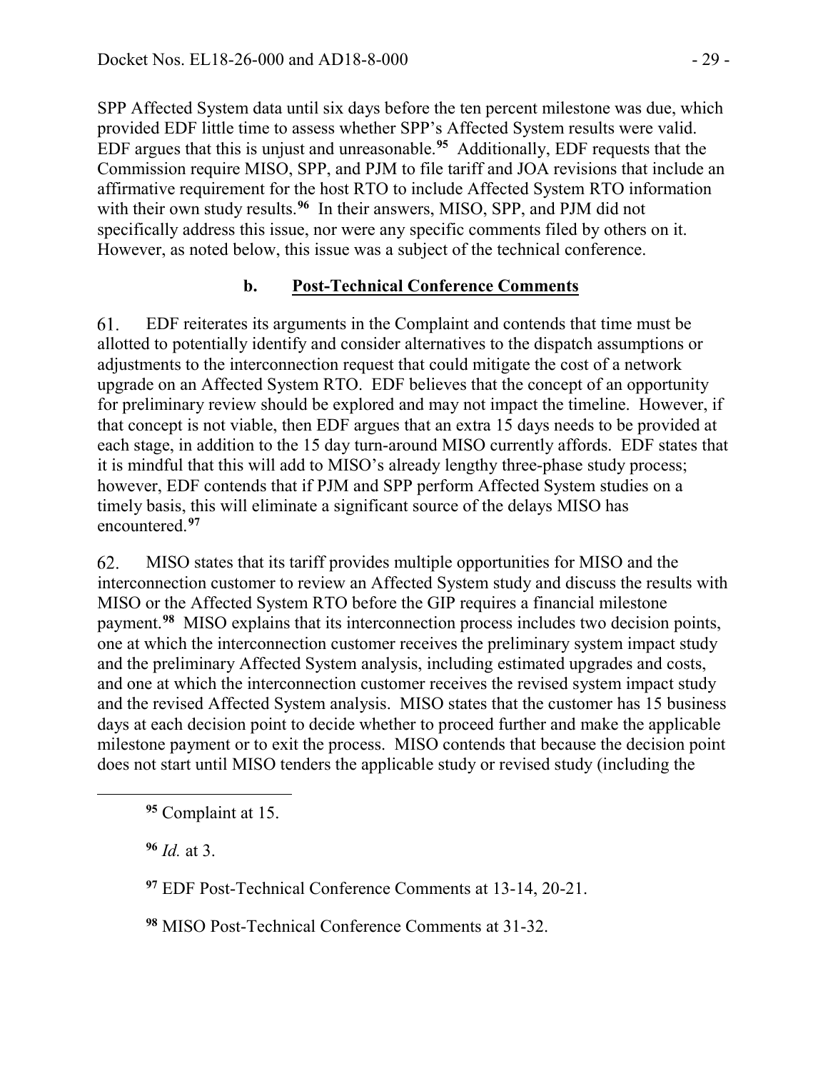SPP Affected System data until six days before the ten percent milestone was due, which provided EDF little time to assess whether SPP's Affected System results were valid. EDF argues that this is unjust and unreasonable.[95] Additionally, EDF requests that the Commission require MISO, SPP, and PJM to file tariff and JOA revisions that include an affirmative requirement for the host RTO to include Affected System RTO information with their own study results.[96] In their answers, MISO, SPP, and PJM did not specifically address this issue, nor were any specific comments filed by others on it. However, as noted below, this issue was a subject of the technical conference.

### b. Post-Technical Conference Comments

61. EDF reiterates its arguments in the Complaint and contends that time must be allotted to potentially identify and consider alternatives to the dispatch assumptions or adjustments to the interconnection request that could mitigate the cost of a network upgrade on an Affected System RTO. EDF believes that the concept of an opportunity for preliminary review should be explored and may not impact the timeline. However, if that concept is not viable, then EDF argues that an extra 15 days needs to be provided at each stage, in addition to the 15 day turn-around MISO currently affords. EDF states that it is mindful that this will add to MISO's already lengthy three-phase study process; however, EDF contends that if PJM and SPP perform Affected System studies on a timely basis, this will eliminate a significant source of the delays MISO has encountered.[97]

62. MISO states that its tariff provides multiple opportunities for MISO and the interconnection customer to review an Affected System study and discuss the results with MISO or the Affected System RTO before the GIP requires a financial milestone payment.[98] MISO explains that its interconnection process includes two decision points, one at which the interconnection customer receives the preliminary system impact study and the preliminary Affected System analysis, including estimated upgrades and costs, and one at which the interconnection customer receives the revised system impact study and the revised Affected System analysis. MISO states that the customer has 15 business days at each decision point to decide whether to proceed further and make the applicable milestone payment or to exit the process. MISO contends that because the decision point does not start until MISO tenders the applicable study or revised study (including the

[95] Complaint at 15.

[96] *Id.* at 3.

[97] EDF Post-Technical Conference Comments at 13-14, 20-21.

[98] MISO Post-Technical Conference Comments at 31-32.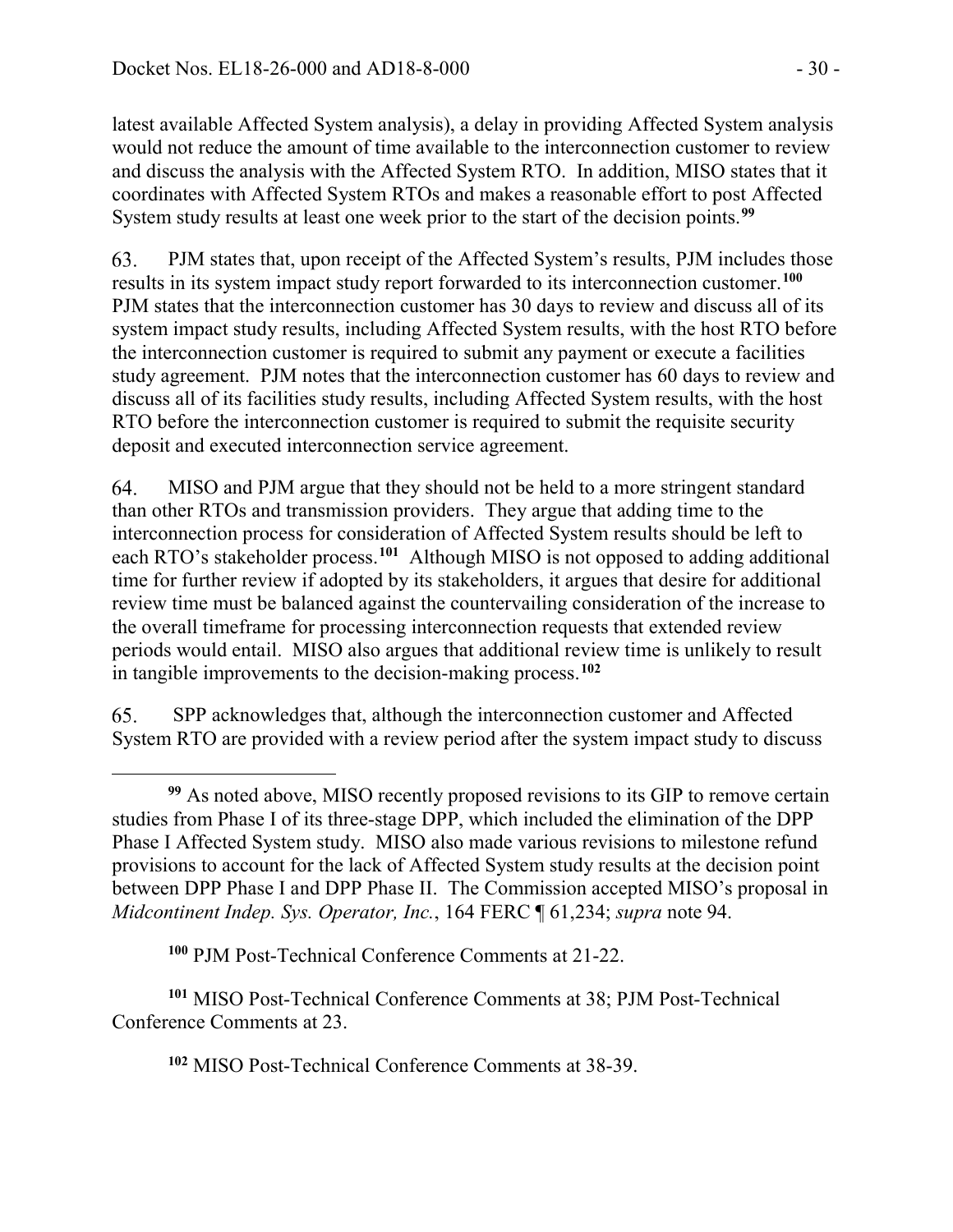latest available Affected System analysis), a delay in providing Affected System analysis would not reduce the amount of time available to the interconnection customer to review and discuss the analysis with the Affected System RTO. In addition, MISO states that it coordinates with Affected System RTOs and makes a reasonable effort to post Affected System study results at least one week prior to the start of the decision points.[99]

63. PJM states that, upon receipt of the Affected System's results, PJM includes those results in its system impact study report forwarded to its interconnection customer.[100] PJM states that the interconnection customer has 30 days to review and discuss all of its system impact study results, including Affected System results, with the host RTO before the interconnection customer is required to submit any payment or execute a facilities study agreement. PJM notes that the interconnection customer has 60 days to review and discuss all of its facilities study results, including Affected System results, with the host RTO before the interconnection customer is required to submit the requisite security deposit and executed interconnection service agreement.

64. MISO and PJM argue that they should not be held to a more stringent standard than other RTOs and transmission providers. They argue that adding time to the interconnection process for consideration of Affected System results should be left to each RTO's stakeholder process.[101] Although MISO is not opposed to adding additional time for further review if adopted by its stakeholders, it argues that desire for additional review time must be balanced against the countervailing consideration of the increase to the overall timeframe for processing interconnection requests that extended review periods would entail. MISO also argues that additional review time is unlikely to result in tangible improvements to the decision-making process.[102]

65. SPP acknowledges that, although the interconnection customer and Affected System RTO are provided with a review period after the system impact study to discuss

---

[99] As noted above, MISO recently proposed revisions to its GIP to remove certain studies from Phase I of its three-stage DPP, which included the elimination of the DPP Phase I Affected System study. MISO also made various revisions to milestone refund provisions to account for the lack of Affected System study results at the decision point between DPP Phase I and DPP Phase II. The Commission accepted MISO's proposal in *Midcontinent Indep. Sys. Operator, Inc.*, 164 FERC ¶ 61,234; *supra* note 94.

[100] PJM Post-Technical Conference Comments at 21-22.

[101] MISO Post-Technical Conference Comments at 38; PJM Post-Technical Conference Comments at 23.

[102] MISO Post-Technical Conference Comments at 38-39.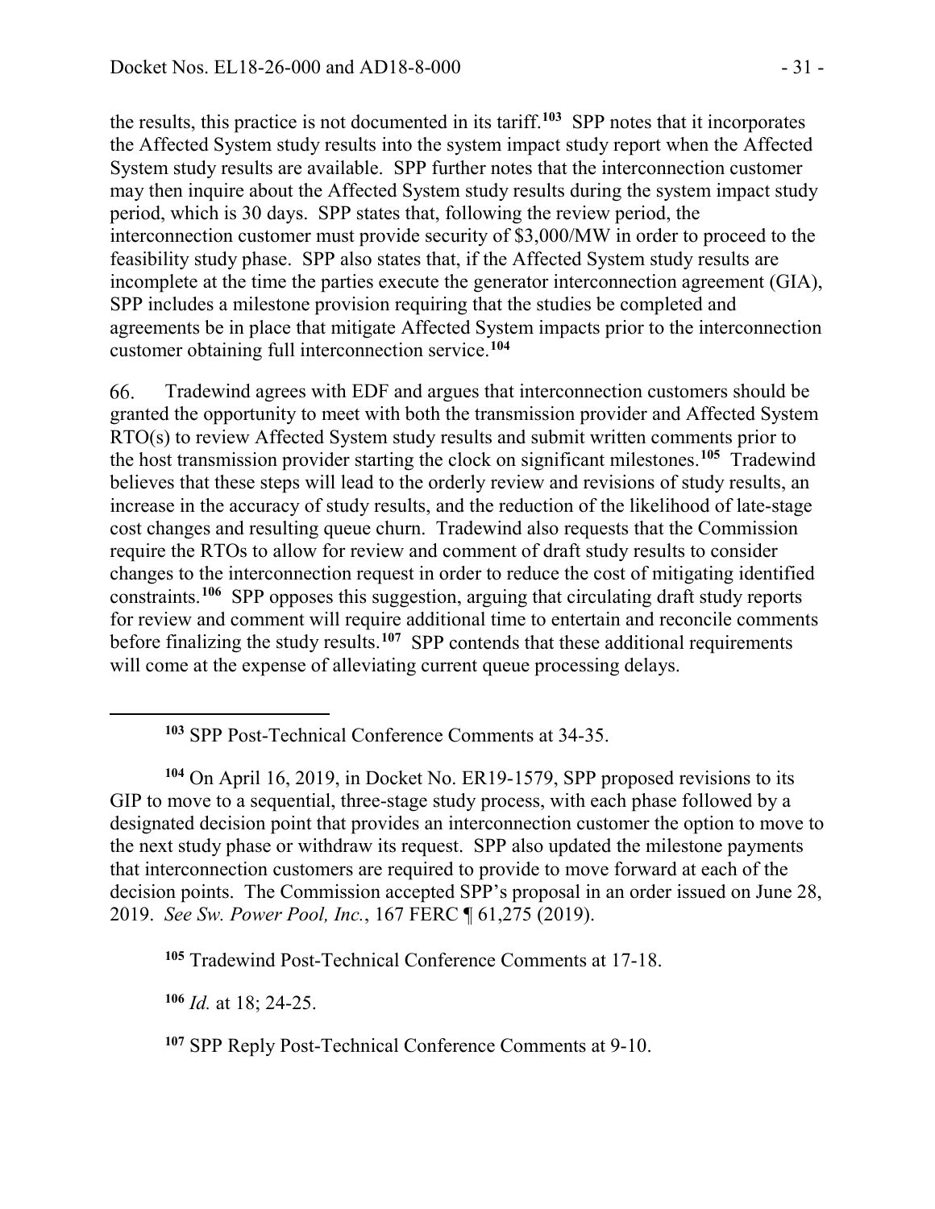the results, this practice is not documented in its tariff.[103] SPP notes that it incorporates the Affected System study results into the system impact study report when the Affected System study results are available. SPP further notes that the interconnection customer may then inquire about the Affected System study results during the system impact study period, which is 30 days. SPP states that, following the review period, the interconnection customer must provide security of $3,000/MW in order to proceed to the feasibility study phase. SPP also states that, if the Affected System study results are incomplete at the time the parties execute the generator interconnection agreement (GIA), SPP includes a milestone provision requiring that the studies be completed and agreements be in place that mitigate Affected System impacts prior to the interconnection customer obtaining full interconnection service.[104]

66. Tradewind agrees with EDF and argues that interconnection customers should be granted the opportunity to meet with both the transmission provider and Affected System RTO(s) to review Affected System study results and submit written comments prior to the host transmission provider starting the clock on significant milestones.[105] Tradewind believes that these steps will lead to the orderly review and revisions of study results, an increase in the accuracy of study results, and the reduction of the likelihood of late-stage cost changes and resulting queue churn. Tradewind also requests that the Commission require the RTOs to allow for review and comment of draft study results to consider changes to the interconnection request in order to reduce the cost of mitigating identified constraints.[106] SPP opposes this suggestion, arguing that circulating draft study reports for review and comment will require additional time to entertain and reconcile comments before finalizing the study results.[107] SPP contends that these additional requirements will come at the expense of alleviating current queue processing delays.

---

[103] SPP Post-Technical Conference Comments at 34-35.

[104] On April 16, 2019, in Docket No. ER19-1579, SPP proposed revisions to its GIP to move to a sequential, three-stage study process, with each phase followed by a designated decision point that provides an interconnection customer the option to move to the next study phase or withdraw its request. SPP also updated the milestone payments that interconnection customers are required to provide to move forward at each of the decision points. The Commission accepted SPP's proposal in an order issued on June 28, 2019. *See Sw. Power Pool, Inc.*, 167 FERC ¶ 61,275 (2019).

[105] Tradewind Post-Technical Conference Comments at 17-18.

[106] *Id.* at 18; 24-25.

[107] SPP Reply Post-Technical Conference Comments at 9-10.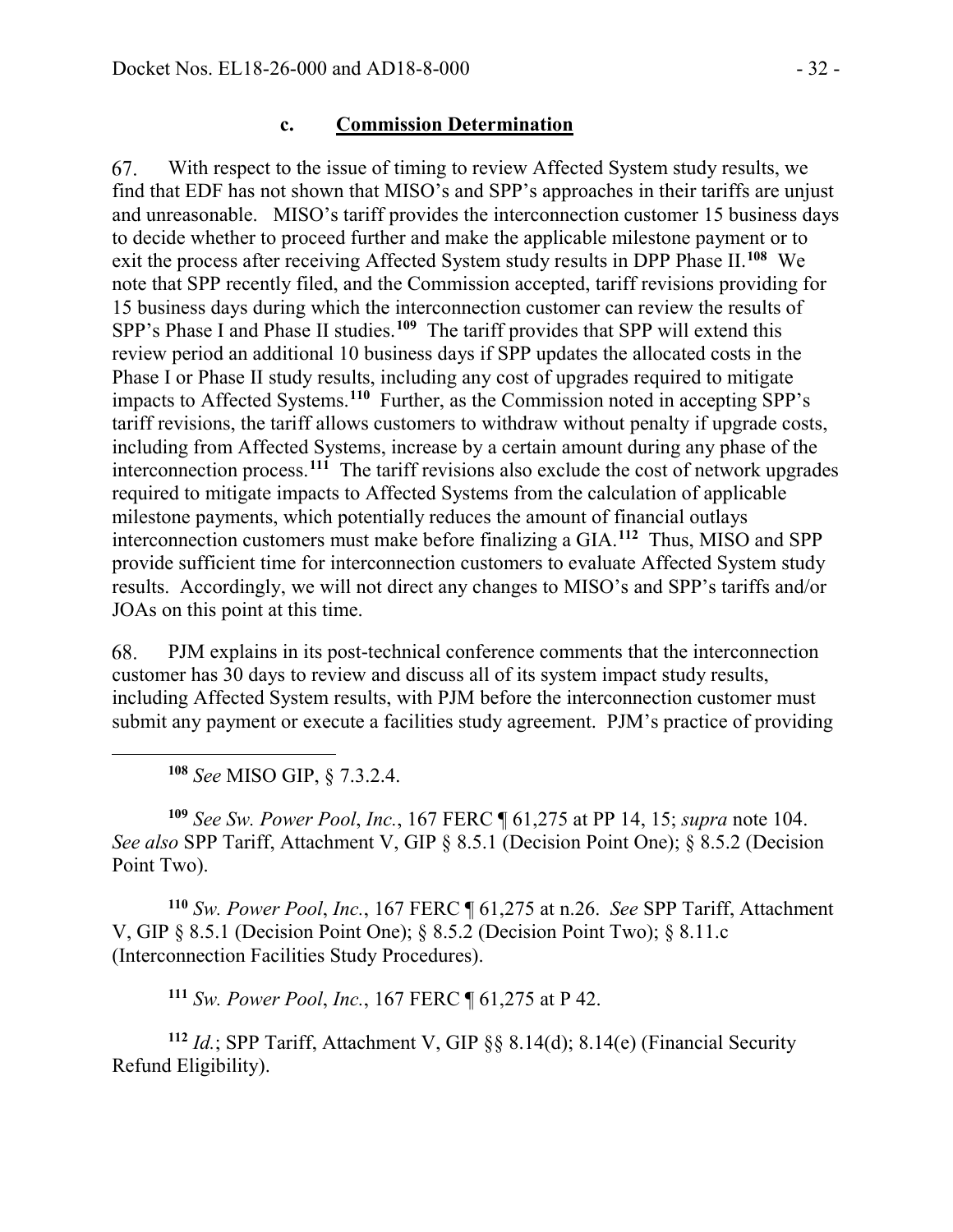### c. Commission Determination

67. With respect to the issue of timing to review Affected System study results, we find that EDF has not shown that MISO's and SPP's approaches in their tariffs are unjust and unreasonable. MISO's tariff provides the interconnection customer 15 business days to decide whether to proceed further and make the applicable milestone payment or to exit the process after receiving Affected System study results in DPP Phase II.[108] We note that SPP recently filed, and the Commission accepted, tariff revisions providing for 15 business days during which the interconnection customer can review the results of SPP's Phase I and Phase II studies.[109] The tariff provides that SPP will extend this review period an additional 10 business days if SPP updates the allocated costs in the Phase I or Phase II study results, including any cost of upgrades required to mitigate impacts to Affected Systems.[110] Further, as the Commission noted in accepting SPP's tariff revisions, the tariff allows customers to withdraw without penalty if upgrade costs, including from Affected Systems, increase by a certain amount during any phase of the interconnection process.[111] The tariff revisions also exclude the cost of network upgrades required to mitigate impacts to Affected Systems from the calculation of applicable milestone payments, which potentially reduces the amount of financial outlays interconnection customers must make before finalizing a GIA.[112] Thus, MISO and SPP provide sufficient time for interconnection customers to evaluate Affected System study results. Accordingly, we will not direct any changes to MISO's and SPP's tariffs and/or JOAs on this point at this time.

68. PJM explains in its post-technical conference comments that the interconnection customer has 30 days to review and discuss all of its system impact study results, including Affected System results, with PJM before the interconnection customer must submit any payment or execute a facilities study agreement. PJM's practice of providing

---

[108] *See* MISO GIP, § 7.3.2.4.

[109] *See Sw. Power Pool*, *Inc.*, 167 FERC ¶ 61,275 at PP 14, 15; *supra* note 104. *See also* SPP Tariff, Attachment V, GIP § 8.5.1 (Decision Point One); § 8.5.2 (Decision Point Two).

[110] *Sw. Power Pool*, *Inc.*, 167 FERC ¶ 61,275 at n.26. *See* SPP Tariff, Attachment V, GIP § 8.5.1 (Decision Point One); § 8.5.2 (Decision Point Two); § 8.11.c (Interconnection Facilities Study Procedures).

[111] *Sw. Power Pool*, *Inc.*, 167 FERC ¶ 61,275 at P 42.

[112] *Id.*; SPP Tariff, Attachment V, GIP §§ 8.14(d); 8.14(e) (Financial Security Refund Eligibility).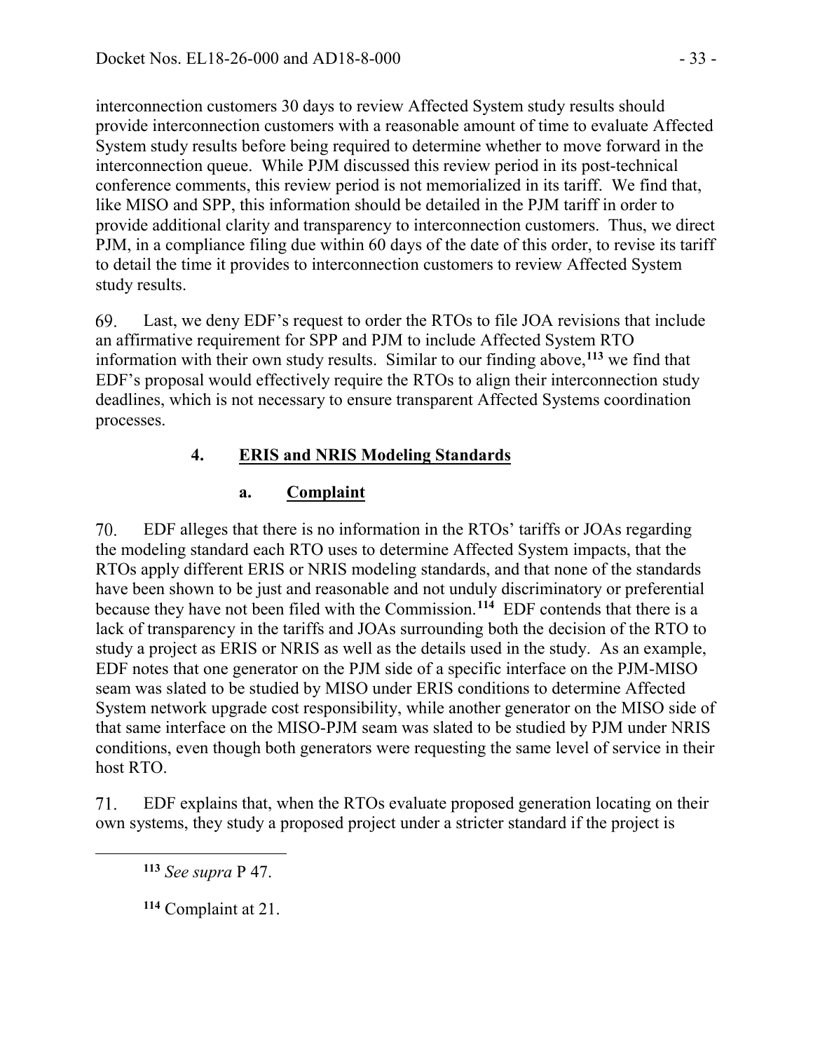interconnection customers 30 days to review Affected System study results should provide interconnection customers with a reasonable amount of time to evaluate Affected System study results before being required to determine whether to move forward in the interconnection queue. While PJM discussed this review period in its post-technical conference comments, this review period is not memorialized in its tariff. We find that, like MISO and SPP, this information should be detailed in the PJM tariff in order to provide additional clarity and transparency to interconnection customers. Thus, we direct PJM, in a compliance filing due within 60 days of the date of this order, to revise its tariff to detail the time it provides to interconnection customers to review Affected System study results.

69. Last, we deny EDF's request to order the RTOs to file JOA revisions that include an affirmative requirement for SPP and PJM to include Affected System RTO information with their own study results. Similar to our finding above,[113] we find that EDF's proposal would effectively require the RTOs to align their interconnection study deadlines, which is not necessary to ensure transparent Affected Systems coordination processes.

### 4. ERIS and NRIS Modeling Standards

#### a. Complaint

70. EDF alleges that there is no information in the RTOs' tariffs or JOAs regarding the modeling standard each RTO uses to determine Affected System impacts, that the RTOs apply different ERIS or NRIS modeling standards, and that none of the standards have been shown to be just and reasonable and not unduly discriminatory or preferential because they have not been filed with the Commission.[114] EDF contends that there is a lack of transparency in the tariffs and JOAs surrounding both the decision of the RTO to study a project as ERIS or NRIS as well as the details used in the study. As an example, EDF notes that one generator on the PJM side of a specific interface on the PJM-MISO seam was slated to be studied by MISO under ERIS conditions to determine Affected System network upgrade cost responsibility, while another generator on the MISO side of that same interface on the MISO-PJM seam was slated to be studied by PJM under NRIS conditions, even though both generators were requesting the same level of service in their host RTO.

71. EDF explains that, when the RTOs evaluate proposed generation locating on their own systems, they study a proposed project under a stricter standard if the project is

---

[113] *See supra* P 47.

[114] Complaint at 21.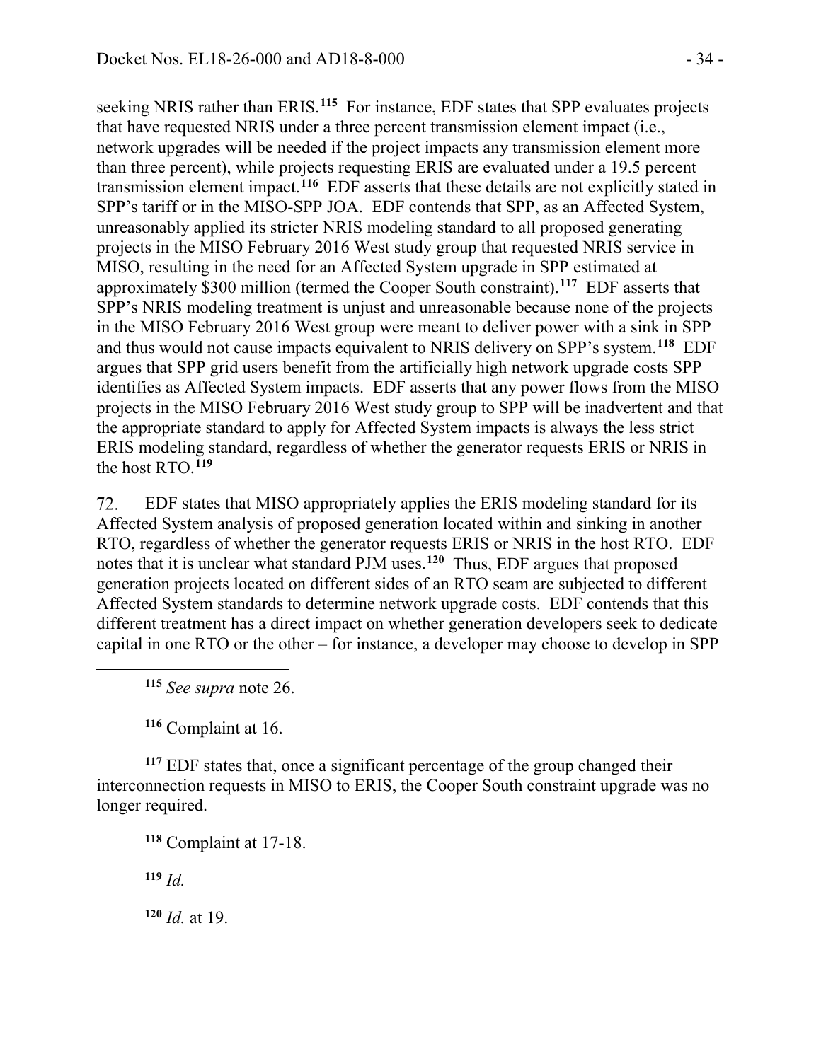seeking NRIS rather than ERIS.[115] For instance, EDF states that SPP evaluates projects that have requested NRIS under a three percent transmission element impact (i.e., network upgrades will be needed if the project impacts any transmission element more than three percent), while projects requesting ERIS are evaluated under a 19.5 percent transmission element impact.[116] EDF asserts that these details are not explicitly stated in SPP's tariff or in the MISO-SPP JOA. EDF contends that SPP, as an Affected System, unreasonably applied its stricter NRIS modeling standard to all proposed generating projects in the MISO February 2016 West study group that requested NRIS service in MISO, resulting in the need for an Affected System upgrade in SPP estimated at approximately $300 million (termed the Cooper South constraint).[117] EDF asserts that SPP's NRIS modeling treatment is unjust and unreasonable because none of the projects in the MISO February 2016 West group were meant to deliver power with a sink in SPP and thus would not cause impacts equivalent to NRIS delivery on SPP's system.[118] EDF argues that SPP grid users benefit from the artificially high network upgrade costs SPP identifies as Affected System impacts. EDF asserts that any power flows from the MISO projects in the MISO February 2016 West study group to SPP will be inadvertent and that the appropriate standard to apply for Affected System impacts is always the less strict ERIS modeling standard, regardless of whether the generator requests ERIS or NRIS in the host RTO.[119]

72. EDF states that MISO appropriately applies the ERIS modeling standard for its Affected System analysis of proposed generation located within and sinking in another RTO, regardless of whether the generator requests ERIS or NRIS in the host RTO. EDF notes that it is unclear what standard PJM uses.[120] Thus, EDF argues that proposed generation projects located on different sides of an RTO seam are subjected to different Affected System standards to determine network upgrade costs. EDF contends that this different treatment has a direct impact on whether generation developers seek to dedicate capital in one RTO or the other – for instance, a developer may choose to develop in SPP

---

[115] *See supra* note 26.

[116] Complaint at 16.

[117] EDF states that, once a significant percentage of the group changed their interconnection requests in MISO to ERIS, the Cooper South constraint upgrade was no longer required.

[118] Complaint at 17-18.

[119] *Id.*

[120] *Id.* at 19.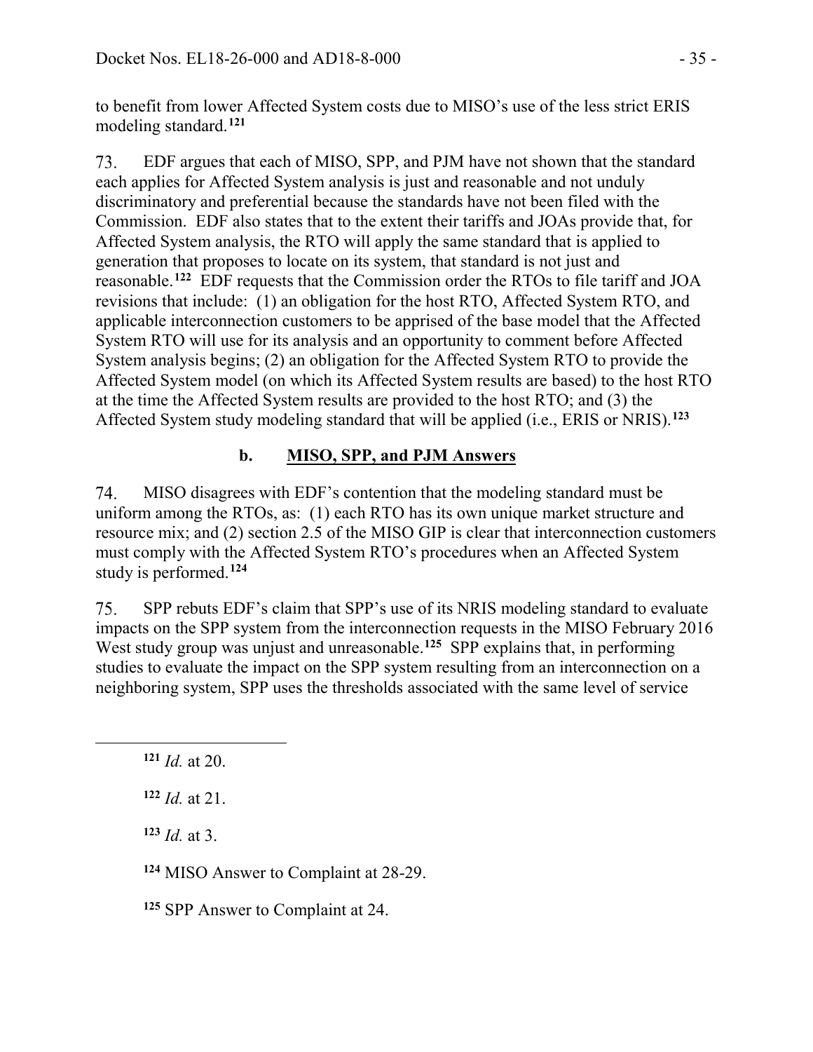to benefit from lower Affected System costs due to MISO's use of the less strict ERIS modeling standard.[121]

73. EDF argues that each of MISO, SPP, and PJM have not shown that the standard each applies for Affected System analysis is just and reasonable and not unduly discriminatory and preferential because the standards have not been filed with the Commission. EDF also states that to the extent their tariffs and JOAs provide that, for Affected System analysis, the RTO will apply the same standard that is applied to generation that proposes to locate on its system, that standard is not just and reasonable.[122] EDF requests that the Commission order the RTOs to file tariff and JOA revisions that include: (1) an obligation for the host RTO, Affected System RTO, and applicable interconnection customers to be apprised of the base model that the Affected System RTO will use for its analysis and an opportunity to comment before Affected System analysis begins; (2) an obligation for the Affected System RTO to provide the Affected System model (on which its Affected System results are based) to the host RTO at the time the Affected System results are provided to the host RTO; and (3) the Affected System study modeling standard that will be applied (i.e., ERIS or NRIS).[123]

### b. MISO, SPP, and PJM Answers

74. MISO disagrees with EDF's contention that the modeling standard must be uniform among the RTOs, as: (1) each RTO has its own unique market structure and resource mix; and (2) section 2.5 of the MISO GIP is clear that interconnection customers must comply with the Affected System RTO's procedures when an Affected System study is performed.[124]

75. SPP rebuts EDF's claim that SPP's use of its NRIS modeling standard to evaluate impacts on the SPP system from the interconnection requests in the MISO February 2016 West study group was unjust and unreasonable.[125] SPP explains that, in performing studies to evaluate the impact on the SPP system resulting from an interconnection on a neighboring system, SPP uses the thresholds associated with the same level of service

---

[121] *Id.* at 20.

[122] *Id.* at 21.

[123] *Id.* at 3.

[124] MISO Answer to Complaint at 28-29.

[125] SPP Answer to Complaint at 24.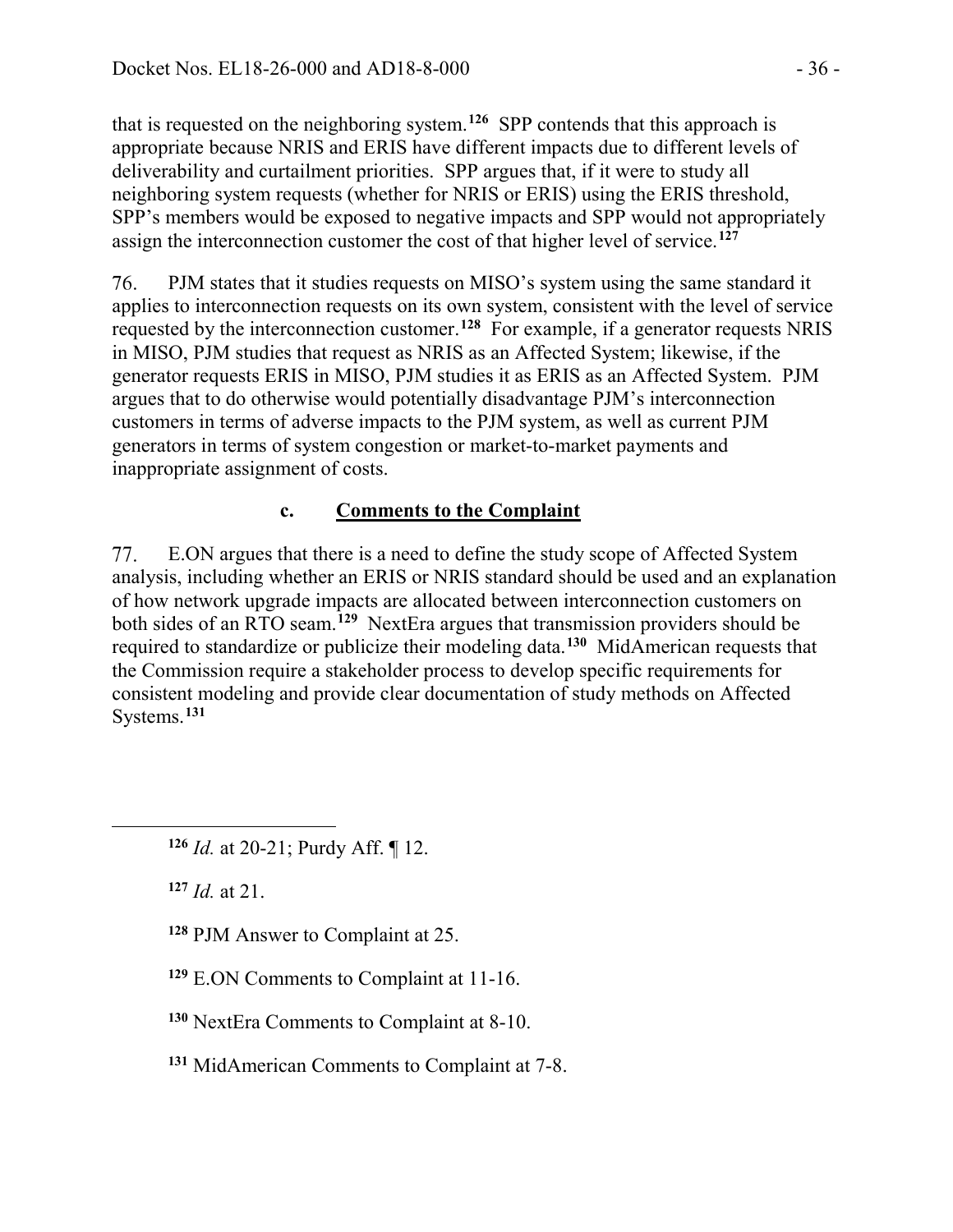that is requested on the neighboring system.[126] SPP contends that this approach is appropriate because NRIS and ERIS have different impacts due to different levels of deliverability and curtailment priorities. SPP argues that, if it were to study all neighboring system requests (whether for NRIS or ERIS) using the ERIS threshold, SPP's members would be exposed to negative impacts and SPP would not appropriately assign the interconnection customer the cost of that higher level of service.[127]

76. PJM states that it studies requests on MISO's system using the same standard it applies to interconnection requests on its own system, consistent with the level of service requested by the interconnection customer.[128] For example, if a generator requests NRIS in MISO, PJM studies that request as NRIS as an Affected System; likewise, if the generator requests ERIS in MISO, PJM studies it as ERIS as an Affected System. PJM argues that to do otherwise would potentially disadvantage PJM's interconnection customers in terms of adverse impacts to the PJM system, as well as current PJM generators in terms of system congestion or market-to-market payments and inappropriate assignment of costs.

### c. Comments to the Complaint

77. E.ON argues that there is a need to define the study scope of Affected System analysis, including whether an ERIS or NRIS standard should be used and an explanation of how network upgrade impacts are allocated between interconnection customers on both sides of an RTO seam.[129] NextEra argues that transmission providers should be required to standardize or publicize their modeling data.[130] MidAmerican requests that the Commission require a stakeholder process to develop specific requirements for consistent modeling and provide clear documentation of study methods on Affected Systems.[131]

---

[126] *Id.* at 20-21; Purdy Aff. ¶ 12.

[127] *Id.* at 21.

[128] PJM Answer to Complaint at 25.

[129] E.ON Comments to Complaint at 11-16.

[130] NextEra Comments to Complaint at 8-10.

[131] MidAmerican Comments to Complaint at 7-8.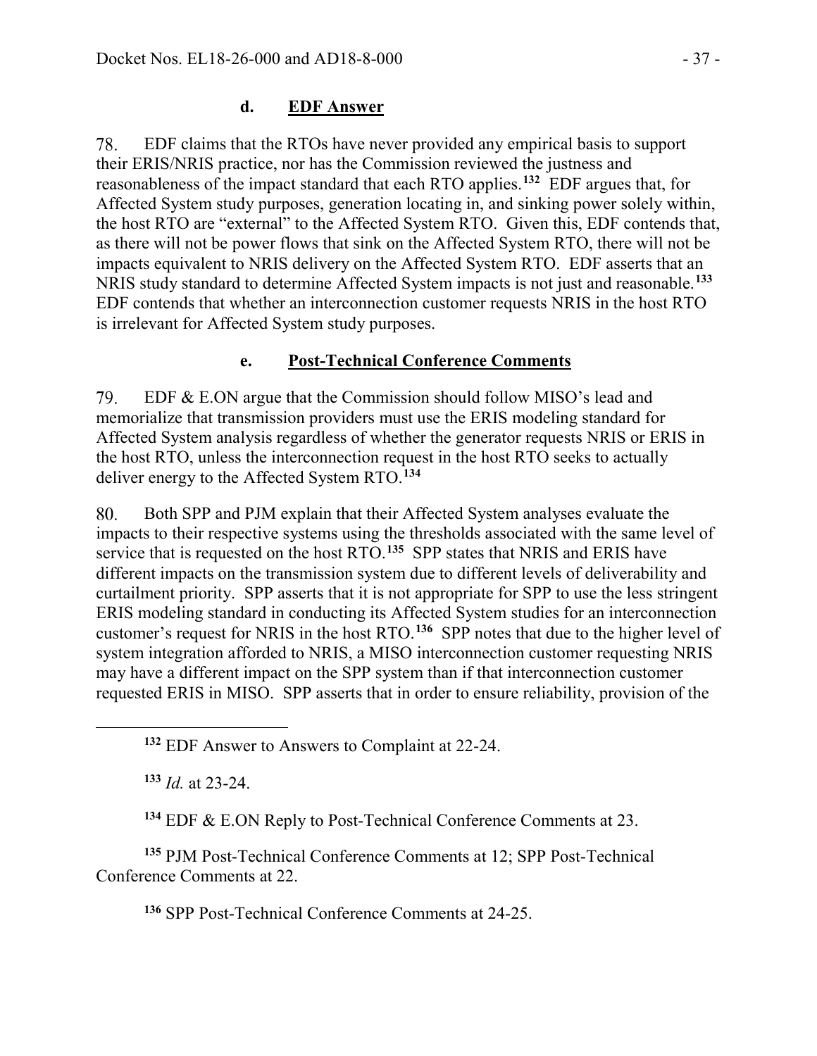### d. EDF Answer

78. EDF claims that the RTOs have never provided any empirical basis to support their ERIS/NRIS practice, nor has the Commission reviewed the justness and reasonableness of the impact standard that each RTO applies.[132] EDF argues that, for Affected System study purposes, generation locating in, and sinking power solely within, the host RTO are "external" to the Affected System RTO. Given this, EDF contends that, as there will not be power flows that sink on the Affected System RTO, there will not be impacts equivalent to NRIS delivery on the Affected System RTO. EDF asserts that an NRIS study standard to determine Affected System impacts is not just and reasonable.[133] EDF contends that whether an interconnection customer requests NRIS in the host RTO is irrelevant for Affected System study purposes.

### e. Post-Technical Conference Comments

79. EDF & E.ON argue that the Commission should follow MISO's lead and memorialize that transmission providers must use the ERIS modeling standard for Affected System analysis regardless of whether the generator requests NRIS or ERIS in the host RTO, unless the interconnection request in the host RTO seeks to actually deliver energy to the Affected System RTO.[134]

80. Both SPP and PJM explain that their Affected System analyses evaluate the impacts to their respective systems using the thresholds associated with the same level of service that is requested on the host RTO.[135] SPP states that NRIS and ERIS have different impacts on the transmission system due to different levels of deliverability and curtailment priority. SPP asserts that it is not appropriate for SPP to use the less stringent ERIS modeling standard in conducting its Affected System studies for an interconnection customer's request for NRIS in the host RTO.[136] SPP notes that due to the higher level of system integration afforded to NRIS, a MISO interconnection customer requesting NRIS may have a different impact on the SPP system than if that interconnection customer requested ERIS in MISO. SPP asserts that in order to ensure reliability, provision of the

---

[132] EDF Answer to Answers to Complaint at 22-24.

[133] *Id.* at 23-24.

[134] EDF & E.ON Reply to Post-Technical Conference Comments at 23.

[135] PJM Post-Technical Conference Comments at 12; SPP Post-Technical Conference Comments at 22.

[136] SPP Post-Technical Conference Comments at 24-25.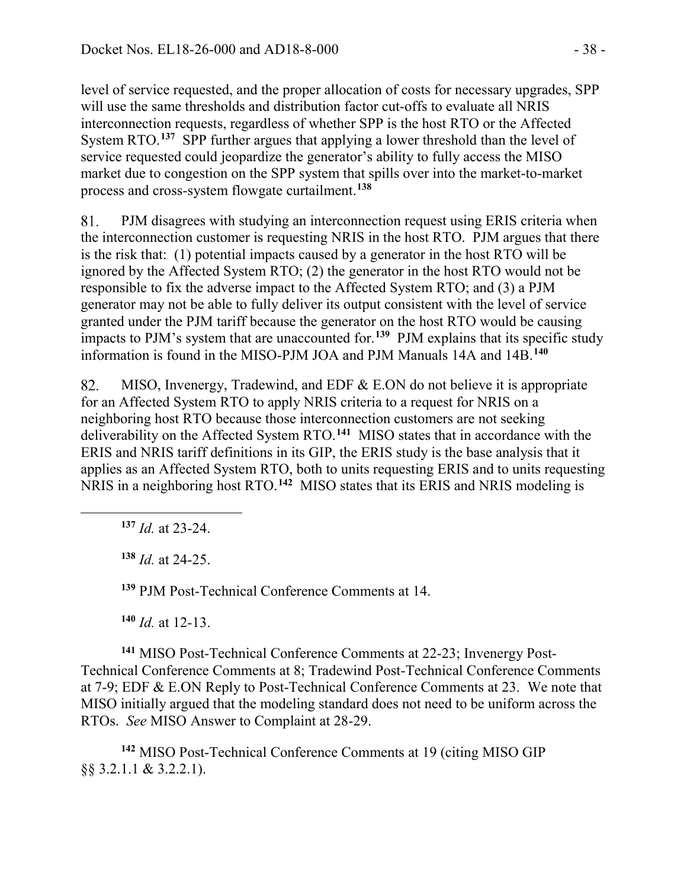level of service requested, and the proper allocation of costs for necessary upgrades, SPP will use the same thresholds and distribution factor cut-offs to evaluate all NRIS interconnection requests, regardless of whether SPP is the host RTO or the Affected System RTO.[137] SPP further argues that applying a lower threshold than the level of service requested could jeopardize the generator's ability to fully access the MISO market due to congestion on the SPP system that spills over into the market-to-market process and cross-system flowgate curtailment.[138]

81. PJM disagrees with studying an interconnection request using ERIS criteria when the interconnection customer is requesting NRIS in the host RTO. PJM argues that there is the risk that: (1) potential impacts caused by a generator in the host RTO will be ignored by the Affected System RTO; (2) the generator in the host RTO would not be responsible to fix the adverse impact to the Affected System RTO; and (3) a PJM generator may not be able to fully deliver its output consistent with the level of service granted under the PJM tariff because the generator on the host RTO would be causing impacts to PJM's system that are unaccounted for.[139] PJM explains that its specific study information is found in the MISO-PJM JOA and PJM Manuals 14A and 14B.[140]

82. MISO, Invenergy, Tradewind, and EDF & E.ON do not believe it is appropriate for an Affected System RTO to apply NRIS criteria to a request for NRIS on a neighboring host RTO because those interconnection customers are not seeking deliverability on the Affected System RTO.[141] MISO states that in accordance with the ERIS and NRIS tariff definitions in its GIP, the ERIS study is the base analysis that it applies as an Affected System RTO, both to units requesting ERIS and to units requesting NRIS in a neighboring host RTO.[142] MISO states that its ERIS and NRIS modeling is

---

[137] *Id.* at 23-24.

[138] *Id.* at 24-25.

[139] PJM Post-Technical Conference Comments at 14.

[140] *Id.* at 12-13.

[141] MISO Post-Technical Conference Comments at 22-23; Invenergy Post-Technical Conference Comments at 8; Tradewind Post-Technical Conference Comments at 7-9; EDF & E.ON Reply to Post-Technical Conference Comments at 23. We note that MISO initially argued that the modeling standard does not need to be uniform across the RTOs. *See* MISO Answer to Complaint at 28-29.

[142] MISO Post-Technical Conference Comments at 19 (citing MISO GIP §§ 3.2.1.1 & 3.2.2.1).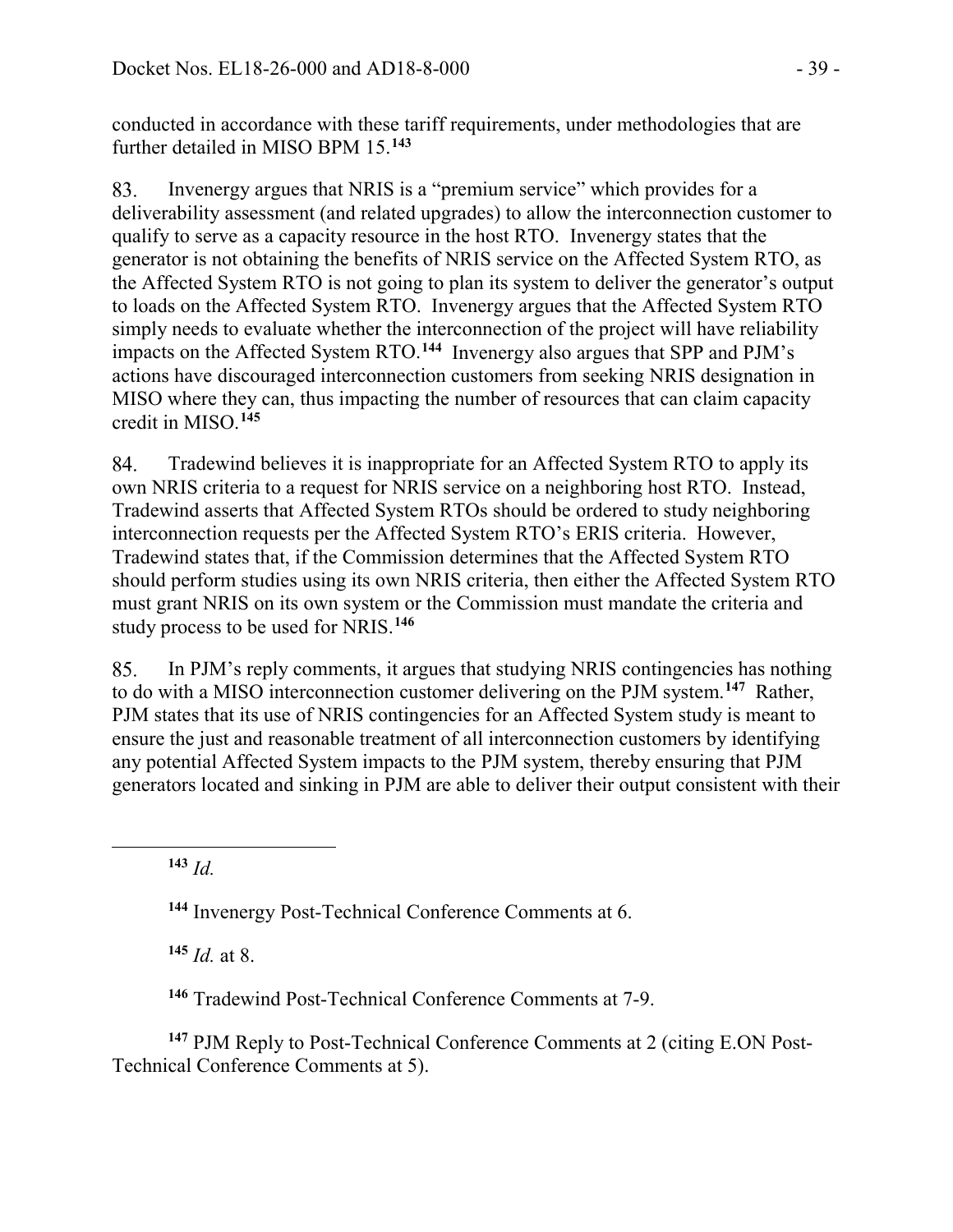conducted in accordance with these tariff requirements, under methodologies that are further detailed in MISO BPM 15.[143]

83. Invenergy argues that NRIS is a "premium service" which provides for a deliverability assessment (and related upgrades) to allow the interconnection customer to qualify to serve as a capacity resource in the host RTO. Invenergy states that the generator is not obtaining the benefits of NRIS service on the Affected System RTO, as the Affected System RTO is not going to plan its system to deliver the generator's output to loads on the Affected System RTO. Invenergy argues that the Affected System RTO simply needs to evaluate whether the interconnection of the project will have reliability impacts on the Affected System RTO.[144] Invenergy also argues that SPP and PJM's actions have discouraged interconnection customers from seeking NRIS designation in MISO where they can, thus impacting the number of resources that can claim capacity credit in MISO.[145]

84. Tradewind believes it is inappropriate for an Affected System RTO to apply its own NRIS criteria to a request for NRIS service on a neighboring host RTO. Instead, Tradewind asserts that Affected System RTOs should be ordered to study neighboring interconnection requests per the Affected System RTO's ERIS criteria. However, Tradewind states that, if the Commission determines that the Affected System RTO should perform studies using its own NRIS criteria, then either the Affected System RTO must grant NRIS on its own system or the Commission must mandate the criteria and study process to be used for NRIS.[146]

85. In PJM's reply comments, it argues that studying NRIS contingencies has nothing to do with a MISO interconnection customer delivering on the PJM system.[147] Rather, PJM states that its use of NRIS contingencies for an Affected System study is meant to ensure the just and reasonable treatment of all interconnection customers by identifying any potential Affected System impacts to the PJM system, thereby ensuring that PJM generators located and sinking in PJM are able to deliver their output consistent with their

---

[143] *Id.*

[144] Invenergy Post-Technical Conference Comments at 6.

[145] *Id.* at 8.

[146] Tradewind Post-Technical Conference Comments at 7-9.

[147] PJM Reply to Post-Technical Conference Comments at 2 (citing E.ON Post-Technical Conference Comments at 5).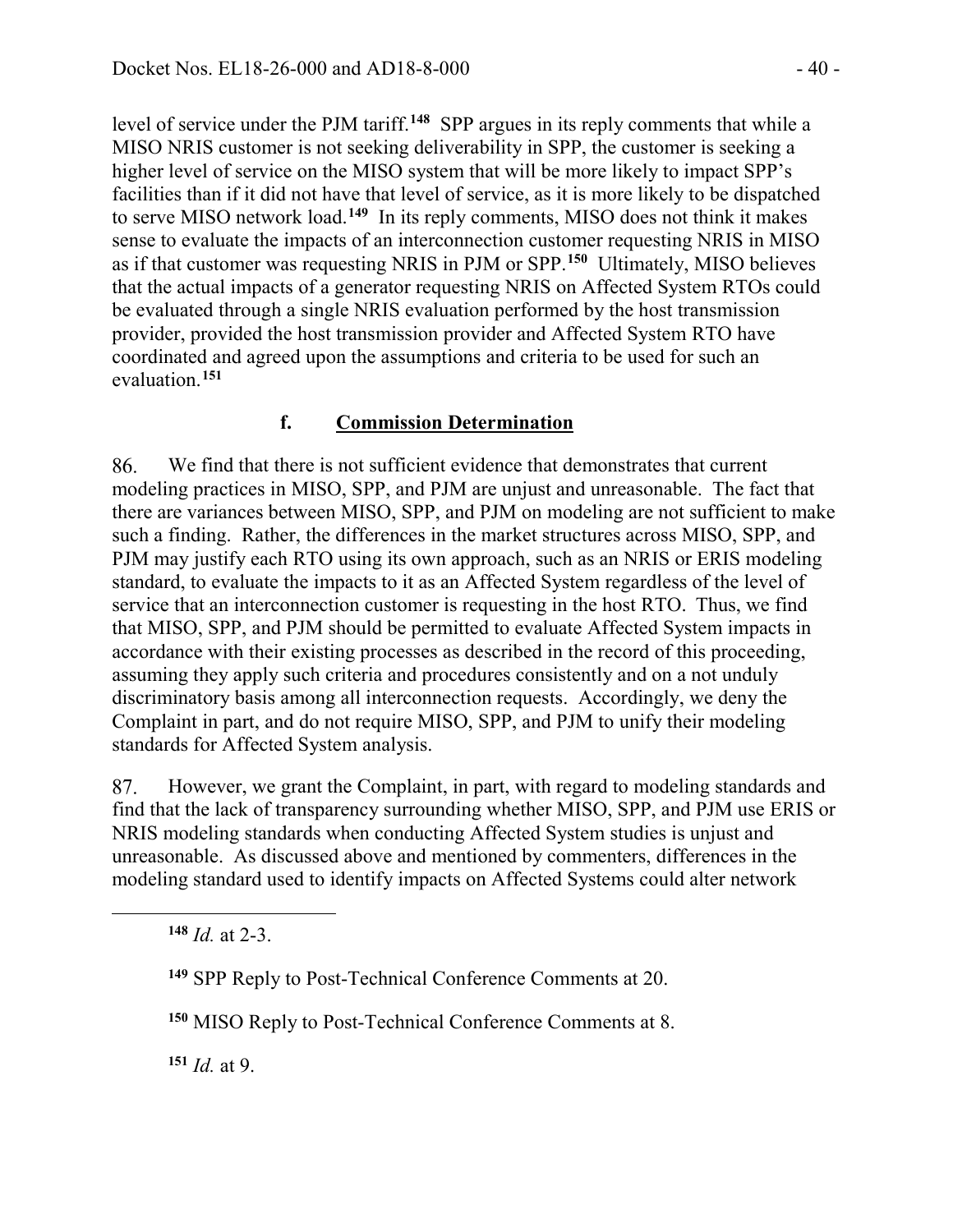level of service under the PJM tariff.[148] SPP argues in its reply comments that while a MISO NRIS customer is not seeking deliverability in SPP, the customer is seeking a higher level of service on the MISO system that will be more likely to impact SPP's facilities than if it did not have that level of service, as it is more likely to be dispatched to serve MISO network load.[149] In its reply comments, MISO does not think it makes sense to evaluate the impacts of an interconnection customer requesting NRIS in MISO as if that customer was requesting NRIS in PJM or SPP.[150] Ultimately, MISO believes that the actual impacts of a generator requesting NRIS on Affected System RTOs could be evaluated through a single NRIS evaluation performed by the host transmission provider, provided the host transmission provider and Affected System RTO have coordinated and agreed upon the assumptions and criteria to be used for such an evaluation.[151]

### f. **Commission Determination**

86. We find that there is not sufficient evidence that demonstrates that current modeling practices in MISO, SPP, and PJM are unjust and unreasonable. The fact that there are variances between MISO, SPP, and PJM on modeling are not sufficient to make such a finding. Rather, the differences in the market structures across MISO, SPP, and PJM may justify each RTO using its own approach, such as an NRIS or ERIS modeling standard, to evaluate the impacts to it as an Affected System regardless of the level of service that an interconnection customer is requesting in the host RTO. Thus, we find that MISO, SPP, and PJM should be permitted to evaluate Affected System impacts in accordance with their existing processes as described in the record of this proceeding, assuming they apply such criteria and procedures consistently and on a not unduly discriminatory basis among all interconnection requests. Accordingly, we deny the Complaint in part, and do not require MISO, SPP, and PJM to unify their modeling standards for Affected System analysis.

87. However, we grant the Complaint, in part, with regard to modeling standards and find that the lack of transparency surrounding whether MISO, SPP, and PJM use ERIS or NRIS modeling standards when conducting Affected System studies is unjust and unreasonable. As discussed above and mentioned by commenters, differences in the modeling standard used to identify impacts on Affected Systems could alter network

[148] *Id.* at 2-3.

[149] SPP Reply to Post-Technical Conference Comments at 20.

[150] MISO Reply to Post-Technical Conference Comments at 8.

[151] *Id.* at 9.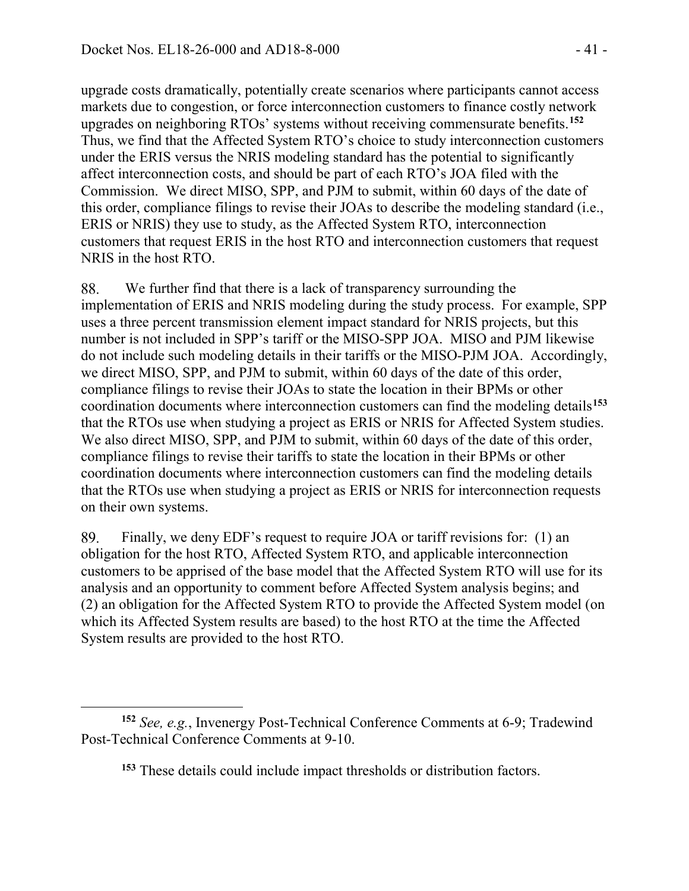upgrade costs dramatically, potentially create scenarios where participants cannot access markets due to congestion, or force interconnection customers to finance costly network upgrades on neighboring RTOs' systems without receiving commensurate benefits.[152] Thus, we find that the Affected System RTO's choice to study interconnection customers under the ERIS versus the NRIS modeling standard has the potential to significantly affect interconnection costs, and should be part of each RTO's JOA filed with the Commission. We direct MISO, SPP, and PJM to submit, within 60 days of the date of this order, compliance filings to revise their JOAs to describe the modeling standard (i.e., ERIS or NRIS) they use to study, as the Affected System RTO, interconnection customers that request ERIS in the host RTO and interconnection customers that request NRIS in the host RTO.

88. We further find that there is a lack of transparency surrounding the implementation of ERIS and NRIS modeling during the study process. For example, SPP uses a three percent transmission element impact standard for NRIS projects, but this number is not included in SPP's tariff or the MISO-SPP JOA. MISO and PJM likewise do not include such modeling details in their tariffs or the MISO-PJM JOA. Accordingly, we direct MISO, SPP, and PJM to submit, within 60 days of the date of this order, compliance filings to revise their JOAs to state the location in their BPMs or other coordination documents where interconnection customers can find the modeling details[153] that the RTOs use when studying a project as ERIS or NRIS for Affected System studies. We also direct MISO, SPP, and PJM to submit, within 60 days of the date of this order, compliance filings to revise their tariffs to state the location in their BPMs or other coordination documents where interconnection customers can find the modeling details that the RTOs use when studying a project as ERIS or NRIS for interconnection requests on their own systems.

89. Finally, we deny EDF's request to require JOA or tariff revisions for: (1) an obligation for the host RTO, Affected System RTO, and applicable interconnection customers to be apprised of the base model that the Affected System RTO will use for its analysis and an opportunity to comment before Affected System analysis begins; and (2) an obligation for the Affected System RTO to provide the Affected System model (on which its Affected System results are based) to the host RTO at the time the Affected System results are provided to the host RTO.

---

[152] *See, e.g.*, Invenergy Post-Technical Conference Comments at 6-9; Tradewind Post-Technical Conference Comments at 9-10.

[153] These details could include impact thresholds or distribution factors.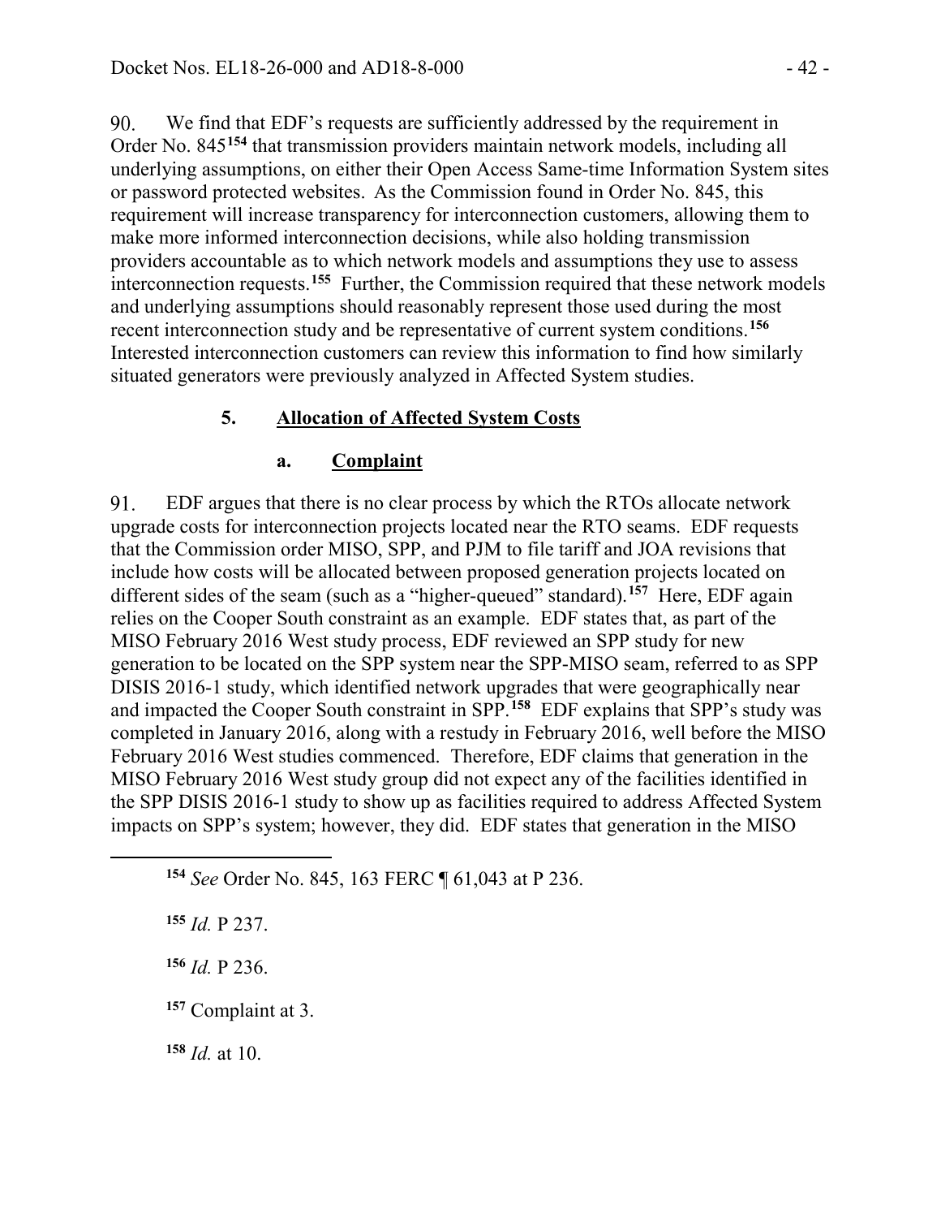90. We find that EDF's requests are sufficiently addressed by the requirement in Order No. 845[154] that transmission providers maintain network models, including all underlying assumptions, on either their Open Access Same-time Information System sites or password protected websites. As the Commission found in Order No. 845, this requirement will increase transparency for interconnection customers, allowing them to make more informed interconnection decisions, while also holding transmission providers accountable as to which network models and assumptions they use to assess interconnection requests.[155] Further, the Commission required that these network models and underlying assumptions should reasonably represent those used during the most recent interconnection study and be representative of current system conditions.[156] Interested interconnection customers can review this information to find how similarly situated generators were previously analyzed in Affected System studies.

### 5. Allocation of Affected System Costs

#### a. Complaint

91. EDF argues that there is no clear process by which the RTOs allocate network upgrade costs for interconnection projects located near the RTO seams. EDF requests that the Commission order MISO, SPP, and PJM to file tariff and JOA revisions that include how costs will be allocated between proposed generation projects located on different sides of the seam (such as a "higher-queued" standard).[157] Here, EDF again relies on the Cooper South constraint as an example. EDF states that, as part of the MISO February 2016 West study process, EDF reviewed an SPP study for new generation to be located on the SPP system near the SPP-MISO seam, referred to as SPP DISIS 2016-1 study, which identified network upgrades that were geographically near and impacted the Cooper South constraint in SPP.[158] EDF explains that SPP's study was completed in January 2016, along with a restudy in February 2016, well before the MISO February 2016 West studies commenced. Therefore, EDF claims that generation in the MISO February 2016 West study group did not expect any of the facilities identified in the SPP DISIS 2016-1 study to show up as facilities required to address Affected System impacts on SPP's system; however, they did. EDF states that generation in the MISO

---

[154] *See* Order No. 845, 163 FERC ¶ 61,043 at P 236.

[155] *Id.* P 237.

[156] *Id.* P 236.

[157] Complaint at 3.

[158] *Id.* at 10.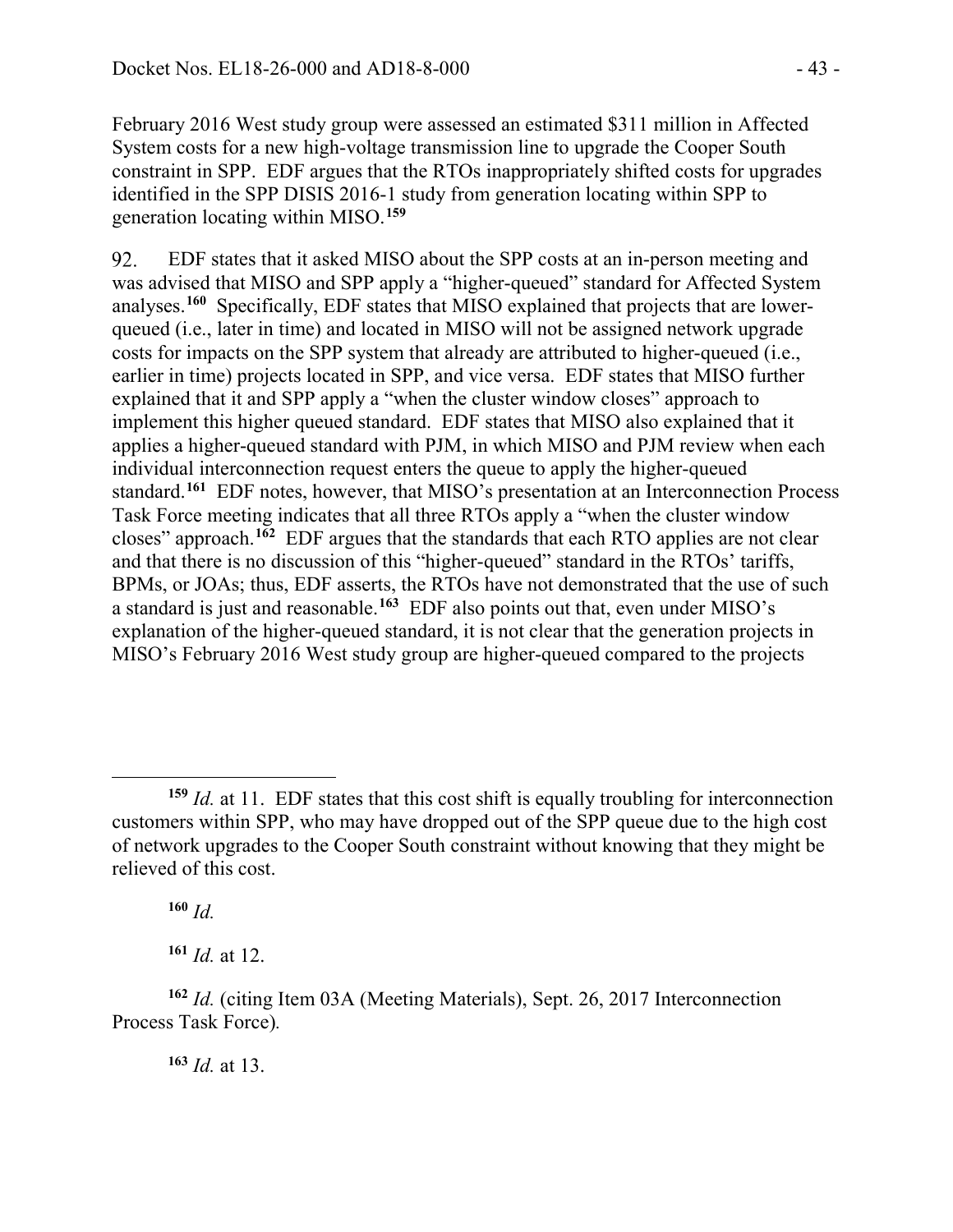February 2016 West study group were assessed an estimated $311 million in Affected System costs for a new high-voltage transmission line to upgrade the Cooper South constraint in SPP. EDF argues that the RTOs inappropriately shifted costs for upgrades identified in the SPP DISIS 2016-1 study from generation locating within SPP to generation locating within MISO.[159]

92. EDF states that it asked MISO about the SPP costs at an in-person meeting and was advised that MISO and SPP apply a "higher-queued" standard for Affected System analyses.[160] Specifically, EDF states that MISO explained that projects that are lower-queued (i.e., later in time) and located in MISO will not be assigned network upgrade costs for impacts on the SPP system that already are attributed to higher-queued (i.e., earlier in time) projects located in SPP, and vice versa. EDF states that MISO further explained that it and SPP apply a "when the cluster window closes" approach to implement this higher queued standard. EDF states that MISO also explained that it applies a higher-queued standard with PJM, in which MISO and PJM review when each individual interconnection request enters the queue to apply the higher-queued standard.[161] EDF notes, however, that MISO's presentation at an Interconnection Process Task Force meeting indicates that all three RTOs apply a "when the cluster window closes" approach.[162] EDF argues that the standards that each RTO applies are not clear and that there is no discussion of this "higher-queued" standard in the RTOs' tariffs, BPMs, or JOAs; thus, EDF asserts, the RTOs have not demonstrated that the use of such a standard is just and reasonable.[163] EDF also points out that, even under MISO's explanation of the higher-queued standard, it is not clear that the generation projects in MISO's February 2016 West study group are higher-queued compared to the projects

---

[159] *Id.* at 11. EDF states that this cost shift is equally troubling for interconnection customers within SPP, who may have dropped out of the SPP queue due to the high cost of network upgrades to the Cooper South constraint without knowing that they might be relieved of this cost.

[160] *Id.*

[161] *Id.* at 12.

[162] *Id.* (citing Item 03A (Meeting Materials), Sept. 26, 2017 Interconnection Process Task Force).

[163] *Id.* at 13.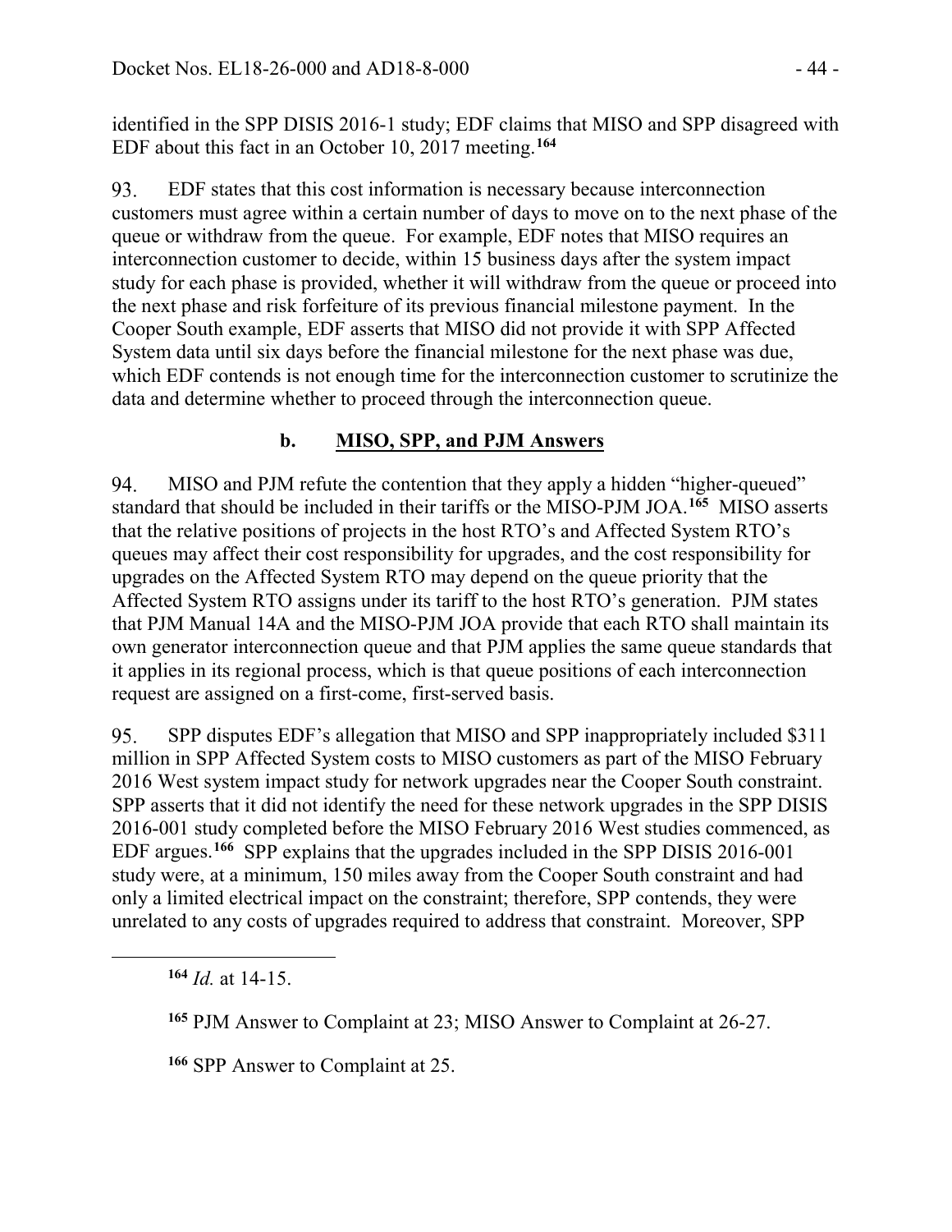identified in the SPP DISIS 2016-1 study; EDF claims that MISO and SPP disagreed with EDF about this fact in an October 10, 2017 meeting.[164]

93. EDF states that this cost information is necessary because interconnection customers must agree within a certain number of days to move on to the next phase of the queue or withdraw from the queue. For example, EDF notes that MISO requires an interconnection customer to decide, within 15 business days after the system impact study for each phase is provided, whether it will withdraw from the queue or proceed into the next phase and risk forfeiture of its previous financial milestone payment. In the Cooper South example, EDF asserts that MISO did not provide it with SPP Affected System data until six days before the financial milestone for the next phase was due, which EDF contends is not enough time for the interconnection customer to scrutinize the data and determine whether to proceed through the interconnection queue.

### b. MISO, SPP, and PJM Answers

94. MISO and PJM refute the contention that they apply a hidden "higher-queued" standard that should be included in their tariffs or the MISO-PJM JOA.[165] MISO asserts that the relative positions of projects in the host RTO's and Affected System RTO's queues may affect their cost responsibility for upgrades, and the cost responsibility for upgrades on the Affected System RTO may depend on the queue priority that the Affected System RTO assigns under its tariff to the host RTO's generation. PJM states that PJM Manual 14A and the MISO-PJM JOA provide that each RTO shall maintain its own generator interconnection queue and that PJM applies the same queue standards that it applies in its regional process, which is that queue positions of each interconnection request are assigned on a first-come, first-served basis.

95. SPP disputes EDF's allegation that MISO and SPP inappropriately included $311 million in SPP Affected System costs to MISO customers as part of the MISO February 2016 West system impact study for network upgrades near the Cooper South constraint. SPP asserts that it did not identify the need for these network upgrades in the SPP DISIS 2016-001 study completed before the MISO February 2016 West studies commenced, as EDF argues.[166] SPP explains that the upgrades included in the SPP DISIS 2016-001 study were, at a minimum, 150 miles away from the Cooper South constraint and had only a limited electrical impact on the constraint; therefore, SPP contends, they were unrelated to any costs of upgrades required to address that constraint. Moreover, SPP

---

[164] *Id.* at 14-15.

[165] PJM Answer to Complaint at 23; MISO Answer to Complaint at 26-27.

[166] SPP Answer to Complaint at 25.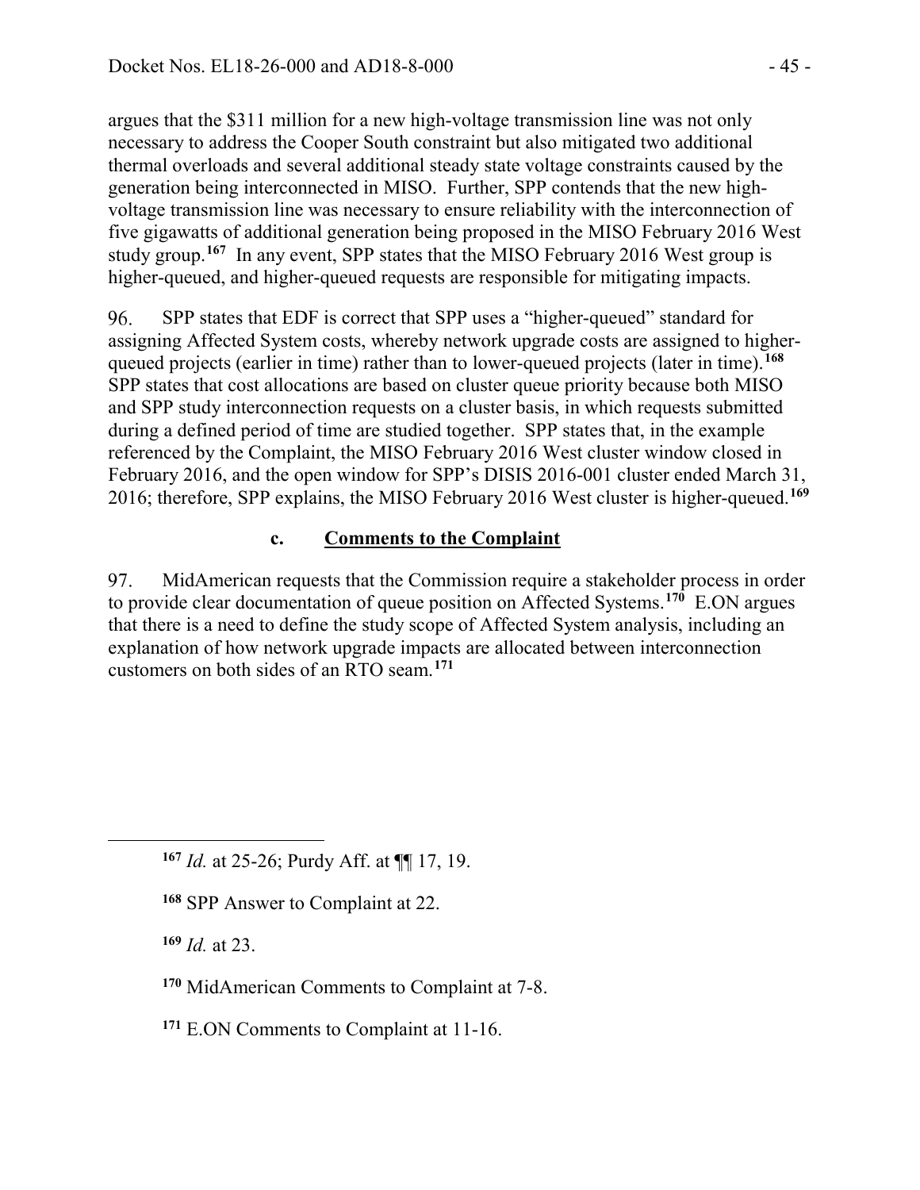argues that the $311 million for a new high-voltage transmission line was not only necessary to address the Cooper South constraint but also mitigated two additional thermal overloads and several additional steady state voltage constraints caused by the generation being interconnected in MISO. Further, SPP contends that the new high-voltage transmission line was necessary to ensure reliability with the interconnection of five gigawatts of additional generation being proposed in the MISO February 2016 West study group.[167] In any event, SPP states that the MISO February 2016 West group is higher-queued, and higher-queued requests are responsible for mitigating impacts.

96. SPP states that EDF is correct that SPP uses a "higher-queued" standard for assigning Affected System costs, whereby network upgrade costs are assigned to higher-queued projects (earlier in time) rather than to lower-queued projects (later in time).[168] SPP states that cost allocations are based on cluster queue priority because both MISO and SPP study interconnection requests on a cluster basis, in which requests submitted during a defined period of time are studied together. SPP states that, in the example referenced by the Complaint, the MISO February 2016 West cluster window closed in February 2016, and the open window for SPP's DISIS 2016-001 cluster ended March 31, 2016; therefore, SPP explains, the MISO February 2016 West cluster is higher-queued.[169]

### c. Comments to the Complaint

97. MidAmerican requests that the Commission require a stakeholder process in order to provide clear documentation of queue position on Affected Systems.[170] E.ON argues that there is a need to define the study scope of Affected System analysis, including an explanation of how network upgrade impacts are allocated between interconnection customers on both sides of an RTO seam.[171]

---

[167] *Id.* at 25-26; Purdy Aff. at ¶¶ 17, 19.

[168] SPP Answer to Complaint at 22.

[169] *Id.* at 23.

[170] MidAmerican Comments to Complaint at 7-8.

[171] E.ON Comments to Complaint at 11-16.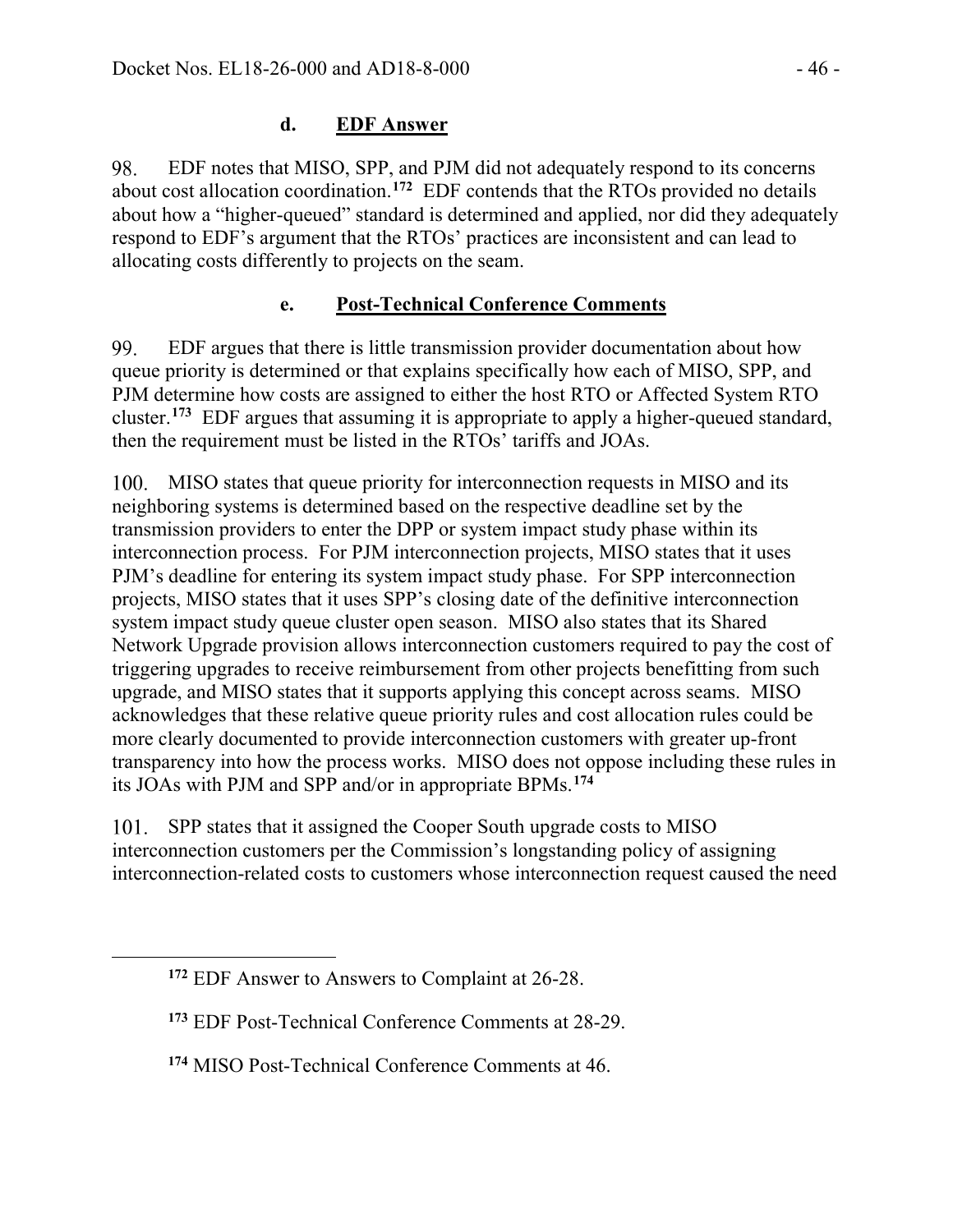### d. **EDF Answer**

98. EDF notes that MISO, SPP, and PJM did not adequately respond to its concerns about cost allocation coordination.[172] EDF contends that the RTOs provided no details about how a "higher-queued" standard is determined and applied, nor did they adequately respond to EDF's argument that the RTOs' practices are inconsistent and can lead to allocating costs differently to projects on the seam.

### e. **Post-Technical Conference Comments**

99. EDF argues that there is little transmission provider documentation about how queue priority is determined or that explains specifically how each of MISO, SPP, and PJM determine how costs are assigned to either the host RTO or Affected System RTO cluster.[173] EDF argues that assuming it is appropriate to apply a higher-queued standard, then the requirement must be listed in the RTOs' tariffs and JOAs.

100. MISO states that queue priority for interconnection requests in MISO and its neighboring systems is determined based on the respective deadline set by the transmission providers to enter the DPP or system impact study phase within its interconnection process. For PJM interconnection projects, MISO states that it uses PJM's deadline for entering its system impact study phase. For SPP interconnection projects, MISO states that it uses SPP's closing date of the definitive interconnection system impact study queue cluster open season. MISO also states that its Shared Network Upgrade provision allows interconnection customers required to pay the cost of triggering upgrades to receive reimbursement from other projects benefitting from such upgrade, and MISO states that it supports applying this concept across seams. MISO acknowledges that these relative queue priority rules and cost allocation rules could be more clearly documented to provide interconnection customers with greater up-front transparency into how the process works. MISO does not oppose including these rules in its JOAs with PJM and SPP and/or in appropriate BPMs.[174]

101. SPP states that it assigned the Cooper South upgrade costs to MISO interconnection customers per the Commission's longstanding policy of assigning interconnection-related costs to customers whose interconnection request caused the need

---

[172] EDF Answer to Answers to Complaint at 26-28.

[173] EDF Post-Technical Conference Comments at 28-29.

[174] MISO Post-Technical Conference Comments at 46.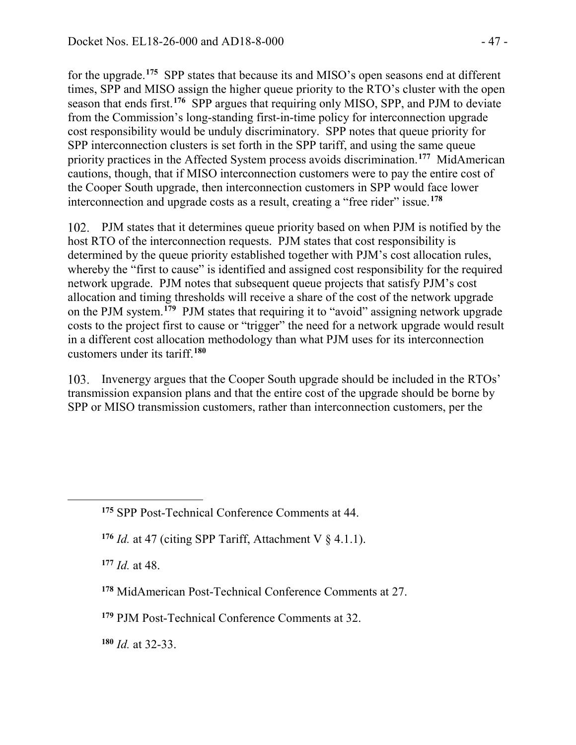for the upgrade.[175] SPP states that because its and MISO's open seasons end at different times, SPP and MISO assign the higher queue priority to the RTO's cluster with the open season that ends first.[176] SPP argues that requiring only MISO, SPP, and PJM to deviate from the Commission's long-standing first-in-time policy for interconnection upgrade cost responsibility would be unduly discriminatory. SPP notes that queue priority for SPP interconnection clusters is set forth in the SPP tariff, and using the same queue priority practices in the Affected System process avoids discrimination.[177] MidAmerican cautions, though, that if MISO interconnection customers were to pay the entire cost of the Cooper South upgrade, then interconnection customers in SPP would face lower interconnection and upgrade costs as a result, creating a "free rider" issue.[178]

102. PJM states that it determines queue priority based on when PJM is notified by the host RTO of the interconnection requests. PJM states that cost responsibility is determined by the queue priority established together with PJM's cost allocation rules, whereby the "first to cause" is identified and assigned cost responsibility for the required network upgrade. PJM notes that subsequent queue projects that satisfy PJM's cost allocation and timing thresholds will receive a share of the cost of the network upgrade on the PJM system.[179] PJM states that requiring it to "avoid" assigning network upgrade costs to the project first to cause or "trigger" the need for a network upgrade would result in a different cost allocation methodology than what PJM uses for its interconnection customers under its tariff.[180]

103. Invenergy argues that the Cooper South upgrade should be included in the RTOs' transmission expansion plans and that the entire cost of the upgrade should be borne by SPP or MISO transmission customers, rather than interconnection customers, per the

---

[175] SPP Post-Technical Conference Comments at 44.

[176] *Id.* at 47 (citing SPP Tariff, Attachment V § 4.1.1).

[177] *Id.* at 48.

[178] MidAmerican Post-Technical Conference Comments at 27.

[179] PJM Post-Technical Conference Comments at 32.

[180] *Id.* at 32-33.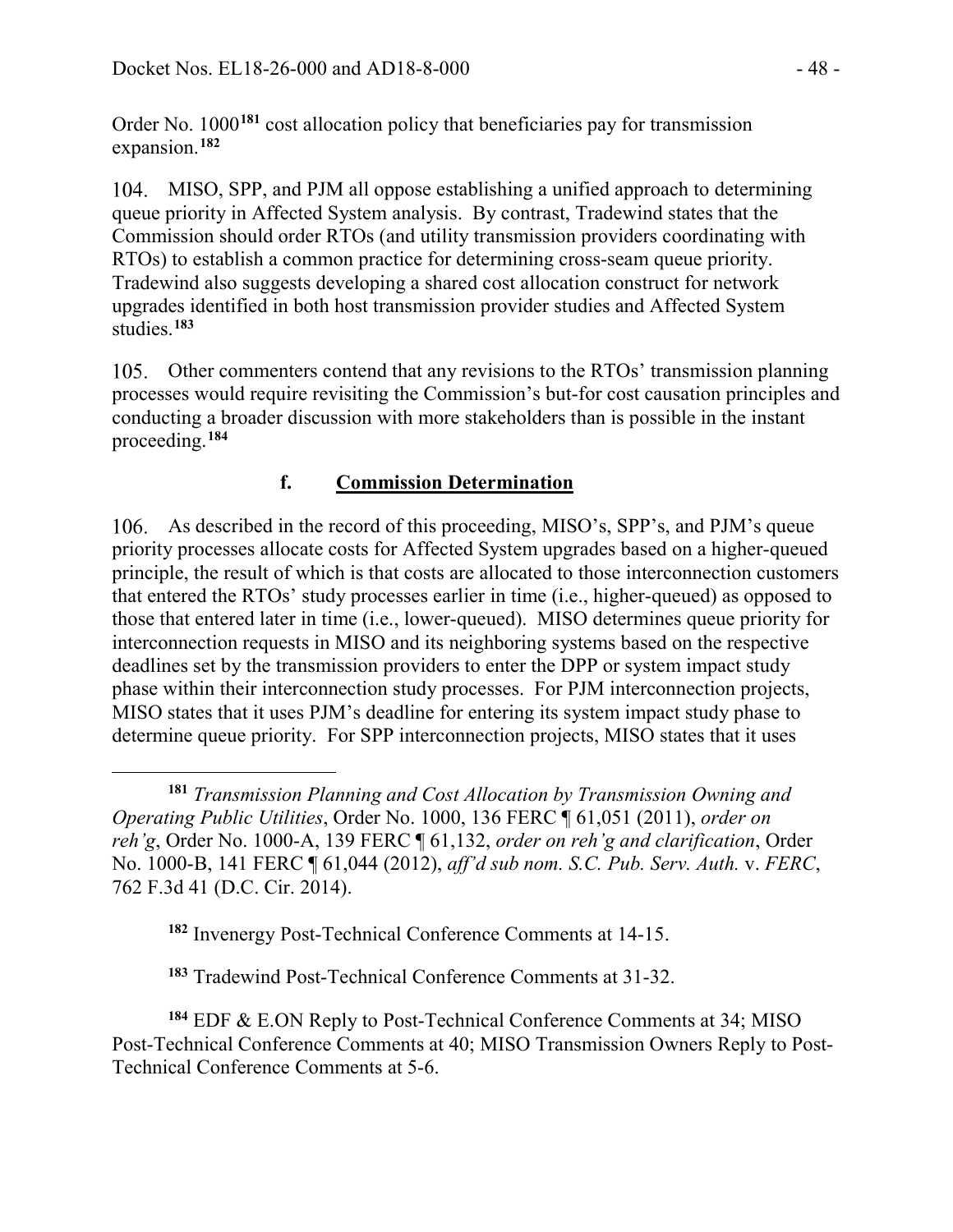Order No. 1000[181] cost allocation policy that beneficiaries pay for transmission expansion.[182]

104. MISO, SPP, and PJM all oppose establishing a unified approach to determining queue priority in Affected System analysis. By contrast, Tradewind states that the Commission should order RTOs (and utility transmission providers coordinating with RTOs) to establish a common practice for determining cross-seam queue priority. Tradewind also suggests developing a shared cost allocation construct for network upgrades identified in both host transmission provider studies and Affected System studies.[183]

105. Other commenters contend that any revisions to the RTOs' transmission planning processes would require revisiting the Commission's but-for cost causation principles and conducting a broader discussion with more stakeholders than is possible in the instant proceeding.[184]

### f. Commission Determination

106. As described in the record of this proceeding, MISO's, SPP's, and PJM's queue priority processes allocate costs for Affected System upgrades based on a higher-queued principle, the result of which is that costs are allocated to those interconnection customers that entered the RTOs' study processes earlier in time (i.e., higher-queued) as opposed to those that entered later in time (i.e., lower-queued). MISO determines queue priority for interconnection requests in MISO and its neighboring systems based on the respective deadlines set by the transmission providers to enter the DPP or system impact study phase within their interconnection study processes. For PJM interconnection projects, MISO states that it uses PJM's deadline for entering its system impact study phase to determine queue priority. For SPP interconnection projects, MISO states that it uses

---

[181] *Transmission Planning and Cost Allocation by Transmission Owning and Operating Public Utilities*, Order No. 1000, 136 FERC ¶ 61,051 (2011), *order on reh'g*, Order No. 1000-A, 139 FERC ¶ 61,132, *order on reh'g and clarification*, Order No. 1000-B, 141 FERC ¶ 61,044 (2012), *aff'd sub nom. S.C. Pub. Serv. Auth.* v. *FERC*, 762 F.3d 41 (D.C. Cir. 2014).

[182] Invenergy Post-Technical Conference Comments at 14-15.

[183] Tradewind Post-Technical Conference Comments at 31-32.

[184] EDF & E.ON Reply to Post-Technical Conference Comments at 34; MISO Post-Technical Conference Comments at 40; MISO Transmission Owners Reply to Post-Technical Conference Comments at 5-6.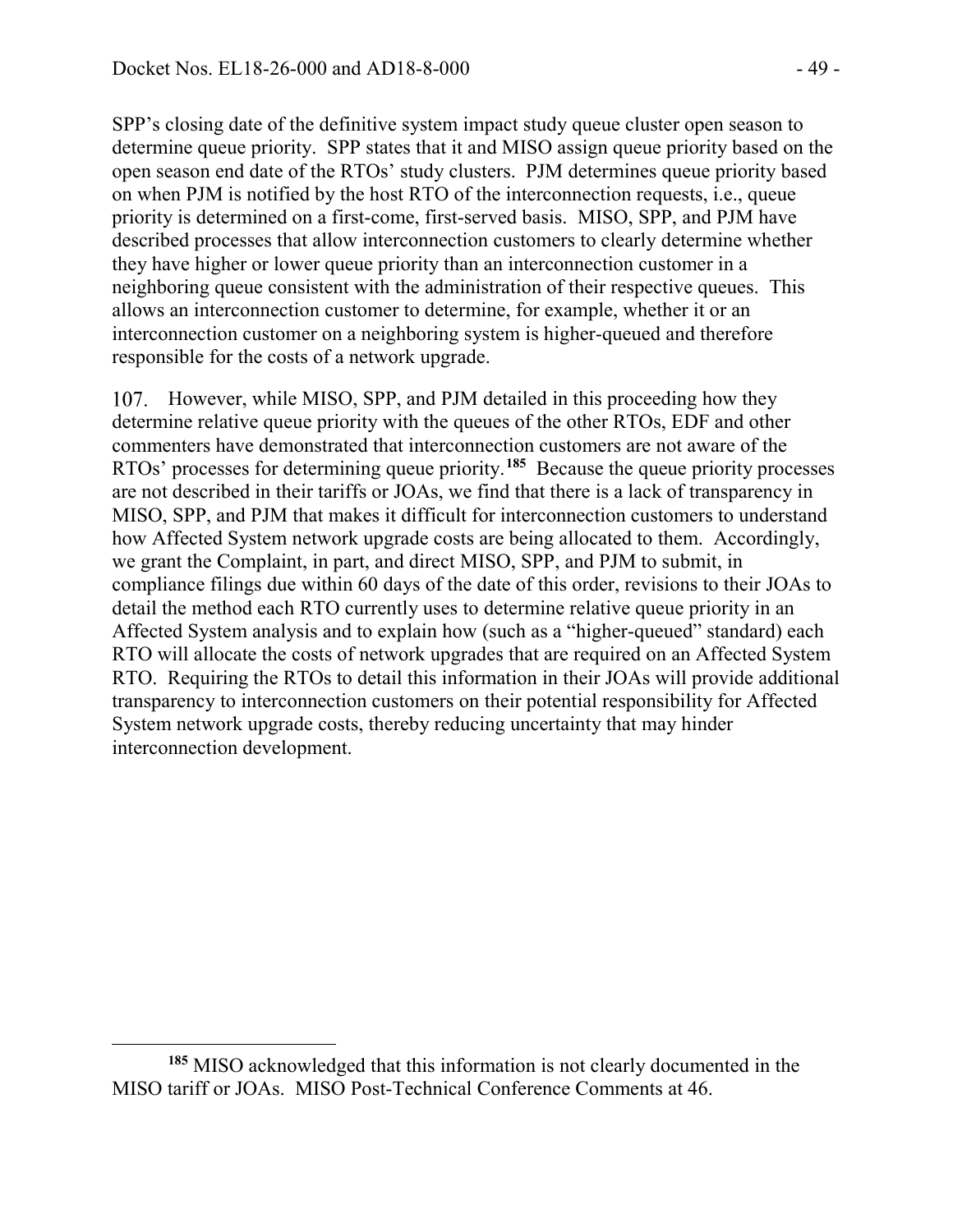SPP's closing date of the definitive system impact study queue cluster open season to determine queue priority. SPP states that it and MISO assign queue priority based on the open season end date of the RTOs' study clusters. PJM determines queue priority based on when PJM is notified by the host RTO of the interconnection requests, i.e., queue priority is determined on a first-come, first-served basis. MISO, SPP, and PJM have described processes that allow interconnection customers to clearly determine whether they have higher or lower queue priority than an interconnection customer in a neighboring queue consistent with the administration of their respective queues. This allows an interconnection customer to determine, for example, whether it or an interconnection customer on a neighboring system is higher-queued and therefore responsible for the costs of a network upgrade.

107. However, while MISO, SPP, and PJM detailed in this proceeding how they determine relative queue priority with the queues of the other RTOs, EDF and other commenters have demonstrated that interconnection customers are not aware of the RTOs' processes for determining queue priority.[185] Because the queue priority processes are not described in their tariffs or JOAs, we find that there is a lack of transparency in MISO, SPP, and PJM that makes it difficult for interconnection customers to understand how Affected System network upgrade costs are being allocated to them. Accordingly, we grant the Complaint, in part, and direct MISO, SPP, and PJM to submit, in compliance filings due within 60 days of the date of this order, revisions to their JOAs to detail the method each RTO currently uses to determine relative queue priority in an Affected System analysis and to explain how (such as a "higher-queued" standard) each RTO will allocate the costs of network upgrades that are required on an Affected System RTO. Requiring the RTOs to detail this information in their JOAs will provide additional transparency to interconnection customers on their potential responsibility for Affected System network upgrade costs, thereby reducing uncertainty that may hinder interconnection development.

[185] MISO acknowledged that this information is not clearly documented in the MISO tariff or JOAs. MISO Post-Technical Conference Comments at 46.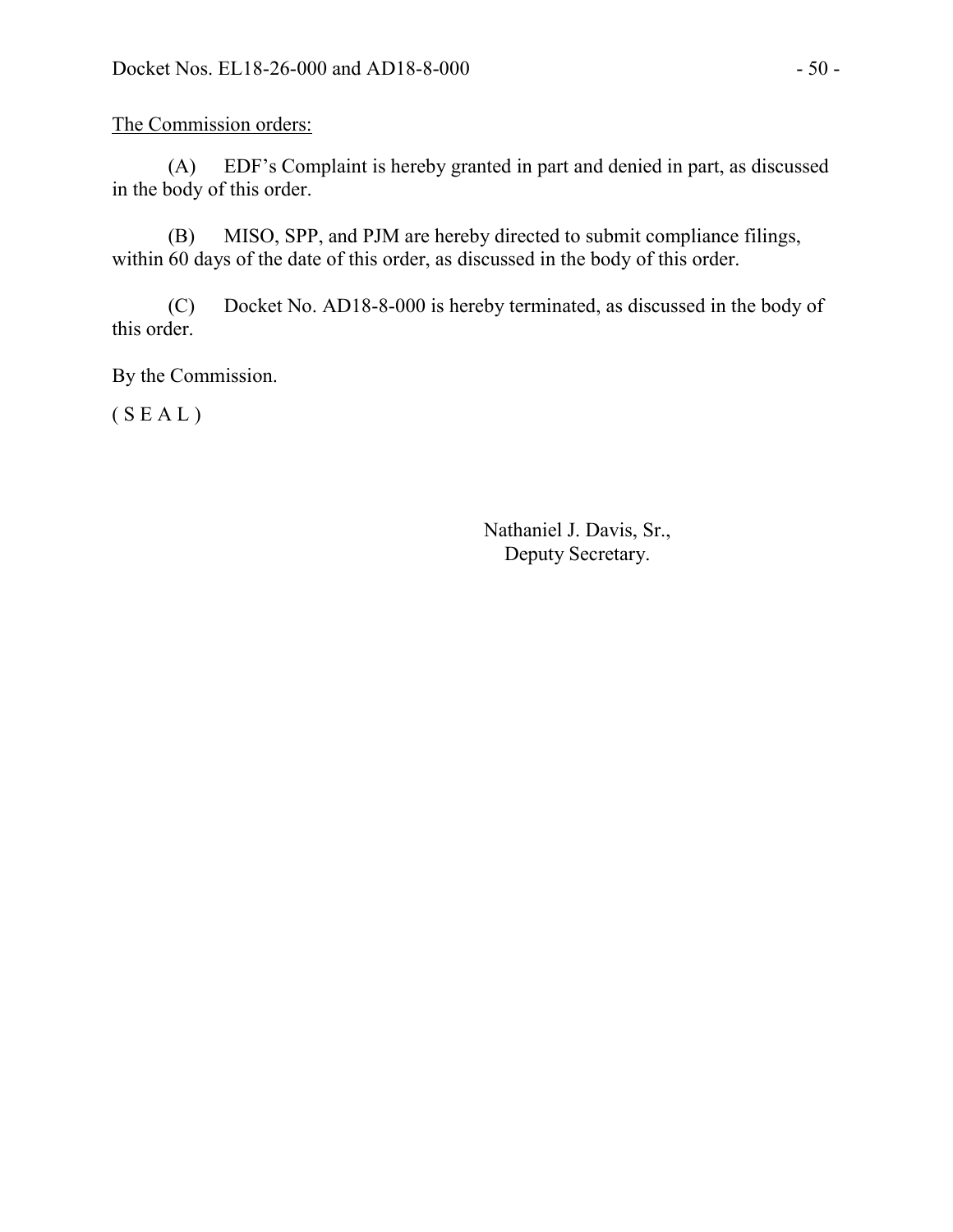The Commission orders:

(A) EDF's Complaint is hereby granted in part and denied in part, as discussed in the body of this order.

(B) MISO, SPP, and PJM are hereby directed to submit compliance filings, within 60 days of the date of this order, as discussed in the body of this order.

(C) Docket No. AD18-8-000 is hereby terminated, as discussed in the body of this order.

By the Commission.

( S E A L )

Nathaniel J. Davis, Sr.,
Deputy Secretary.